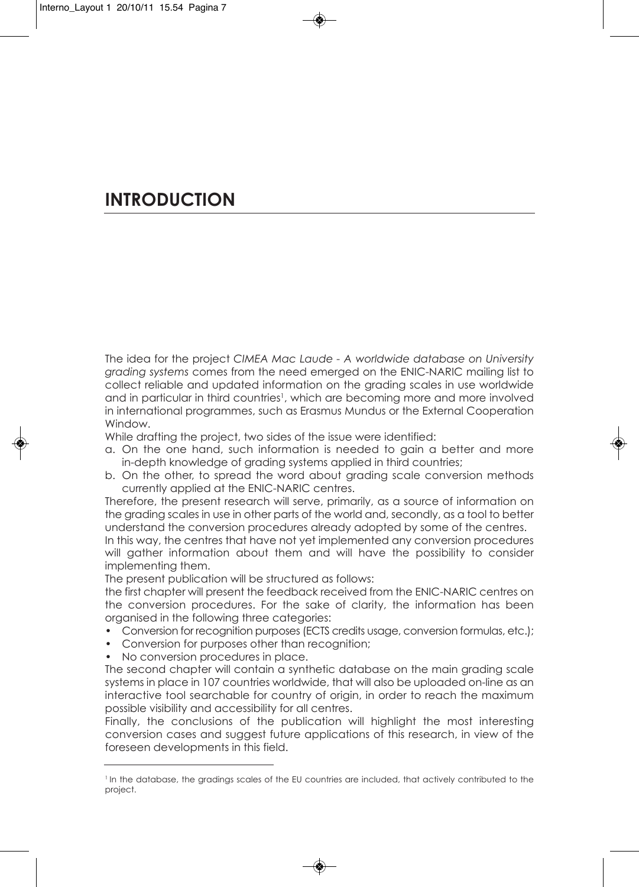# INTRODUCTION

The idea for the project *CIMEA Mac Laude - A worldwide database on University grading systems* comes from the need emerged on the ENIC-NARIC mailing list to collect reliable and updated information on the grading scales in use worldwide and in particular in third countries[1], which are becoming more and more involved in international programmes, such as Erasmus Mundus or the External Cooperation Window.

While drafting the project, two sides of the issue were identified:

a. On the one hand, such information is needed to gain a better and more in-depth knowledge of grading systems applied in third countries;
b. On the other, to spread the word about grading scale conversion methods currently applied at the ENIC-NARIC centres.

Therefore, the present research will serve, primarily, as a source of information on the grading scales in use in other parts of the world and, secondly, as a tool to better understand the conversion procedures already adopted by some of the centres.

In this way, the centres that have not yet implemented any conversion procedures will gather information about them and will have the possibility to consider implementing them.

The present publication will be structured as follows:

the first chapter will present the feedback received from the ENIC-NARIC centres on the conversion procedures. For the sake of clarity, the information has been organised in the following three categories:

- Conversion for recognition purposes (ECTS credits usage, conversion formulas, etc.);
- Conversion for purposes other than recognition;
- No conversion procedures in place.

The second chapter will contain a synthetic database on the main grading scale systems in place in 107 countries worldwide, that will also be uploaded on-line as an interactive tool searchable for country of origin, in order to reach the maximum possible visibility and accessibility for all centres.

Finally, the conclusions of the publication will highlight the most interesting conversion cases and suggest future applications of this research, in view of the foreseen developments in this field.

---

[1] In the database, the gradings scales of the EU countries are included, that actively contributed to the project.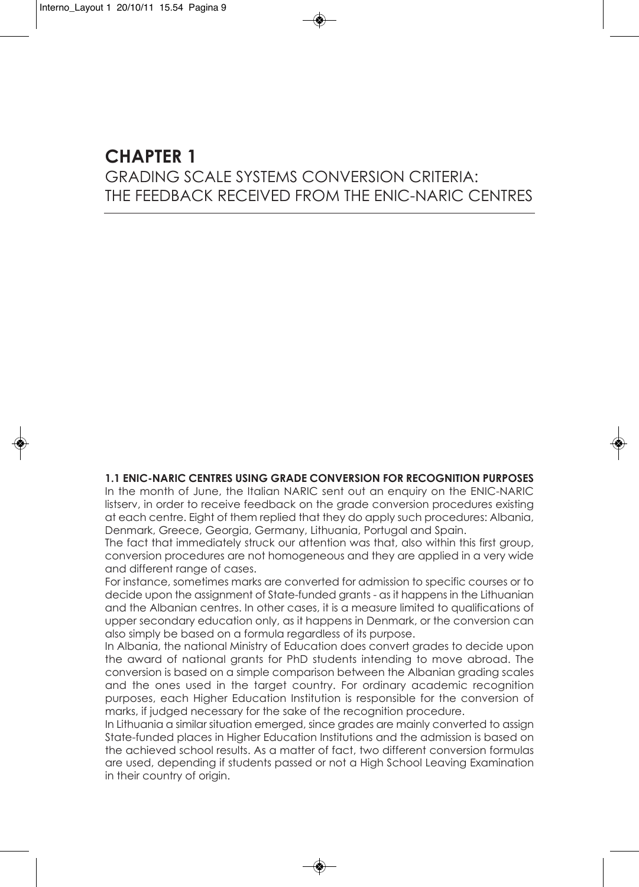# CHAPTER 1

# GRADING SCALE SYSTEMS CONVERSION CRITERIA: THE FEEDBACK RECEIVED FROM THE ENIC-NARIC CENTRES

## 1.1 ENIC-NARIC CENTRES USING GRADE CONVERSION FOR RECOGNITION PURPOSES

In the month of June, the Italian NARIC sent out an enquiry on the ENIC-NARIC listserv, in order to receive feedback on the grade conversion procedures existing at each centre. Eight of them replied that they do apply such procedures: Albania, Denmark, Greece, Georgia, Germany, Lithuania, Portugal and Spain.

The fact that immediately struck our attention was that, also within this first group, conversion procedures are not homogeneous and they are applied in a very wide and different range of cases.

For instance, sometimes marks are converted for admission to specific courses or to decide upon the assignment of State-funded grants - as it happens in the Lithuanian and the Albanian centres. In other cases, it is a measure limited to qualifications of upper secondary education only, as it happens in Denmark, or the conversion can also simply be based on a formula regardless of its purpose.

In Albania, the national Ministry of Education does convert grades to decide upon the award of national grants for PhD students intending to move abroad. The conversion is based on a simple comparison between the Albanian grading scales and the ones used in the target country. For ordinary academic recognition purposes, each Higher Education Institution is responsible for the conversion of marks, if judged necessary for the sake of the recognition procedure.

In Lithuania a similar situation emerged, since grades are mainly converted to assign State-funded places in Higher Education Institutions and the admission is based on the achieved school results. As a matter of fact, two different conversion formulas are used, depending if students passed or not a High School Leaving Examination in their country of origin.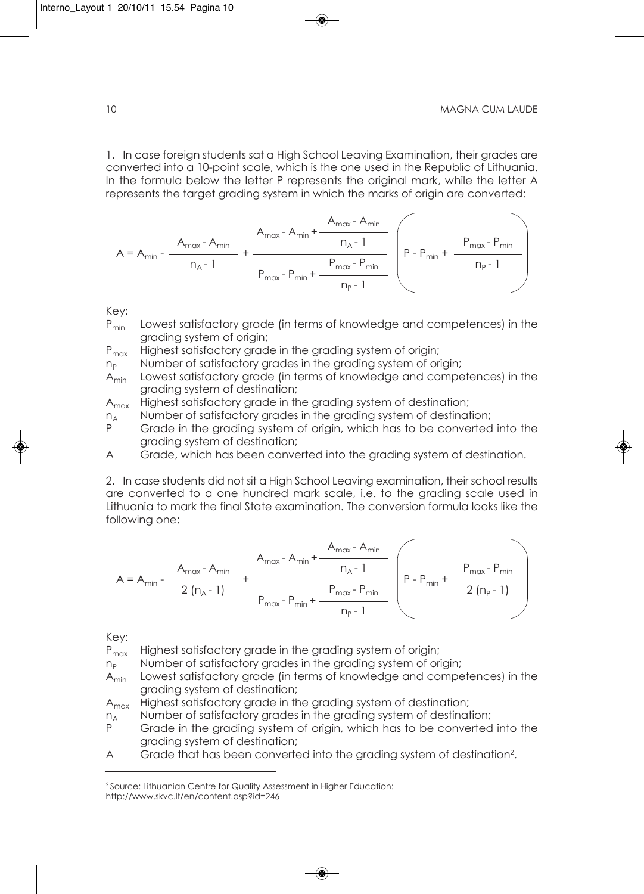1. In case foreign students sat a High School Leaving Examination, their grades are converted into a 10-point scale, which is the one used in the Republic of Lithuania. In the formula below the letter P represents the original mark, while the letter A represents the target grading system in which the marks of origin are converted:

$$A = A_{min} - \frac{A_{max} - A_{min}}{n_A - 1} + \frac{A_{max} - A_{min} + \frac{A_{max} - A_{min}}{n_A - 1}}{P_{max} - P_{min} + \frac{P_{max} - P_{min}}{n_P - 1}} \left( P - P_{min} + \frac{P_{max} - P_{min}}{n_P - 1} \right)$$

Key:

- $P_{min}$ Lowest satisfactory grade (in terms of knowledge and competences) in the grading system of origin;
- $P_{max}$ Highest satisfactory grade in the grading system of origin;
- $n_P$ Number of satisfactory grades in the grading system of origin;
- $A_{min}$ Lowest satisfactory grade (in terms of knowledge and competences) in the grading system of destination;
- $A_{max}$ Highest satisfactory grade in the grading system of destination;
- $n_A$ Number of satisfactory grades in the grading system of destination;
- $P$ Grade in the grading system of origin, which has to be converted into the grading system of destination;
- $A$ Grade, which has been converted into the grading system of destination.

2. In case students did not sit a High School Leaving examination, their school results are converted to a one hundred mark scale, i.e. to the grading scale used in Lithuania to mark the final State examination. The conversion formula looks like the following one:

$$A = A_{min} - \frac{A_{max} - A_{min}}{2\,(n_A - 1)} + \frac{A_{max} - A_{min} + \frac{A_{max} - A_{min}}{n_A - 1}}{P_{max} - P_{min} + \frac{P_{max} - P_{min}}{n_P - 1}} \left( P - P_{min} + \frac{P_{max} - P_{min}}{2\,(n_P - 1)} \right)$$

Key:

- $P_{max}$ Highest satisfactory grade in the grading system of origin;
- $n_P$ Number of satisfactory grades in the grading system of origin;
- $A_{min}$ Lowest satisfactory grade (in terms of knowledge and competences) in the grading system of destination;
- $A_{max}$ Highest satisfactory grade in the grading system of destination;
- $n_A$ Number of satisfactory grades in the grading system of destination;
- $P$ Grade in the grading system of origin, which has to be converted into the grading system of destination;
- $A$ Grade that has been converted into the grading system of destination[2].

---

[2] Source: Lithuanian Centre for Quality Assessment in Higher Education: http://www.skvc.lt/en/content.asp?id=246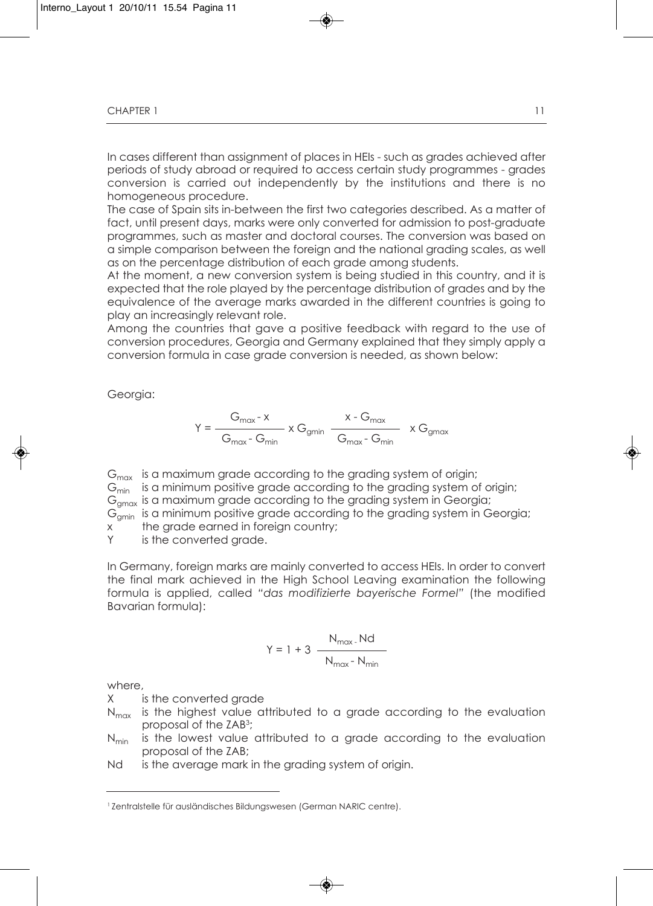In cases different than assignment of places in HEIs - such as grades achieved after periods of study abroad or required to access certain study programmes - grades conversion is carried out independently by the institutions and there is no homogeneous procedure.

The case of Spain sits in-between the first two categories described. As a matter of fact, until present days, marks were only converted for admission to post-graduate programmes, such as master and doctoral courses. The conversion was based on a simple comparison between the foreign and the national grading scales, as well as on the percentage distribution of each grade among students.

At the moment, a new conversion system is being studied in this country, and it is expected that the role played by the percentage distribution of grades and by the equivalence of the average marks awarded in the different countries is going to play an increasingly relevant role.

Among the countries that gave a positive feedback with regard to the use of conversion procedures, Georgia and Germany explained that they simply apply a conversion formula in case grade conversion is needed, as shown below:

Georgia:

$$Y = \frac{G_{max} - x}{G_{max} - G_{min}} \times G_{gmin} \quad \frac{x - G_{max}}{G_{max} - G_{min}} \quad \times G_{gmax}$$

$G_{max}$ is a maximum grade according to the grading system of origin;

$G_{min}$ is a minimum positive grade according to the grading system of origin;

$G_{gmax}$ is a maximum grade according to the grading system in Georgia;

$G_{gmin}$ is a minimum positive grade according to the grading system in Georgia;

$x$ the grade earned in foreign country;

$Y$ is the converted grade.

In Germany, foreign marks are mainly converted to access HEIs. In order to convert the final mark achieved in the High School Leaving examination the following formula is applied, called "*das modifizierte bayerische Formel*" (the modified Bavarian formula):

$$Y = 1 + 3 \; \frac{N_{max} - Nd}{N_{max} - N_{min}}$$

where,

$X$ is the converted grade

$N_{max}$ is the highest value attributed to a grade according to the evaluation proposal of the ZAB[3];

$N_{min}$ is the lowest value attributed to a grade according to the evaluation proposal of the ZAB;

$Nd$ is the average mark in the grading system of origin.

---

[1] Zentralstelle für ausländisches Bildungswesen (German NARIC centre).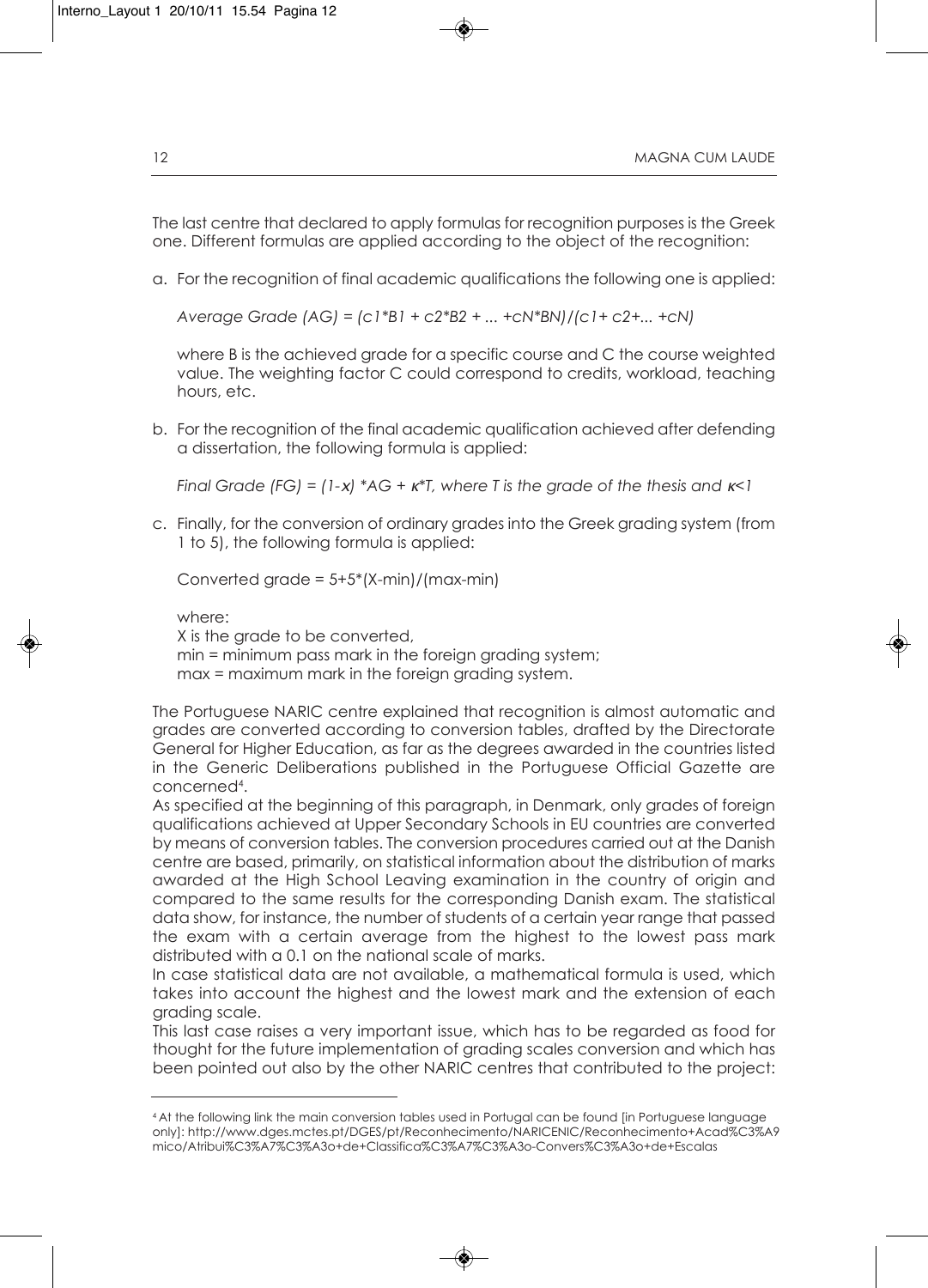The last centre that declared to apply formulas for recognition purposes is the Greek one. Different formulas are applied according to the object of the recognition:

a. For the recognition of final academic qualifications the following one is applied:

   *Average Grade (AG) =* $(c1*B1 + c2*B2 + ... + cN*BN)/(c1 + c2 + ... + cN)$

   where B is the achieved grade for a specific course and C the course weighted value. The weighting factor C could correspond to credits, workload, teaching hours, etc.

b. For the recognition of the final academic qualification achieved after defending a dissertation, the following formula is applied:

   *Final Grade (FG) =* $(1-x)*AG + \kappa*T$, *where T is the grade of the thesis and* $\kappa<1$

c. Finally, for the conversion of ordinary grades into the Greek grading system (from 1 to 5), the following formula is applied:

   Converted grade = $5+5*(X-min)/(max-min)$

   where:
   X is the grade to be converted,
   min = minimum pass mark in the foreign grading system;
   max = maximum mark in the foreign grading system.

The Portuguese NARIC centre explained that recognition is almost automatic and grades are converted according to conversion tables, drafted by the Directorate General for Higher Education, as far as the degrees awarded in the countries listed in the Generic Deliberations published in the Portuguese Official Gazette are concerned[4].

As specified at the beginning of this paragraph, in Denmark, only grades of foreign qualifications achieved at Upper Secondary Schools in EU countries are converted by means of conversion tables. The conversion procedures carried out at the Danish centre are based, primarily, on statistical information about the distribution of marks awarded at the High School Leaving examination in the country of origin and compared to the same results for the corresponding Danish exam. The statistical data show, for instance, the number of students of a certain year range that passed the exam with a certain average from the highest to the lowest pass mark distributed with a 0.1 on the national scale of marks.

In case statistical data are not available, a mathematical formula is used, which takes into account the highest and the lowest mark and the extension of each grading scale.

This last case raises a very important issue, which has to be regarded as food for thought for the future implementation of grading scales conversion and which has been pointed out also by the other NARIC centres that contributed to the project:

---

[4] At the following link the main conversion tables used in Portugal can be found [in Portuguese language only]: http://www.dges.mctes.pt/DGES/pt/Reconhecimento/NARICENIC/Reconhecimento+Acad%C3%A9mico/Atribui%C3%A7%C3%A3o+de+Classifica%C3%A7%C3%A3o-Convers%C3%A3o+de+Escalas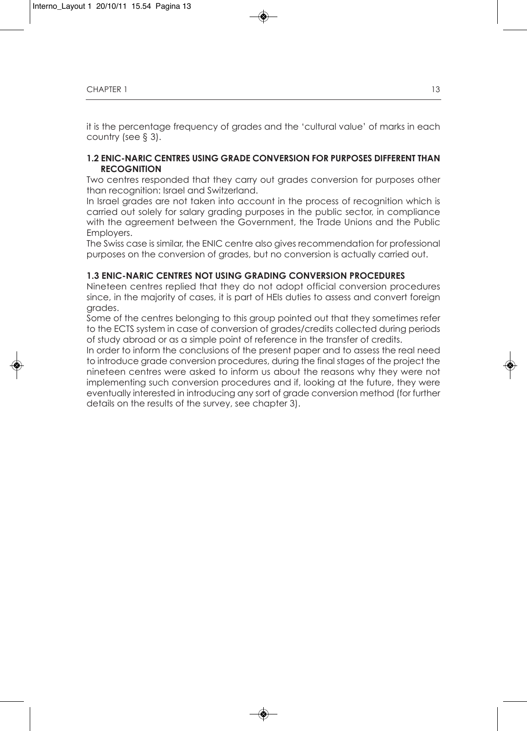it is the percentage frequency of grades and the 'cultural value' of marks in each country (see § 3).

### 1.2 ENIC-NARIC CENTRES USING GRADE CONVERSION FOR PURPOSES DIFFERENT THAN RECOGNITION

Two centres responded that they carry out grades conversion for purposes other than recognition: Israel and Switzerland.

In Israel grades are not taken into account in the process of recognition which is carried out solely for salary grading purposes in the public sector, in compliance with the agreement between the Government, the Trade Unions and the Public Employers.

The Swiss case is similar, the ENIC centre also gives recommendation for professional purposes on the conversion of grades, but no conversion is actually carried out.

### 1.3 ENIC-NARIC CENTRES NOT USING GRADING CONVERSION PROCEDURES

Nineteen centres replied that they do not adopt official conversion procedures since, in the majority of cases, it is part of HEIs duties to assess and convert foreign grades.

Some of the centres belonging to this group pointed out that they sometimes refer to the ECTS system in case of conversion of grades/credits collected during periods of study abroad or as a simple point of reference in the transfer of credits.

In order to inform the conclusions of the present paper and to assess the real need to introduce grade conversion procedures, during the final stages of the project the nineteen centres were asked to inform us about the reasons why they were not implementing such conversion procedures and if, looking at the future, they were eventually interested in introducing any sort of grade conversion method (for further details on the results of the survey, see chapter 3).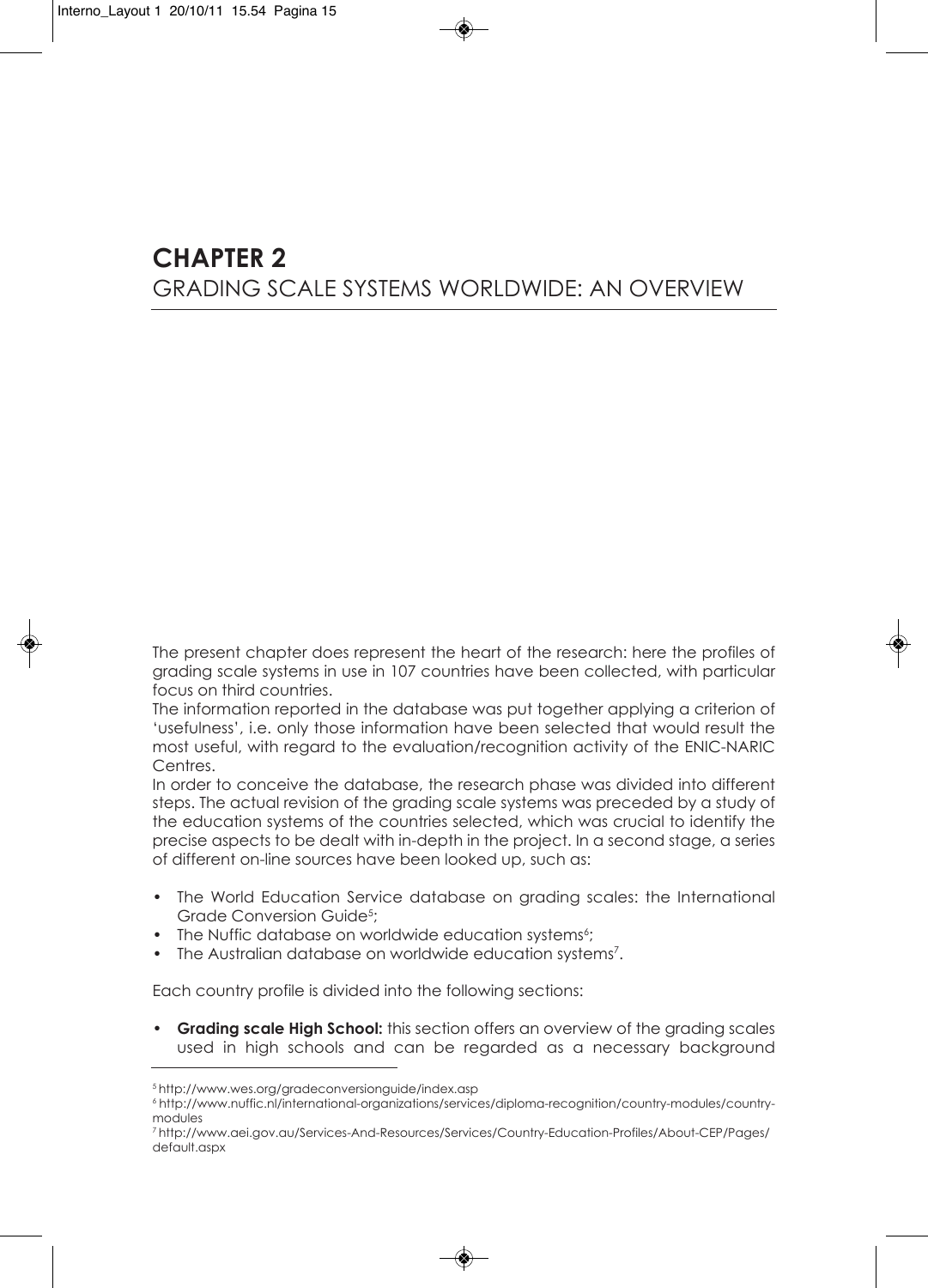# CHAPTER 2
## GRADING SCALE SYSTEMS WORLDWIDE: AN OVERVIEW

The present chapter does represent the heart of the research: here the profiles of grading scale systems in use in 107 countries have been collected, with particular focus on third countries.

The information reported in the database was put together applying a criterion of 'usefulness', i.e. only those information have been selected that would result the most useful, with regard to the evaluation/recognition activity of the ENIC-NARIC Centres.

In order to conceive the database, the research phase was divided into different steps. The actual revision of the grading scale systems was preceded by a study of the education systems of the countries selected, which was crucial to identify the precise aspects to be dealt with in-depth in the project. In a second stage, a series of different on-line sources have been looked up, such as:

- The World Education Service database on grading scales: the International Grade Conversion Guide[5];
- The Nuffic database on worldwide education systems[6];
- The Australian database on worldwide education systems[7].

Each country profile is divided into the following sections:

- **Grading scale High School:** this section offers an overview of the grading scales used in high schools and can be regarded as a necessary background

---

[5] http://www.wes.org/gradeconversionguide/index.asp

[6] http://www.nuffic.nl/international-organizations/services/diploma-recognition/country-modules/country-modules

[7] http://www.aei.gov.au/Services-And-Resources/Services/Country-Education-Profiles/About-CEP/Pages/default.aspx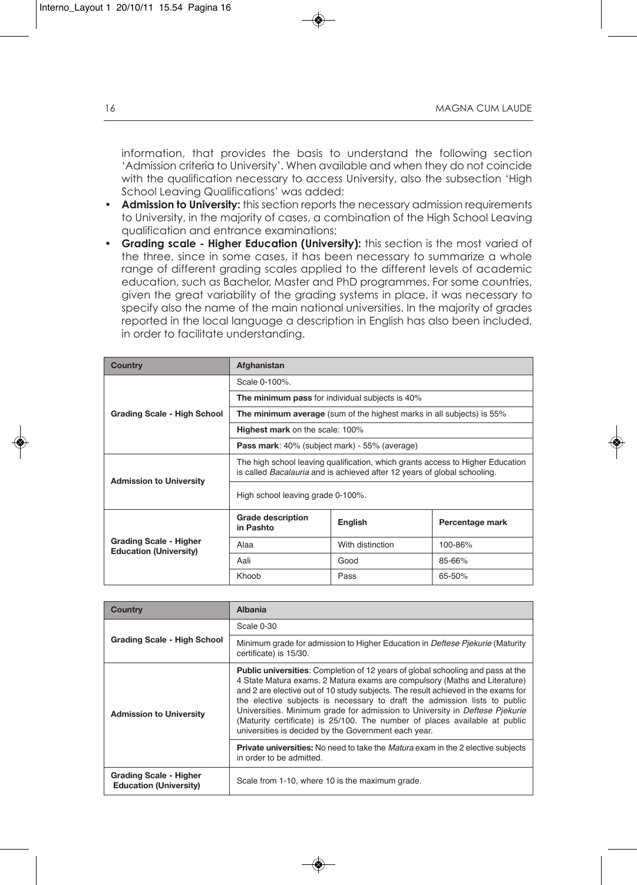information, that provides the basis to understand the following section 'Admission criteria to University'. When available and when they do not coincide with the qualification necessary to access University, also the subsection 'High School Leaving Qualifications' was added;

- **Admission to University:** this section reports the necessary admission requirements to University, in the majority of cases, a combination of the High School Leaving qualification and entrance examinations;
- **Grading scale - Higher Education (University):** this section is the most varied of the three, since in some cases, it has been necessary to summarize a whole range of different grading scales applied to the different levels of academic education, such as Bachelor, Master and PhD programmes. For some countries, given the great variability of the grading systems in place, it was necessary to specify also the name of the main national universities. In the majority of grades reported in the local language a description in English has also been included, in order to facilitate understanding.

| Country | Afghanistan | | |
|---|---|---|---|
| Grading Scale - High School | Scale 0-100%. | | |
| | **The minimum pass** for individual subjects is 40% | | |
| | **The minimum average** (sum of the highest marks in all subjects) is 55% | | |
| | **Highest mark** on the scale: 100% | | |
| | **Pass mark**: 40% (subject mark) - 55% (average) | | |
| Admission to University | The high school leaving qualification, which grants access to Higher Education is called *Bacalauria* and is achieved after 12 years of global schooling. | | |
| | High school leaving grade 0-100%. | | |
| Grading Scale - Higher Education (University) | **Grade description in Pashto** | **English** | **Percentage mark** |
| | Alaa | With distinction | 100-86% |
| | Aali | Good | 85-66% |
| | Khoob | Pass | 65-50% |

| Country | Albania |
|---|---|
| Grading Scale - High School | Scale 0-30 |
| | Minimum grade for admission to Higher Education in *Deftese Pjekurie* (Maturity certificate) is 15/30. |
| Admission to University | **Public universities**: Completion of 12 years of global schooling and pass at the 4 State Matura exams. 2 Matura exams are compulsory (Maths and Literature) and 2 are elective out of 10 study subjects. The result achieved in the exams for the elective subjects is necessary to draft the admission lists to public Universities. Minimum grade for admission to University in *Deftese Pjekurie* (Maturity certificate) is 25/100. The number of places available at public universities is decided by the Government each year. |
| | **Private universities:** No need to take the *Matura* exam in the 2 elective subjects in order to be admitted. |
| Grading Scale - Higher Education (University) | Scale from 1-10, where 10 is the maximum grade. |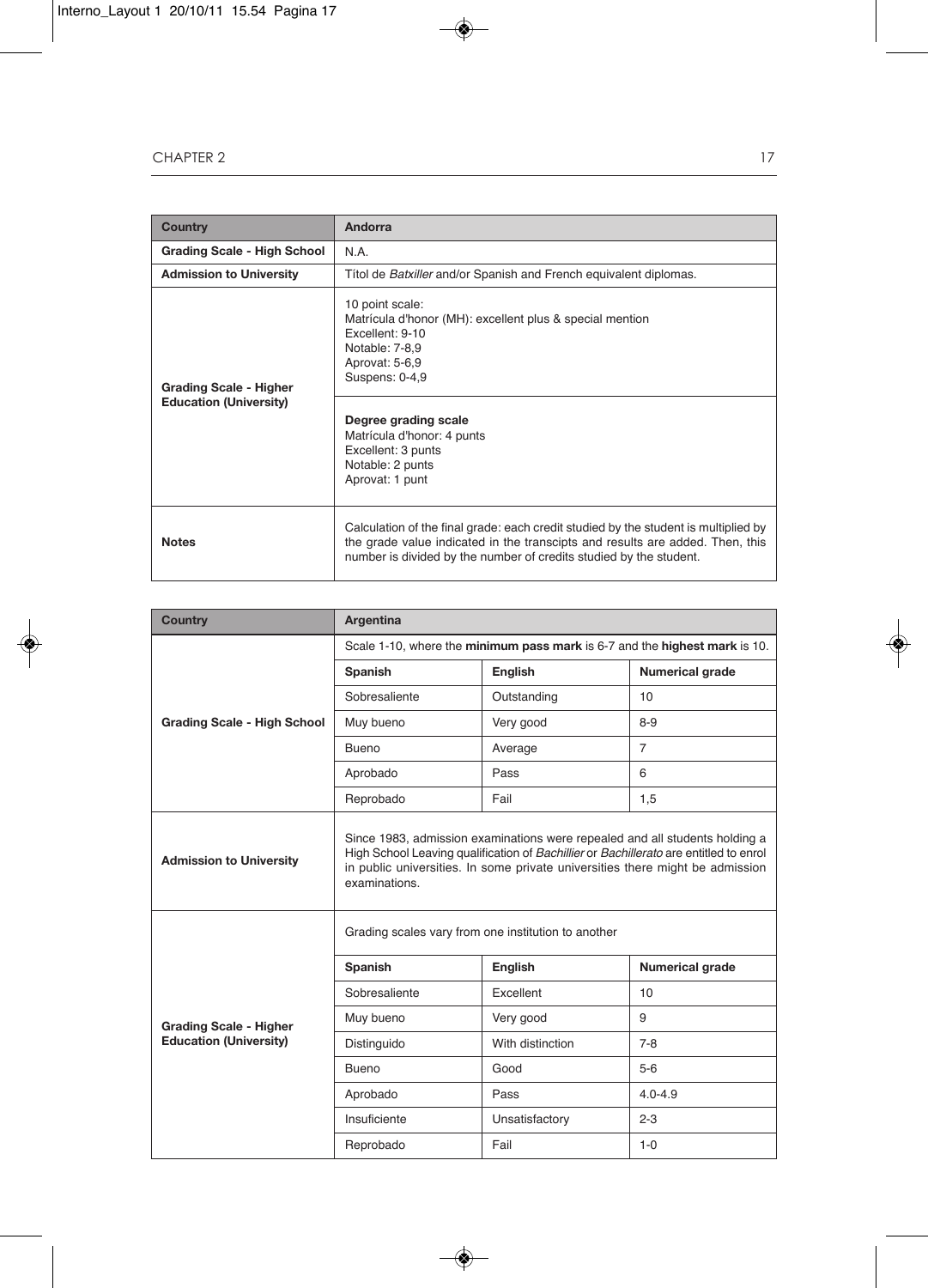| Country | Andorra |
|---|---|
| **Grading Scale - High School** | N.A. |
| **Admission to University** | Títol de *Batxiller* and/or Spanish and French equivalent diplomas. |
| **Grading Scale - Higher Education (University)** | 10 point scale:<br>Matrícula d'honor (MH): excellent plus & special mention<br>Excellent: 9-10<br>Notable: 7-8,9<br>Aprovat: 5-6,9<br>Suspens: 0-4,9 |
| | **Degree grading scale**<br>Matrícula d'honor: 4 punts<br>Excellent: 3 punts<br>Notable: 2 punts<br>Aprovat: 1 punt |
| **Notes** | Calculation of the final grade: each credit studied by the student is multiplied by the grade value indicated in the transcipts and results are added. Then, this number is divided by the number of credits studied by the student. |

| Country | Argentina | | |
|---|---|---|---|
| **Grading Scale - High School** | Scale 1-10, where the **minimum pass mark** is 6-7 and the **highest mark** is 10. | | |
| | **Spanish** | **English** | **Numerical grade** |
| | Sobresaliente | Outstanding | 10 |
| | Muy bueno | Very good | 8-9 |
| | Bueno | Average | 7 |
| | Aprobado | Pass | 6 |
| | Reprobado | Fail | 1,5 |
| **Admission to University** | Since 1983, admission examinations were repealed and all students holding a High School Leaving qualification of *Bachillier* or *Bachillerato* are entitled to enrol in public universities. In some private universities there might be admission examinations. | | |
| **Grading Scale - Higher Education (University)** | Grading scales vary from one institution to another | | |
| | **Spanish** | **English** | **Numerical grade** |
| | Sobresaliente | Excellent | 10 |
| | Muy bueno | Very good | 9 |
| | Distinguido | With distinction | 7-8 |
| | Bueno | Good | 5-6 |
| | Aprobado | Pass | 4.0-4.9 |
| | Insuficiente | Unsatisfactory | 2-3 |
| | Reprobado | Fail | 1-0 |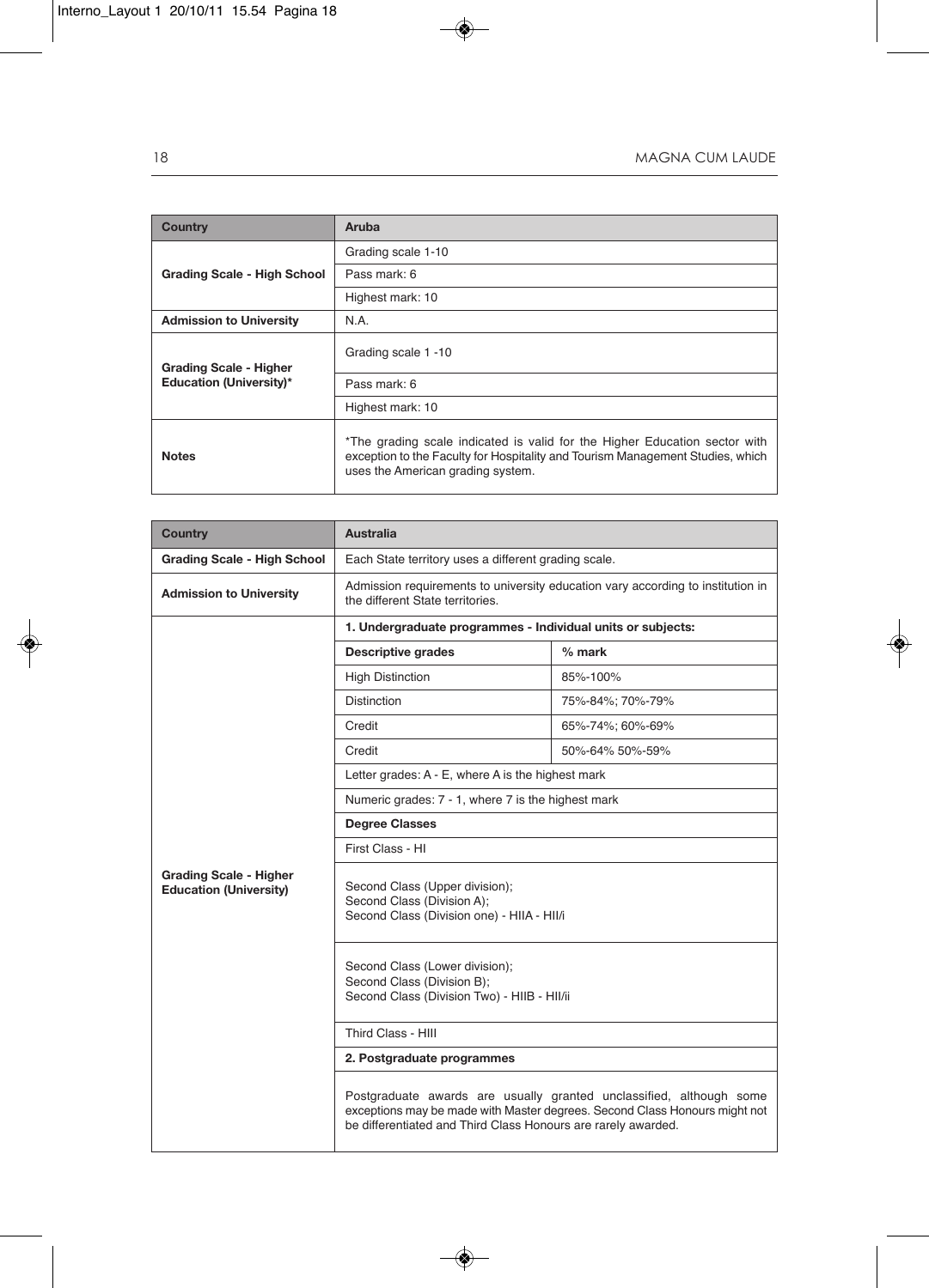| Country | Aruba |
|---|---|
| Grading Scale - High School | Grading scale 1-10 |
| | Pass mark: 6 |
| | Highest mark: 10 |
| Admission to University | N.A. |
| Grading Scale - Higher Education (University)* | Grading scale 1 -10 |
| | Pass mark: 6 |
| | Highest mark: 10 |
| Notes | *The grading scale indicated is valid for the Higher Education sector with exception to the Faculty for Hospitality and Tourism Management Studies, which uses the American grading system. |

| Country | Australia | |
|---|---|---|
| Grading Scale - High School | Each State territory uses a different grading scale. | |
| Admission to University | Admission requirements to university education vary according to institution in the different State territories. | |
| Grading Scale - Higher Education (University) | **1. Undergraduate programmes - Individual units or subjects:** | |
| | **Descriptive grades** | **% mark** |
| | High Distinction | 85%-100% |
| | Distinction | 75%-84%; 70%-79% |
| | Credit | 65%-74%; 60%-69% |
| | Credit | 50%-64% 50%-59% |
| | Letter grades: A - E, where A is the highest mark | |
| | Numeric grades: 7 - 1, where 7 is the highest mark | |
| | **Degree Classes** | |
| | First Class - HI | |
| | Second Class (Upper division); Second Class (Division A); Second Class (Division one) - HIIA - HII/i | |
| | Second Class (Lower division); Second Class (Division B); Second Class (Division Two) - HIIB - HII/ii | |
| | Third Class - HIII | |
| | **2. Postgraduate programmes** | |
| | Postgraduate awards are usually granted unclassified, although some exceptions may be made with Master degrees. Second Class Honours might not be differentiated and Third Class Honours are rarely awarded. | |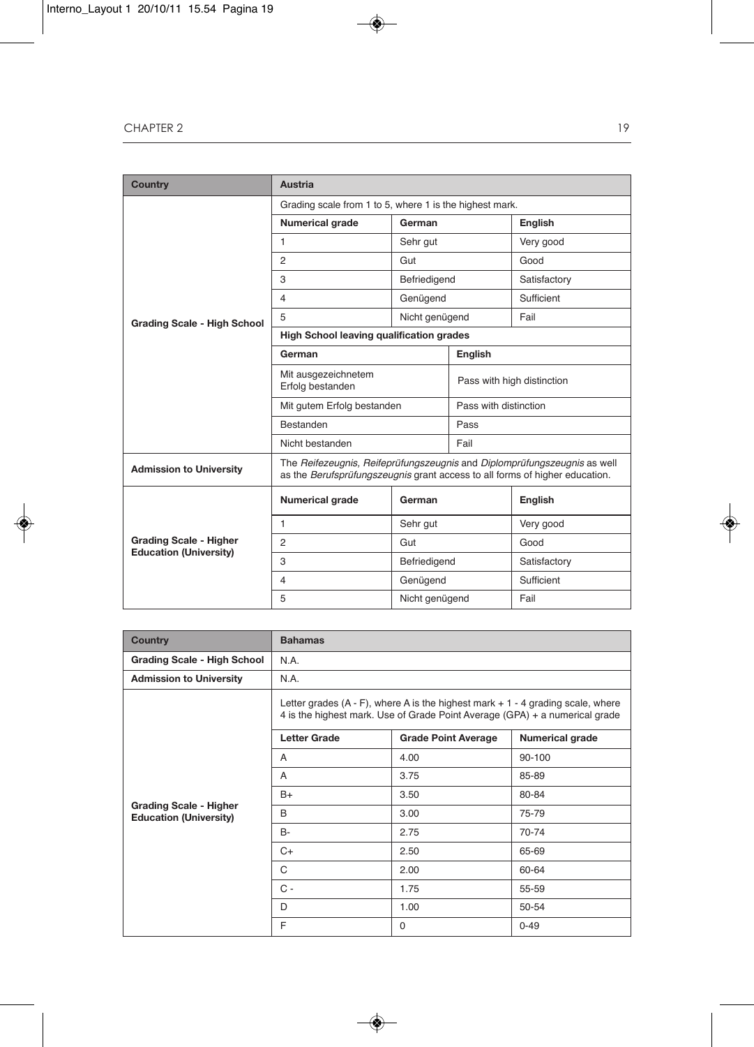| Country | Austria | | |
|---|---|---|---|
| Grading Scale - High School | Grading scale from 1 to 5, where 1 is the highest mark. | | |
| | **Numerical grade** | **German** | **English** |
| | 1 | Sehr gut | Very good |
| | 2 | Gut | Good |
| | 3 | Befriedigend | Satisfactory |
| | 4 | Genügend | Sufficient |
| | 5 | Nicht genügend | Fail |
| | **High School leaving qualification grades** | | |
| | **German** | **English** | |
| | Mit ausgezeichnetem Erfolg bestanden | Pass with high distinction | |
| | Mit gutem Erfolg bestanden | Pass with distinction | |
| | Bestanden | Pass | |
| | Nicht bestanden | Fail | |
| Admission to University | The *Reifezeugnis, Reifeprüfungszeugnis* and *Diplomprüfungszeugnis* as well as the *Berufsprüfungszeugnis* grant access to all forms of higher education. | | |
| Grading Scale - Higher Education (University) | **Numerical grade** | **German** | **English** |
| | 1 | Sehr gut | Very good |
| | 2 | Gut | Good |
| | 3 | Befriedigend | Satisfactory |
| | 4 | Genügend | Sufficient |
| | 5 | Nicht genügend | Fail |

| Country | Bahamas | | |
|---|---|---|---|
| Grading Scale - High School | N.A. | | |
| Admission to University | N.A. | | |
| Grading Scale - Higher Education (University) | Letter grades (A - F), where A is the highest mark + 1 - 4 grading scale, where 4 is the highest mark. Use of Grade Point Average (GPA) + a numerical grade | | |
| | **Letter Grade** | **Grade Point Average** | **Numerical grade** |
| | A | 4.00 | 90-100 |
| | A | 3.75 | 85-89 |
| | B+ | 3.50 | 80-84 |
| | B | 3.00 | 75-79 |
| | B- | 2.75 | 70-74 |
| | C+ | 2.50 | 65-69 |
| | C | 2.00 | 60-64 |
| | C - | 1.75 | 55-59 |
| | D | 1.00 | 50-54 |
| | F | 0 | 0-49 |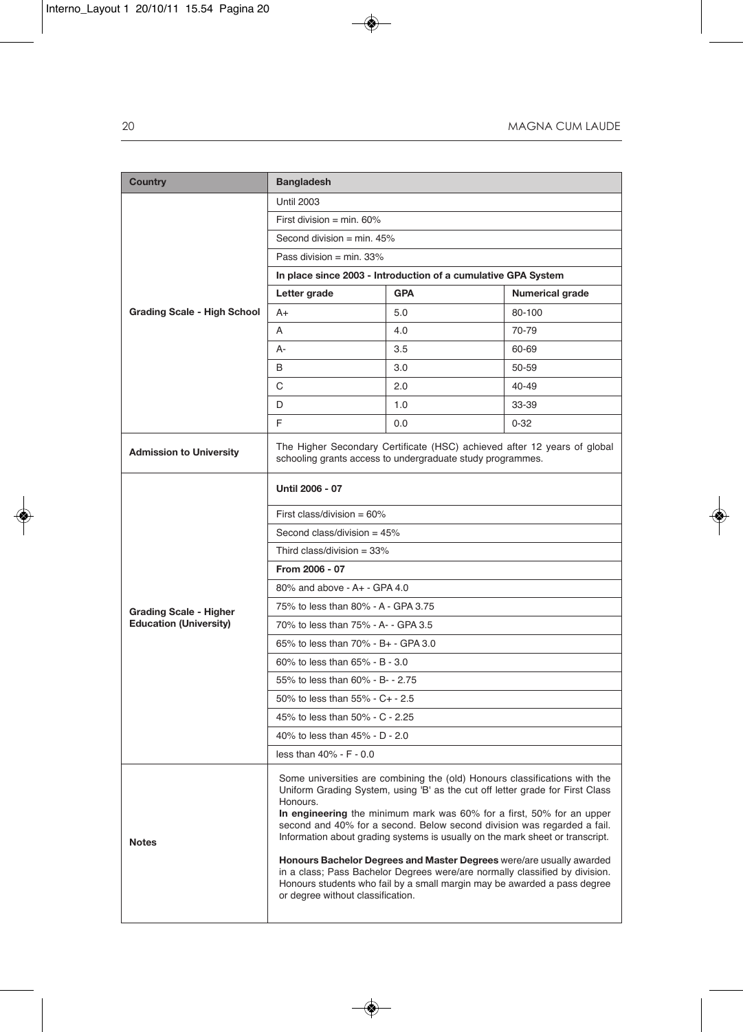| Country | Bangladesh | | |
|---|---|---|---|
| Grading Scale - High School | Until 2003 | | |
| | First division = min. 60% | | |
| | Second division = min. 45% | | |
| | Pass division = min. 33% | | |
| | **In place since 2003 - Introduction of a cumulative GPA System** | | |
| | **Letter grade** | **GPA** | **Numerical grade** |
| | A+ | 5.0 | 80-100 |
| | A | 4.0 | 70-79 |
| | A- | 3.5 | 60-69 |
| | B | 3.0 | 50-59 |
| | C | 2.0 | 40-49 |
| | D | 1.0 | 33-39 |
| | F | 0.0 | 0-32 |
| Admission to University | The Higher Secondary Certificate (HSC) achieved after 12 years of global schooling grants access to undergraduate study programmes. | | |
| Grading Scale - Higher Education (University) | **Until 2006 - 07** | | |
| | First class/division = 60% | | |
| | Second class/division = 45% | | |
| | Third class/division = 33% | | |
| | **From 2006 - 07** | | |
| | 80% and above - A+ - GPA 4.0 | | |
| | 75% to less than 80% - A - GPA 3.75 | | |
| | 70% to less than 75% - A- - GPA 3.5 | | |
| | 65% to less than 70% - B+ - GPA 3.0 | | |
| | 60% to less than 65% - B - 3.0 | | |
| | 55% to less than 60% - B- - 2.75 | | |
| | 50% to less than 55% - C+ - 2.5 | | |
| | 45% to less than 50% - C - 2.25 | | |
| | 40% to less than 45% - D - 2.0 | | |
| | less than 40% - F - 0.0 | | |
| Notes | Some universities are combining the (old) Honours classifications with the Uniform Grading System, using 'B' as the cut off letter grade for First Class Honours. **In engineering** the minimum mark was 60% for a first, 50% for an upper second and 40% for a second. Below second division was regarded a fail. Information about grading systems is usually on the mark sheet or transcript. **Honours Bachelor Degrees and Master Degrees** were/are usually awarded in a class; Pass Bachelor Degrees were/are normally classified by division. Honours students who fail by a small margin may be awarded a pass degree or degree without classification. | | |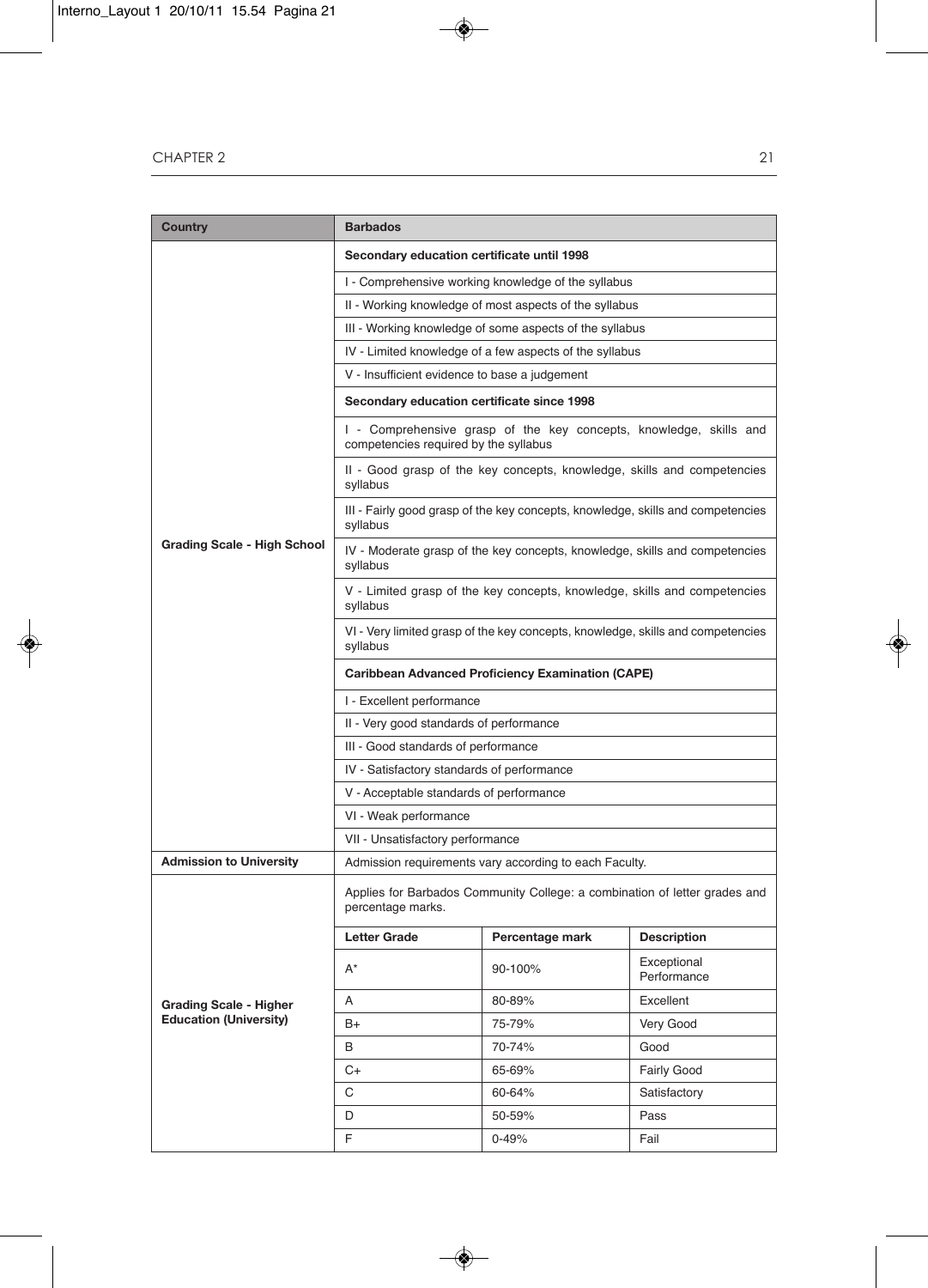| Country | Barbados | | |
|---|---|---|---|
| Grading Scale - High School | **Secondary education certificate until 1998** | | |
| | I - Comprehensive working knowledge of the syllabus | | |
| | II - Working knowledge of most aspects of the syllabus | | |
| | III - Working knowledge of some aspects of the syllabus | | |
| | IV - Limited knowledge of a few aspects of the syllabus | | |
| | V - Insufficient evidence to base a judgement | | |
| | **Secondary education certificate since 1998** | | |
| | I - Comprehensive grasp of the key concepts, knowledge, skills and competencies required by the syllabus | | |
| | II - Good grasp of the key concepts, knowledge, skills and competencies syllabus | | |
| | III - Fairly good grasp of the key concepts, knowledge, skills and competencies syllabus | | |
| | IV - Moderate grasp of the key concepts, knowledge, skills and competencies syllabus | | |
| | V - Limited grasp of the key concepts, knowledge, skills and competencies syllabus | | |
| | VI - Very limited grasp of the key concepts, knowledge, skills and competencies syllabus | | |
| | **Caribbean Advanced Proficiency Examination (CAPE)** | | |
| | I - Excellent performance | | |
| | II - Very good standards of performance | | |
| | III - Good standards of performance | | |
| | IV - Satisfactory standards of performance | | |
| | V - Acceptable standards of performance | | |
| | VI - Weak performance | | |
| | VII - Unsatisfactory performance | | |
| **Admission to University** | Admission requirements vary according to each Faculty. | | |
| **Grading Scale - Higher Education (University)** | Applies for Barbados Community College: a combination of letter grades and percentage marks. | | |
| | **Letter Grade** | **Percentage mark** | **Description** |
| | A* | 90-100% | Exceptional Performance |
| | A | 80-89% | Excellent |
| | B+ | 75-79% | Very Good |
| | B | 70-74% | Good |
| | C+ | 65-69% | Fairly Good |
| | C | 60-64% | Satisfactory |
| | D | 50-59% | Pass |
| | F | 0-49% | Fail |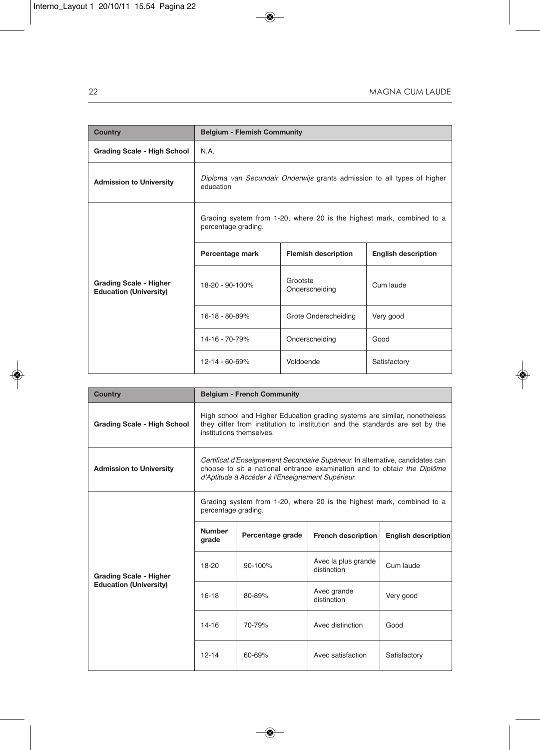| Country | Belgium - Flemish Community | | |
|---|---|---|---|
| Grading Scale - High School | N.A. | | |
| Admission to University | *Diploma van Secundair Onderwijs* grants admission to all types of higher education | | |
| Grading Scale - Higher Education (University) | Grading system from 1-20, where 20 is the highest mark, combined to a percentage grading. | | |
| | **Percentage mark** | **Flemish description** | **English description** |
| | 18-20 - 90-100% | Grootste Onderscheiding | Cum laude |
| | 16-18 - 80-89% | Grote Onderscheiding | Very good |
| | 14-16 - 70-79% | Onderscheiding | Good |
| | 12-14 - 60-69% | Voldoende | Satisfactory |

| Country | Belgium - French Community | | | |
|---|---|---|---|---|
| Grading Scale - High School | High school and Higher Education grading systems are similar, nonetheless they differ from institution to institution and the standards are set by the institutions themselves. | | | |
| Admission to University | *Certificat d'Enseignement Secondaire Supérieur.* In alternative, candidates can choose to sit a national entrance examination and to obtain *the Diplôme d'Aptitude à Accéder à l'Enseignement Supérieur.* | | | |
| Grading Scale - Higher Education (University) | Grading system from 1-20, where 20 is the highest mark, combined to a percentage grading. | | | |
| | **Number grade** | **Percentage grade** | **French description** | **English description** |
| | 18-20 | 90-100% | Avec la plus grande distinction | Cum laude |
| | 16-18 | 80-89% | Avec grande distinction | Very good |
| | 14-16 | 70-79% | Avec distinction | Good |
| | 12-14 | 60-69% | Avec satisfaction | Satisfactory |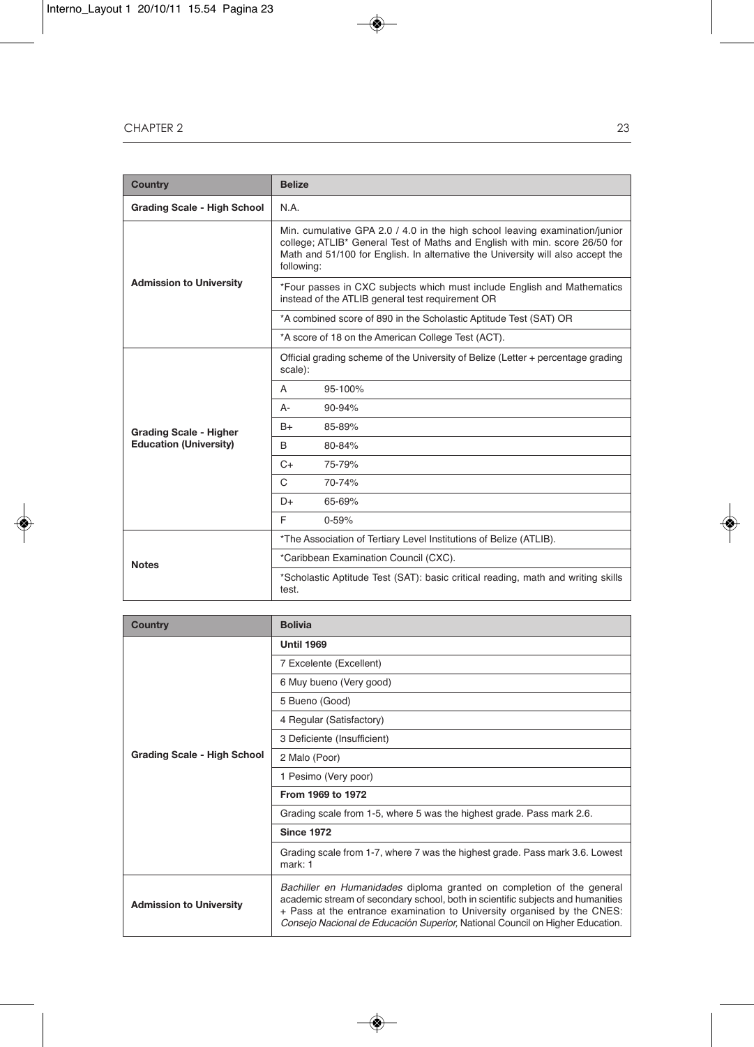| Country | Belize | |
|---|---|---|
| Grading Scale - High School | N.A. | |
| Admission to University | Min. cumulative GPA 2.0 / 4.0 in the high school leaving examination/junior college; ATLIB* General Test of Maths and English with min. score 26/50 for Math and 51/100 for English. In alternative the University will also accept the following: | |
| | *Four passes in CXC subjects which must include English and Mathematics instead of the ATLIB general test requirement OR | |
| | *A combined score of 890 in the Scholastic Aptitude Test (SAT) OR | |
| | *A score of 18 on the American College Test (ACT). | |
| Grading Scale - Higher Education (University) | Official grading scheme of the University of Belize (Letter + percentage grading scale): | |
| | A | 95-100% |
| | A- | 90-94% |
| | B+ | 85-89% |
| | B | 80-84% |
| | C+ | 75-79% |
| | C | 70-74% |
| | D+ | 65-69% |
| | F | 0-59% |
| Notes | *The Association of Tertiary Level Institutions of Belize (ATLIB). | |
| | *Caribbean Examination Council (CXC). | |
| | *Scholastic Aptitude Test (SAT): basic critical reading, math and writing skills test. | |

| Country | Bolivia |
|---|---|
| Grading Scale - High School | **Until 1969** |
| | 7 Excelente (Excellent) |
| | 6 Muy bueno (Very good) |
| | 5 Bueno (Good) |
| | 4 Regular (Satisfactory) |
| | 3 Deficiente (Insufficient) |
| | 2 Malo (Poor) |
| | 1 Pesimo (Very poor) |
| | **From 1969 to 1972** |
| | Grading scale from 1-5, where 5 was the highest grade. Pass mark 2.6. |
| | **Since 1972** |
| | Grading scale from 1-7, where 7 was the highest grade. Pass mark 3.6. Lowest mark: 1 |
| Admission to University | *Bachiller en Humanidades* diploma granted on completion of the general academic stream of secondary school, both in scientific subjects and humanities + Pass at the entrance examination to University organised by the CNES: *Consejo Nacional de Educación Superior,* National Council on Higher Education. |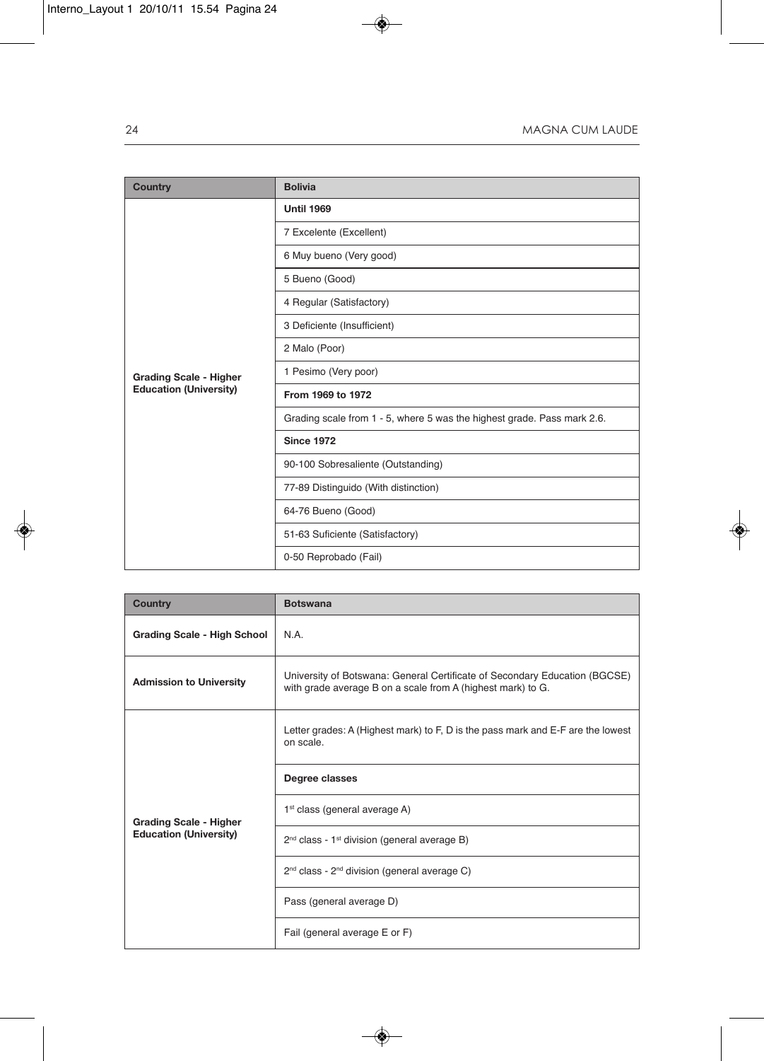| Country | Bolivia |
|---|---|
| Grading Scale - Higher Education (University) | **Until 1969** |
| | 7 Excelente (Excellent) |
| | 6 Muy bueno (Very good) |
| | 5 Bueno (Good) |
| | 4 Regular (Satisfactory) |
| | 3 Deficiente (Insufficient) |
| | 2 Malo (Poor) |
| | 1 Pesimo (Very poor) |
| | **From 1969 to 1972** |
| | Grading scale from 1 - 5, where 5 was the highest grade. Pass mark 2.6. |
| | **Since 1972** |
| | 90-100 Sobresaliente (Outstanding) |
| | 77-89 Distinguido (With distinction) |
| | 64-76 Bueno (Good) |
| | 51-63 Suficiente (Satisfactory) |
| | 0-50 Reprobado (Fail) |

| Country | Botswana |
|---|---|
| Grading Scale - High School | N.A. |
| Admission to University | University of Botswana: General Certificate of Secondary Education (BGCSE) with grade average B on a scale from A (highest mark) to G. |
| Grading Scale - Higher Education (University) | Letter grades: A (Highest mark) to F, D is the pass mark and E-F are the lowest on scale. |
| | **Degree classes** |
| | 1st class (general average A) |
| | 2nd class - 1st division (general average B) |
| | 2nd class - 2nd division (general average C) |
| | Pass (general average D) |
| | Fail (general average E or F) |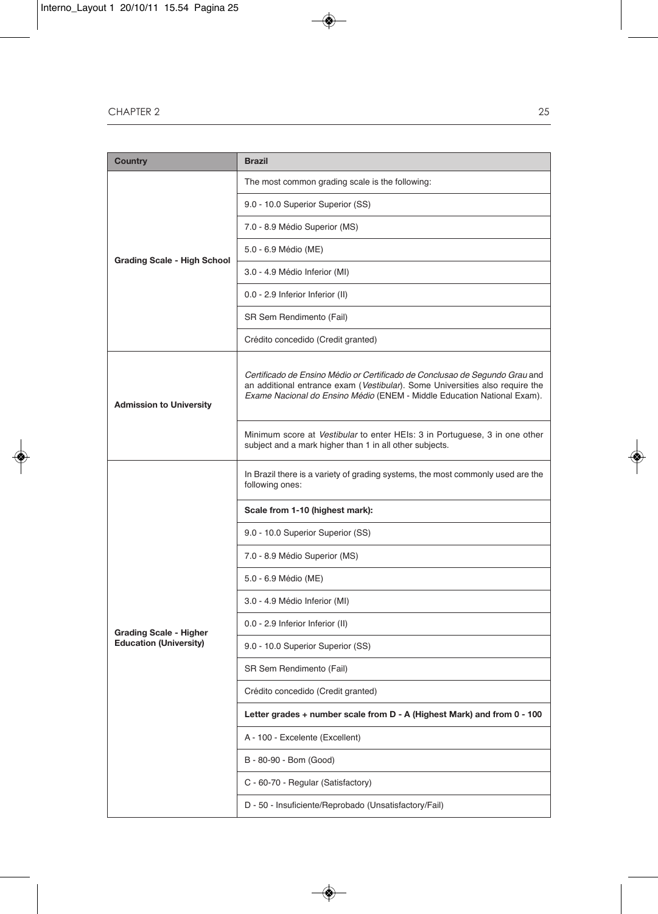| Country | Brazil |
| --- | --- |
| Grading Scale - High School | The most common grading scale is the following: |
| | 9.0 - 10.0 Superior Superior (SS) |
| | 7.0 - 8.9 Médio Superior (MS) |
| | 5.0 - 6.9 Médio (ME) |
| | 3.0 - 4.9 Médio Inferior (MI) |
| | 0.0 - 2.9 Inferior Inferior (II) |
| | SR Sem Rendimento (Fail) |
| | Crédito concedido (Credit granted) |
| Admission to University | *Certificado de Ensino Médio or Certificado de Conclusao de Segundo Grau* and an additional entrance exam (*Vestibular*). Some Universities also require the *Exame Nacional do Ensino Médio* (ENEM - Middle Education National Exam). |
| | Minimum score at *Vestibular* to enter HEIs: 3 in Portuguese, 3 in one other subject and a mark higher than 1 in all other subjects. |
| Grading Scale - Higher Education (University) | In Brazil there is a variety of grading systems, the most commonly used are the following ones: |
| | **Scale from 1-10 (highest mark):** |
| | 9.0 - 10.0 Superior Superior (SS) |
| | 7.0 - 8.9 Médio Superior (MS) |
| | 5.0 - 6.9 Médio (ME) |
| | 3.0 - 4.9 Médio Inferior (MI) |
| | 0.0 - 2.9 Inferior Inferior (II) |
| | 9.0 - 10.0 Superior Superior (SS) |
| | SR Sem Rendimento (Fail) |
| | Crédito concedido (Credit granted) |
| | **Letter grades + number scale from D - A (Highest Mark) and from 0 - 100** |
| | A - 100 - Excelente (Excellent) |
| | B - 80-90 - Bom (Good) |
| | C - 60-70 - Regular (Satisfactory) |
| | D - 50 - Insuficiente/Reprobado (Unsatisfactory/Fail) |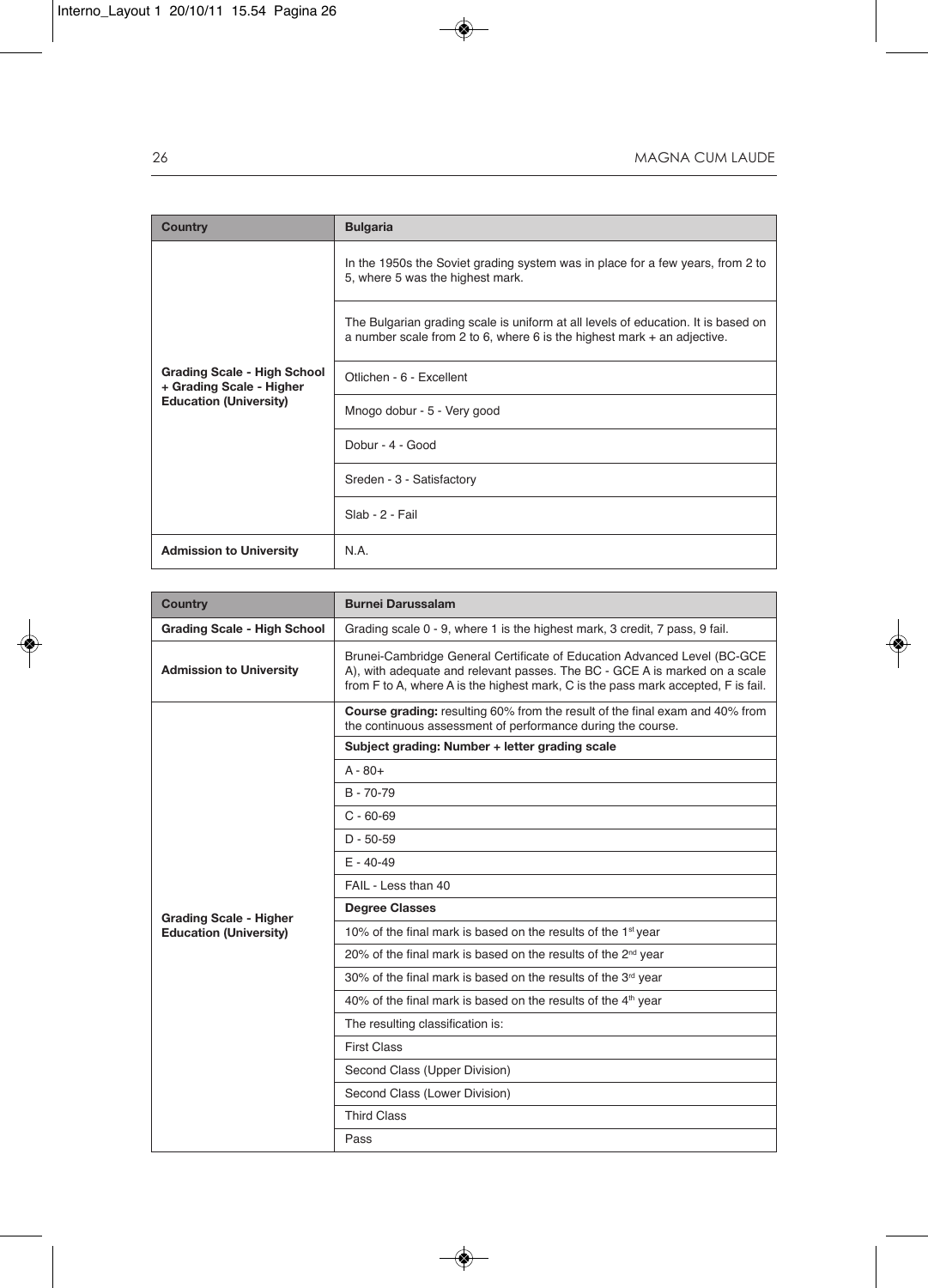| Country | Bulgaria |
| --- | --- |
| Grading Scale - High School + Grading Scale - Higher Education (University) | In the 1950s the Soviet grading system was in place for a few years, from 2 to 5, where 5 was the highest mark. |
| | The Bulgarian grading scale is uniform at all levels of education. It is based on a number scale from 2 to 6, where 6 is the highest mark + an adjective. |
| | Otlichen - 6 - Excellent |
| | Mnogo dobur - 5 - Very good |
| | Dobur - 4 - Good |
| | Sreden - 3 - Satisfactory |
| | Slab - 2 - Fail |
| Admission to University | N.A. |

| Country | Burnei Darussalam |
| --- | --- |
| Grading Scale - High School | Grading scale 0 - 9, where 1 is the highest mark, 3 credit, 7 pass, 9 fail. |
| Admission to University | Brunei-Cambridge General Certificate of Education Advanced Level (BC-GCE A), with adequate and relevant passes. The BC - GCE A is marked on a scale from F to A, where A is the highest mark, C is the pass mark accepted, F is fail. |
| Grading Scale - Higher Education (University) | **Course grading:** resulting 60% from the result of the final exam and 40% from the continuous assessment of performance during the course. |
| | **Subject grading: Number + letter grading scale** |
| | A - 80+ |
| | B - 70-79 |
| | C - 60-69 |
| | D - 50-59 |
| | E - 40-49 |
| | FAIL - Less than 40 |
| | **Degree Classes** |
| | 10% of the final mark is based on the results of the 1st year |
| | 20% of the final mark is based on the results of the 2nd year |
| | 30% of the final mark is based on the results of the 3rd year |
| | 40% of the final mark is based on the results of the 4th year |
| | The resulting classification is: |
| | First Class |
| | Second Class (Upper Division) |
| | Second Class (Lower Division) |
| | Third Class |
| | Pass |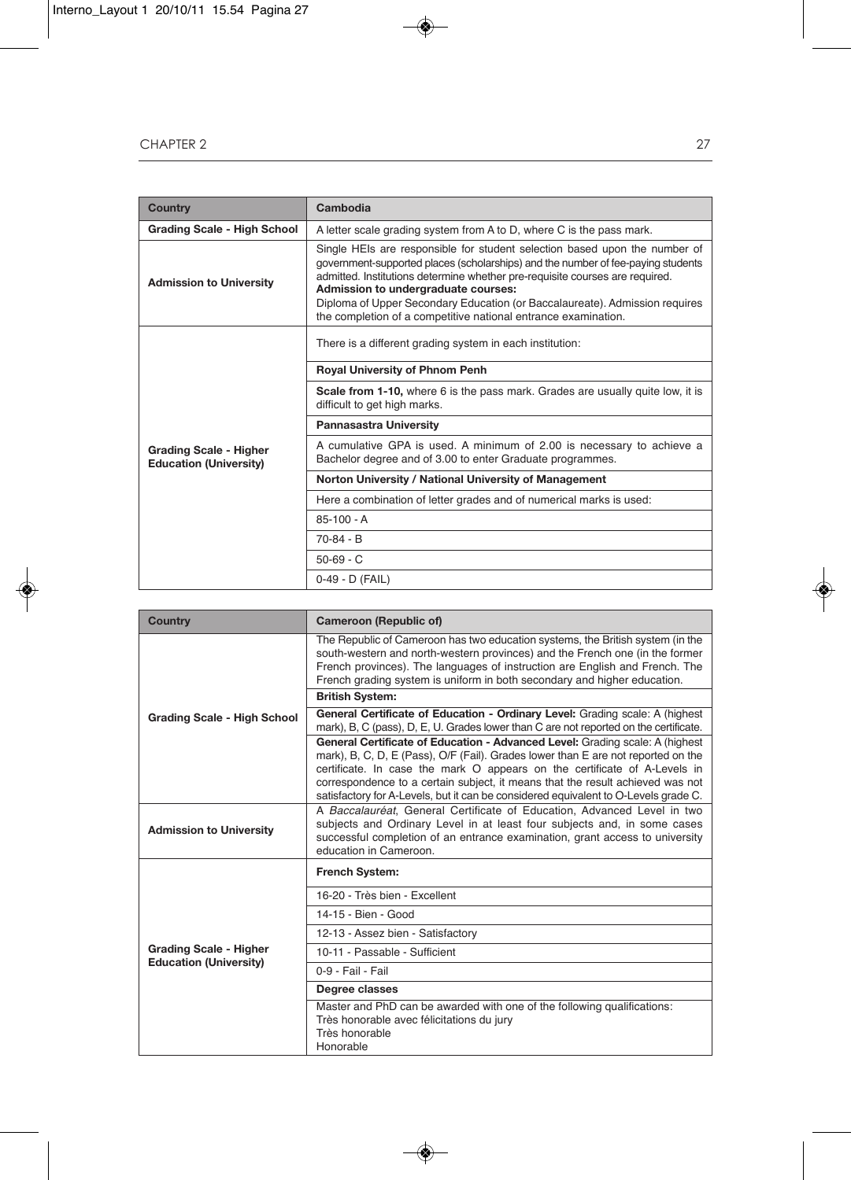| Country | Cambodia |
|---|---|
| **Grading Scale - High School** | A letter scale grading system from A to D, where C is the pass mark. |
| **Admission to University** | Single HEIs are responsible for student selection based upon the number of government-supported places (scholarships) and the number of fee-paying students admitted. Institutions determine whether pre-requisite courses are required.<br>**Admission to undergraduate courses:**<br>Diploma of Upper Secondary Education (or Baccalaureate). Admission requires the completion of a competitive national entrance examination. |
| **Grading Scale - Higher Education (University)** | There is a different grading system in each institution: |
| | **Royal University of Phnom Penh** |
| | **Scale from 1-10,** where 6 is the pass mark. Grades are usually quite low, it is difficult to get high marks. |
| | **Pannasastra University** |
| | A cumulative GPA is used. A minimum of 2.00 is necessary to achieve a Bachelor degree and of 3.00 to enter Graduate programmes. |
| | **Norton University / National University of Management** |
| | Here a combination of letter grades and of numerical marks is used: |
| | 85-100 - A |
| | 70-84 - B |
| | 50-69 - C |
| | 0-49 - D (FAIL) |

| Country | Cameroon (Republic of) |
|---|---|
| **Grading Scale - High School** | The Republic of Cameroon has two education systems, the British system (in the south-western and north-western provinces) and the French one (in the former French provinces). The languages of instruction are English and French. The French grading system is uniform in both secondary and higher education. |
| | **British System:** |
| | **General Certificate of Education - Ordinary Level:** Grading scale: A (highest mark), B, C (pass), D, E, U. Grades lower than C are not reported on the certificate. |
| | **General Certificate of Education - Advanced Level:** Grading scale: A (highest mark), B, C, D, E (Pass), O/F (Fail). Grades lower than E are not reported on the certificate. In case the mark O appears on the certificate of A-Levels in correspondence to a certain subject, it means that the result achieved was not satisfactory for A-Levels, but it can be considered equivalent to O-Levels grade C. |
| **Admission to University** | A *Baccalauréat*, General Certificate of Education, Advanced Level in two subjects and Ordinary Level in at least four subjects and, in some cases successful completion of an entrance examination, grant access to university education in Cameroon. |
| **Grading Scale - Higher Education (University)** | **French System:** |
| | 16-20 - Très bien - Excellent |
| | 14-15 - Bien - Good |
| | 12-13 - Assez bien - Satisfactory |
| | 10-11 - Passable - Sufficient |
| | 0-9 - Fail - Fail |
| | **Degree classes** |
| | Master and PhD can be awarded with one of the following qualifications:<br>Très honorable avec félicitations du jury<br>Très honorable<br>Honorable |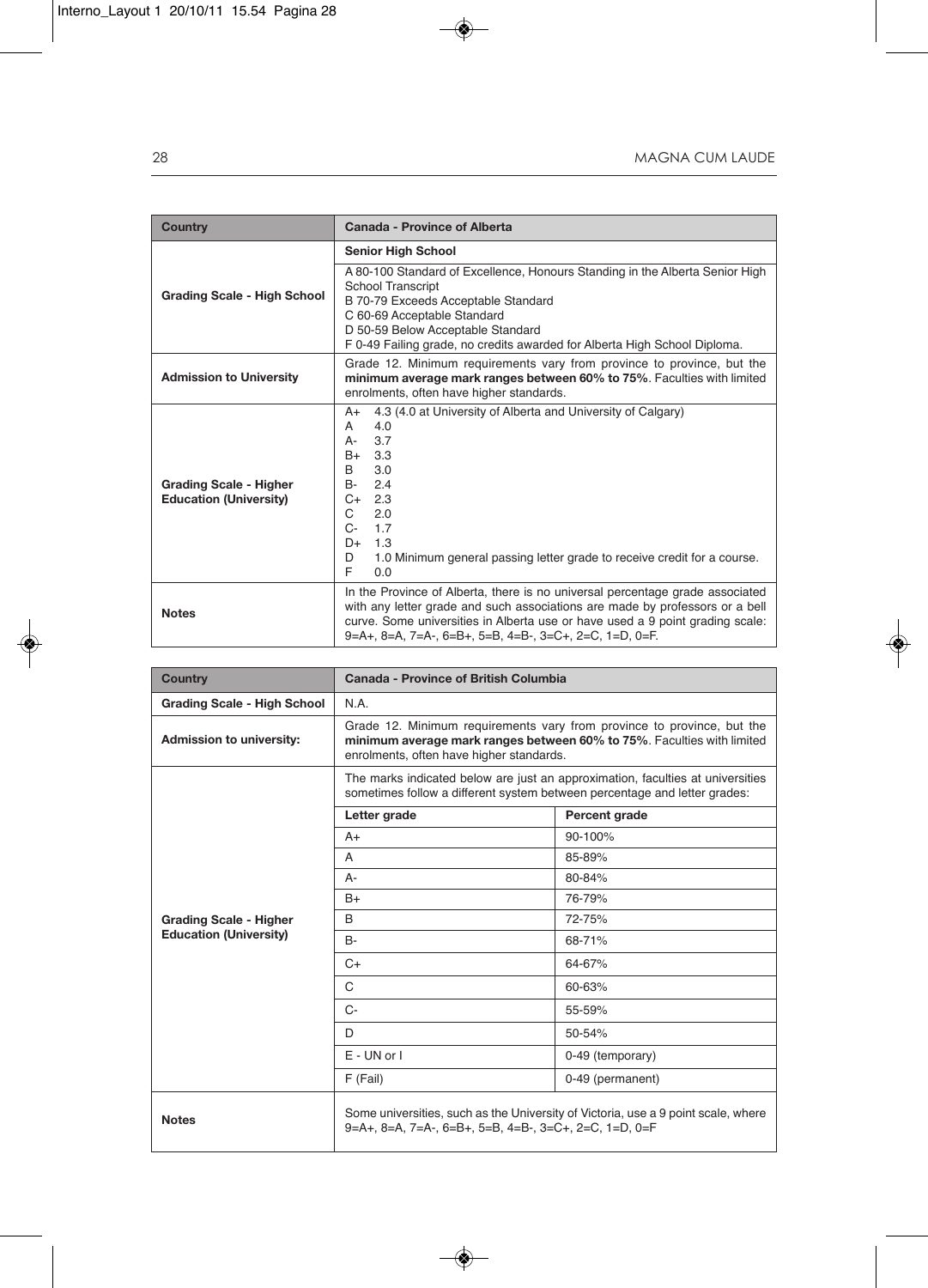| Country | Canada - Province of Alberta |
|---|---|
| Grading Scale - High School | **Senior High School**<br>A 80-100 Standard of Excellence, Honours Standing in the Alberta Senior High School Transcript<br>B 70-79 Exceeds Acceptable Standard<br>C 60-69 Acceptable Standard<br>D 50-59 Below Acceptable Standard<br>F 0-49 Failing grade, no credits awarded for Alberta High School Diploma. |
| Admission to University | Grade 12. Minimum requirements vary from province to province, but the **minimum average mark ranges between 60% to 75%**. Faculties with limited enrolments, often have higher standards. |
| Grading Scale - Higher Education (University) | A+ 4.3 (4.0 at University of Alberta and University of Calgary)<br>A 4.0<br>A- 3.7<br>B+ 3.3<br>B 3.0<br>B- 2.4<br>C+ 2.3<br>C 2.0<br>C- 1.7<br>D+ 1.3<br>D 1.0 Minimum general passing letter grade to receive credit for a course.<br>F 0.0 |
| Notes | In the Province of Alberta, there is no universal percentage grade associated with any letter grade and such associations are made by professors or a bell curve. Some universities in Alberta use or have used a 9 point grading scale: 9=A+, 8=A, 7=A-, 6=B+, 5=B, 4=B-, 3=C+, 2=C, 1=D, 0=F. |

| Country | Canada - Province of British Columbia | |
|---|---|---|
| Grading Scale - High School | N.A. | |
| Admission to university: | Grade 12. Minimum requirements vary from province to province, but the **minimum average mark ranges between 60% to 75%**. Faculties with limited enrolments, often have higher standards. | |
| Grading Scale - Higher Education (University) | The marks indicated below are just an approximation, faculties at universities sometimes follow a different system between percentage and letter grades: | |
| | **Letter grade** | **Percent grade** |
| | A+ | 90-100% |
| | A | 85-89% |
| | A- | 80-84% |
| | B+ | 76-79% |
| | B | 72-75% |
| | B- | 68-71% |
| | C+ | 64-67% |
| | C | 60-63% |
| | C- | 55-59% |
| | D | 50-54% |
| | E - UN or I | 0-49 (temporary) |
| | F (Fail) | 0-49 (permanent) |
| Notes | Some universities, such as the University of Victoria, use a 9 point scale, where 9=A+, 8=A, 7=A-, 6=B+, 5=B, 4=B-, 3=C+, 2=C, 1=D, 0=F | |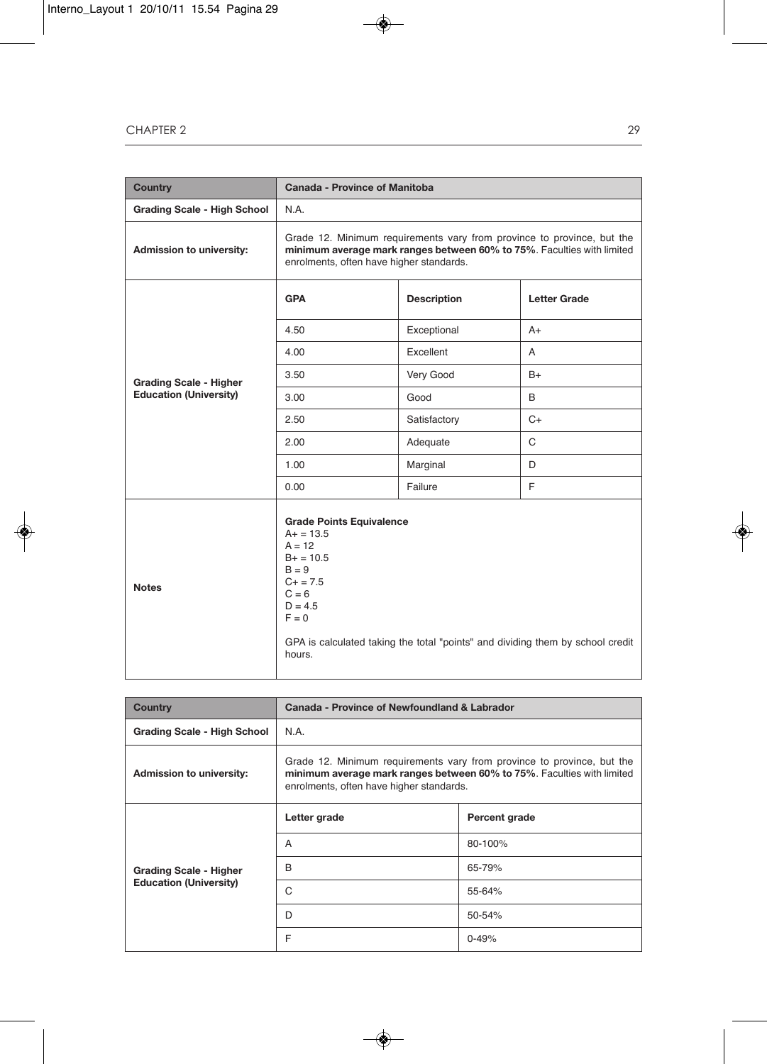| Country | Canada - Province of Manitoba | | |
|---|---|---|---|
| Grading Scale - High School | N.A. | | |
| Admission to university: | Grade 12. Minimum requirements vary from province to province, but the **minimum average mark ranges between 60% to 75%**. Faculties with limited enrolments, often have higher standards. | | |
| Grading Scale - Higher Education (University) | **GPA** | **Description** | **Letter Grade** |
| | 4.50 | Exceptional | A+ |
| | 4.00 | Excellent | A |
| | 3.50 | Very Good | B+ |
| | 3.00 | Good | B |
| | 2.50 | Satisfactory | C+ |
| | 2.00 | Adequate | C |
| | 1.00 | Marginal | D |
| | 0.00 | Failure | F |
| Notes | **Grade Points Equivalence**<br>A+ = 13.5<br>A = 12<br>B+ = 10.5<br>B = 9<br>C+ = 7.5<br>C = 6<br>D = 4.5<br>F = 0<br><br>GPA is calculated taking the total "points" and dividing them by school credit hours. | | |

| Country | Canada - Province of Newfoundland & Labrador | |
|---|---|---|
| Grading Scale - High School | N.A. | |
| Admission to university: | Grade 12. Minimum requirements vary from province to province, but the **minimum average mark ranges between 60% to 75%**. Faculties with limited enrolments, often have higher standards. | |
| Grading Scale - Higher Education (University) | **Letter grade** | **Percent grade** |
| | A | 80-100% |
| | B | 65-79% |
| | C | 55-64% |
| | D | 50-54% |
| | F | 0-49% |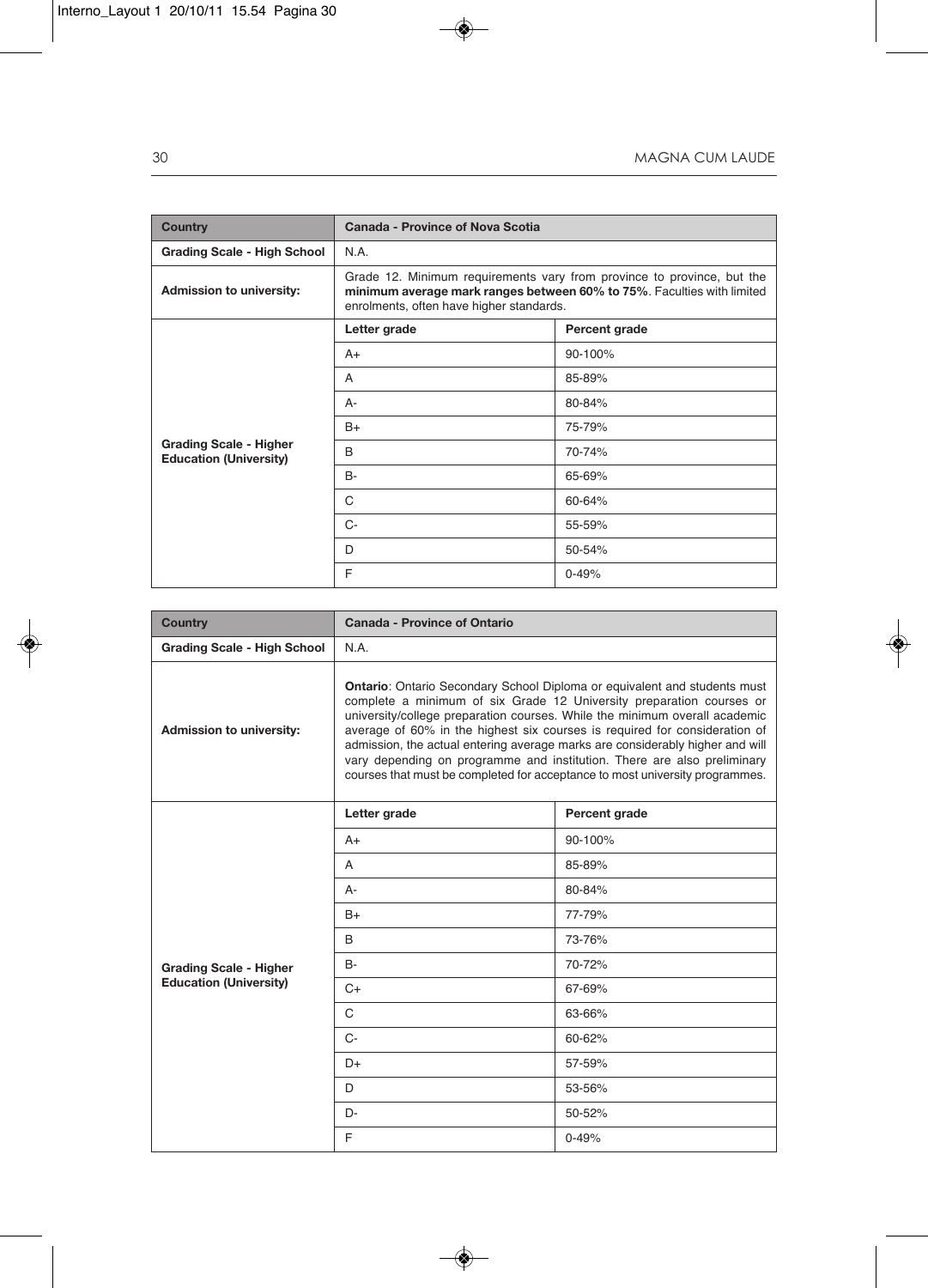| Country | Canada - Province of Nova Scotia | |
|---|---|---|
| Grading Scale - High School | N.A. | |
| Admission to university: | Grade 12. Minimum requirements vary from province to province, but the **minimum average mark ranges between 60% to 75%**. Faculties with limited enrolments, often have higher standards. | |
| Grading Scale - Higher Education (University) | **Letter grade** | **Percent grade** |
| | A+ | 90-100% |
| | A | 85-89% |
| | A- | 80-84% |
| | B+ | 75-79% |
| | B | 70-74% |
| | B- | 65-69% |
| | C | 60-64% |
| | C- | 55-59% |
| | D | 50-54% |
| | F | 0-49% |

| Country | Canada - Province of Ontario | |
|---|---|---|
| Grading Scale - High School | N.A. | |
| Admission to university: | **Ontario**: Ontario Secondary School Diploma or equivalent and students must complete a minimum of six Grade 12 University preparation courses or university/college preparation courses. While the minimum overall academic average of 60% in the highest six courses is required for consideration of admission, the actual entering average marks are considerably higher and will vary depending on programme and institution. There are also preliminary courses that must be completed for acceptance to most university programmes. | |
| Grading Scale - Higher Education (University) | **Letter grade** | **Percent grade** |
| | A+ | 90-100% |
| | A | 85-89% |
| | A- | 80-84% |
| | B+ | 77-79% |
| | B | 73-76% |
| | B- | 70-72% |
| | C+ | 67-69% |
| | C | 63-66% |
| | C- | 60-62% |
| | D+ | 57-59% |
| | D | 53-56% |
| | D- | 50-52% |
| | F | 0-49% |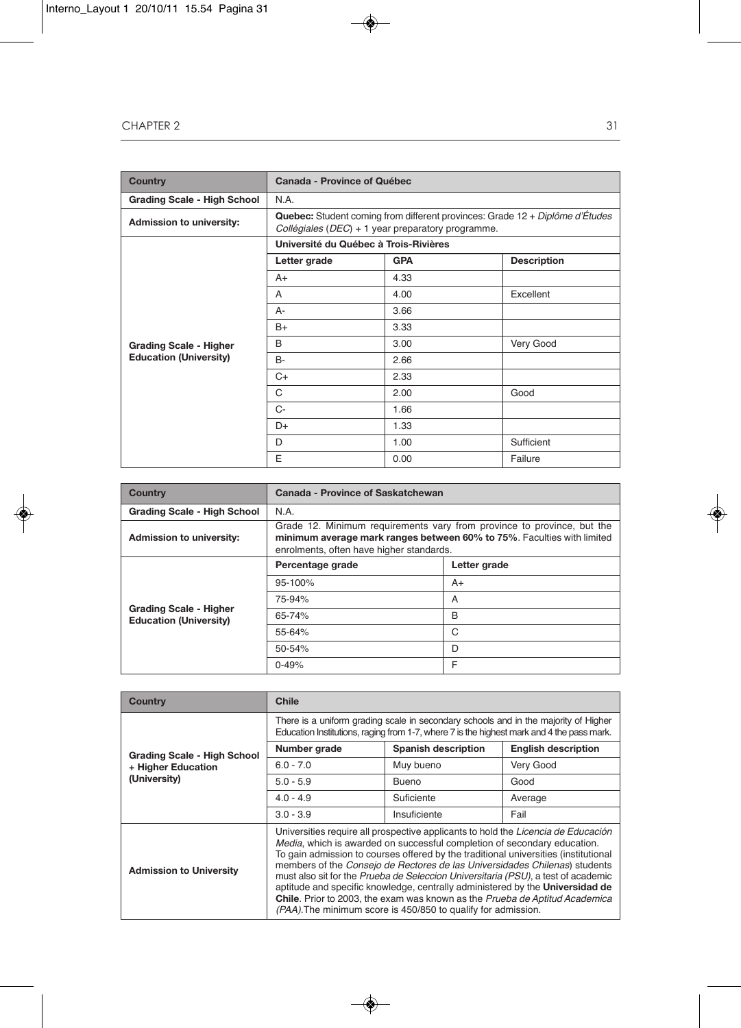| Country | Canada - Province of Québec | | |
|---|---|---|---|
| Grading Scale - High School | N.A. | | |
| Admission to university: | **Quebec:** Student coming from different provinces: Grade 12 + *Diplôme d'Études Collégiales* (*DEC*) + 1 year preparatory programme. | | |
| Grading Scale - Higher Education (University) | **Université du Québec à Trois-Rivières** | | |
| | **Letter grade** | **GPA** | **Description** |
| | A+ | 4.33 | |
| | A | 4.00 | Excellent |
| | A- | 3.66 | |
| | B+ | 3.33 | |
| | B | 3.00 | Very Good |
| | B- | 2.66 | |
| | C+ | 2.33 | |
| | C | 2.00 | Good |
| | C- | 1.66 | |
| | D+ | 1.33 | |
| | D | 1.00 | Sufficient |
| | E | 0.00 | Failure |

| Country | Canada - Province of Saskatchewan | |
|---|---|---|
| Grading Scale - High School | N.A. | |
| Admission to university: | Grade 12. Minimum requirements vary from province to province, but the **minimum average mark ranges between 60% to 75%**. Faculties with limited enrolments, often have higher standards. | |
| Grading Scale - Higher Education (University) | **Percentage grade** | **Letter grade** |
| | 95-100% | A+ |
| | 75-94% | A |
| | 65-74% | B |
| | 55-64% | C |
| | 50-54% | D |
| | 0-49% | F |

| Country | Chile | | |
|---|---|---|---|
| Grading Scale - High School + Higher Education (University) | There is a uniform grading scale in secondary schools and in the majority of Higher Education Institutions, raging from 1-7, where 7 is the highest mark and 4 the pass mark. | | |
| | **Number grade** | **Spanish description** | **English description** |
| | 6.0 - 7.0 | Muy bueno | Very Good |
| | 5.0 - 5.9 | Bueno | Good |
| | 4.0 - 4.9 | Suficiente | Average |
| | 3.0 - 3.9 | Insuficiente | Fail |
| Admission to University | Universities require all prospective applicants to hold the *Licencia de Educación Media*, which is awarded on successful completion of secondary education. To gain admission to courses offered by the traditional universities (institutional members of the *Consejo de Rectores de las Universidades Chilenas*) students must also sit for the *Prueba de Seleccion Universitaria (PSU)*, a test of academic aptitude and specific knowledge, centrally administered by the **Universidad de Chile**. Prior to 2003, the exam was known as the *Prueba de Aptitud Academica (PAA)*.The minimum score is 450/850 to qualify for admission. | | |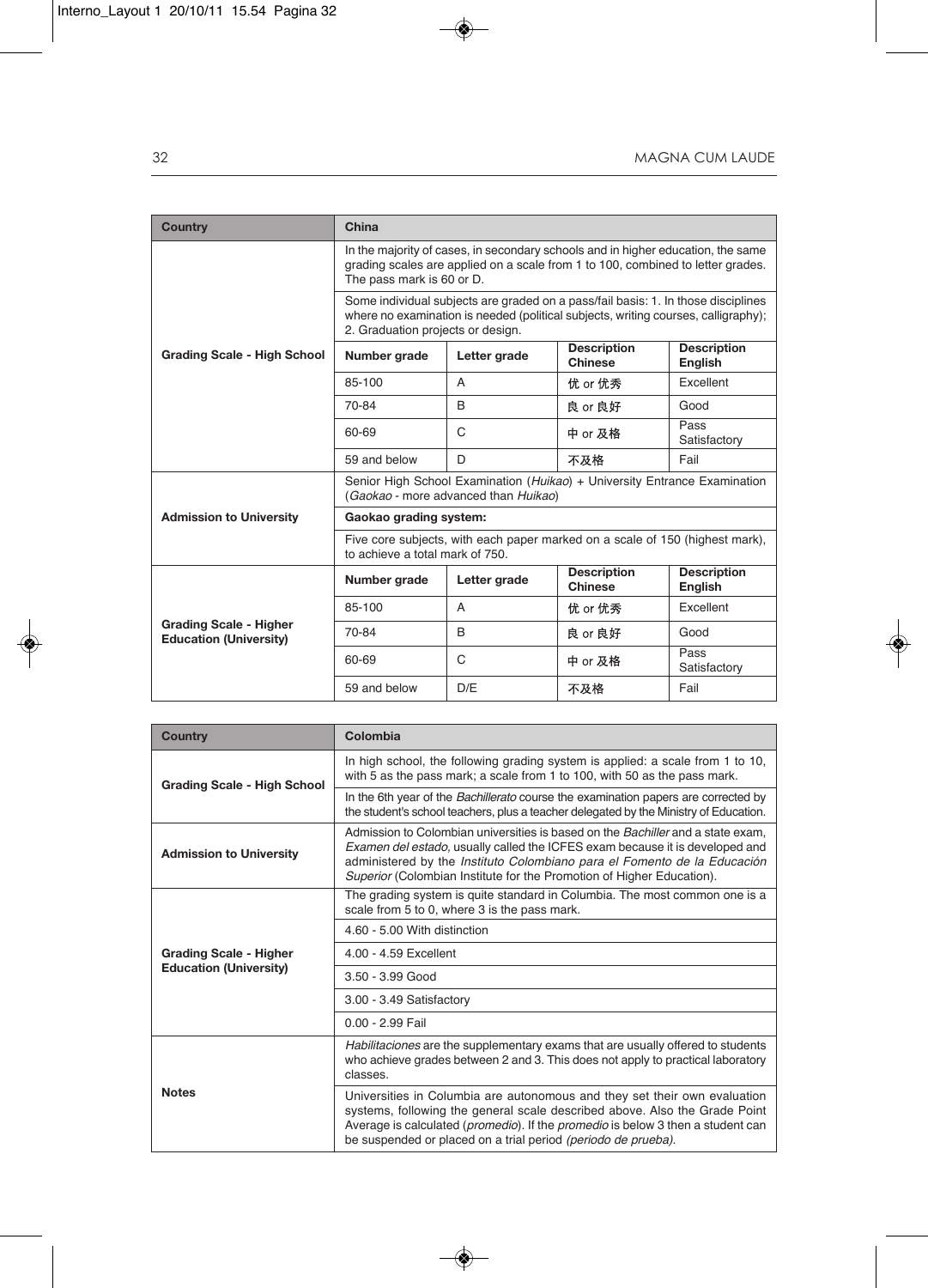| Country | China | | | |
|---|---|---|---|---|
| Grading Scale - High School | In the majority of cases, in secondary schools and in higher education, the same grading scales are applied on a scale from 1 to 100, combined to letter grades. The pass mark is 60 or D. | | | |
| | Some individual subjects are graded on a pass/fail basis: 1. In those disciplines where no examination is needed (political subjects, writing courses, calligraphy); 2. Graduation projects or design. | | | |
| | **Number grade** | **Letter grade** | **Description Chinese** | **Description English** |
| | 85-100 | A | 优 or 优秀 | Excellent |
| | 70-84 | B | 良 or 良好 | Good |
| | 60-69 | C | 中 or 及格 | Pass Satisfactory |
| | 59 and below | D | 不及格 | Fail |
| Admission to University | Senior High School Examination (*Huikao*) + University Entrance Examination (*Gaokao* - more advanced than *Huikao*) | | | |
| | **Gaokao grading system:** | | | |
| | Five core subjects, with each paper marked on a scale of 150 (highest mark), to achieve a total mark of 750. | | | |
| Grading Scale - Higher Education (University) | **Number grade** | **Letter grade** | **Description Chinese** | **Description English** |
| | 85-100 | A | 优 or 优秀 | Excellent |
| | 70-84 | B | 良 or 良好 | Good |
| | 60-69 | C | 中 or 及格 | Pass Satisfactory |
| | 59 and below | D/E | 不及格 | Fail |

| Country | Colombia |
|---|---|
| Grading Scale - High School | In high school, the following grading system is applied: a scale from 1 to 10, with 5 as the pass mark; a scale from 1 to 100, with 50 as the pass mark. |
| | In the 6th year of the *Bachillerato* course the examination papers are corrected by the student's school teachers, plus a teacher delegated by the Ministry of Education. |
| Admission to University | Admission to Colombian universities is based on the *Bachiller* and a state exam, *Examen del estado,* usually called the ICFES exam because it is developed and administered by the *Instituto Colombiano para el Fomento de la Educación Superior* (Colombian Institute for the Promotion of Higher Education). |
| Grading Scale - Higher Education (University) | The grading system is quite standard in Columbia. The most common one is a scale from 5 to 0, where 3 is the pass mark. |
| | 4.60 - 5.00 With distinction |
| | 4.00 - 4.59 Excellent |
| | 3.50 - 3.99 Good |
| | 3.00 - 3.49 Satisfactory |
| | 0.00 - 2.99 Fail |
| Notes | *Habilitaciones* are the supplementary exams that are usually offered to students who achieve grades between 2 and 3. This does not apply to practical laboratory classes. |
| | Universities in Columbia are autonomous and they set their own evaluation systems, following the general scale described above. Also the Grade Point Average is calculated (*promedio*). If the *promedio* is below 3 then a student can be suspended or placed on a trial period *(periodo de prueba).* |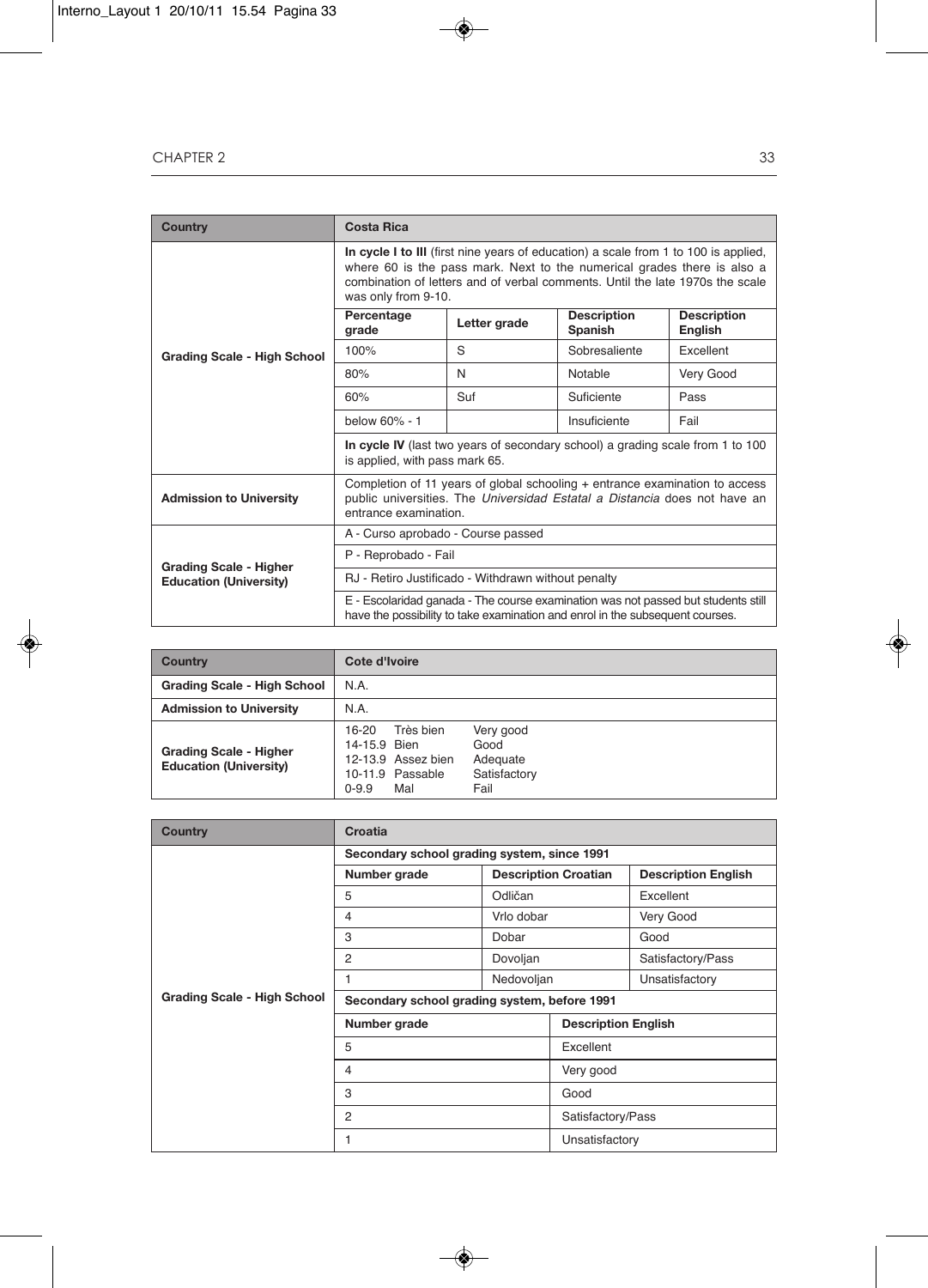| Country | Costa Rica | | | |
|---|---|---|---|---|
| Grading Scale - High School | **In cycle I to III** (first nine years of education) a scale from 1 to 100 is applied, where 60 is the pass mark. Next to the numerical grades there is also a combination of letters and of verbal comments. Until the late 1970s the scale was only from 9-10. | | | |
| | **Percentage grade** | **Letter grade** | **Description Spanish** | **Description English** |
| | 100% | S | Sobresaliente | Excellent |
| | 80% | N | Notable | Very Good |
| | 60% | Suf | Suficiente | Pass |
| | below 60% - 1 | | Insuficiente | Fail |
| | **In cycle IV** (last two years of secondary school) a grading scale from 1 to 100 is applied, with pass mark 65. | | | |
| Admission to University | Completion of 11 years of global schooling + entrance examination to access public universities. The *Universidad Estatal a Distancia* does not have an entrance examination. | | | |
| Grading Scale - Higher Education (University) | A - Curso aprobado - Course passed | | | |
| | P - Reprobado - Fail | | | |
| | RJ - Retiro Justificado - Withdrawn without penalty | | | |
| | E - Escolaridad ganada - The course examination was not passed but students still have the possibility to take examination and enrol in the subsequent courses. | | | |

| Country | Cote d'Ivoire | | |
|---|---|---|---|
| Grading Scale - High School | N.A. | | |
| Admission to University | N.A. | | |
| Grading Scale - Higher Education (University) | 16-20 | Très bien | Very good |
| | 14-15.9 | Bien | Good |
| | 12-13.9 | Assez bien | Adequate |
| | 10-11.9 | Passable | Satisfactory |
| | 0-9.9 | Mal | Fail |

| Country | Croatia | | |
|---|---|---|---|
| Grading Scale - High School | **Secondary school grading system, since 1991** | | |
| | **Number grade** | **Description Croatian** | **Description English** |
| | 5 | Odličan | Excellent |
| | 4 | Vrlo dobar | Very Good |
| | 3 | Dobar | Good |
| | 2 | Dovoljan | Satisfactory/Pass |
| | 1 | Nedovoljan | Unsatisfactory |
| | **Secondary school grading system, before 1991** | | |
| | **Number grade** | | **Description English** |
| | 5 | | Excellent |
| | 4 | | Very good |
| | 3 | | Good |
| | 2 | | Satisfactory/Pass |
| | 1 | | Unsatisfactory |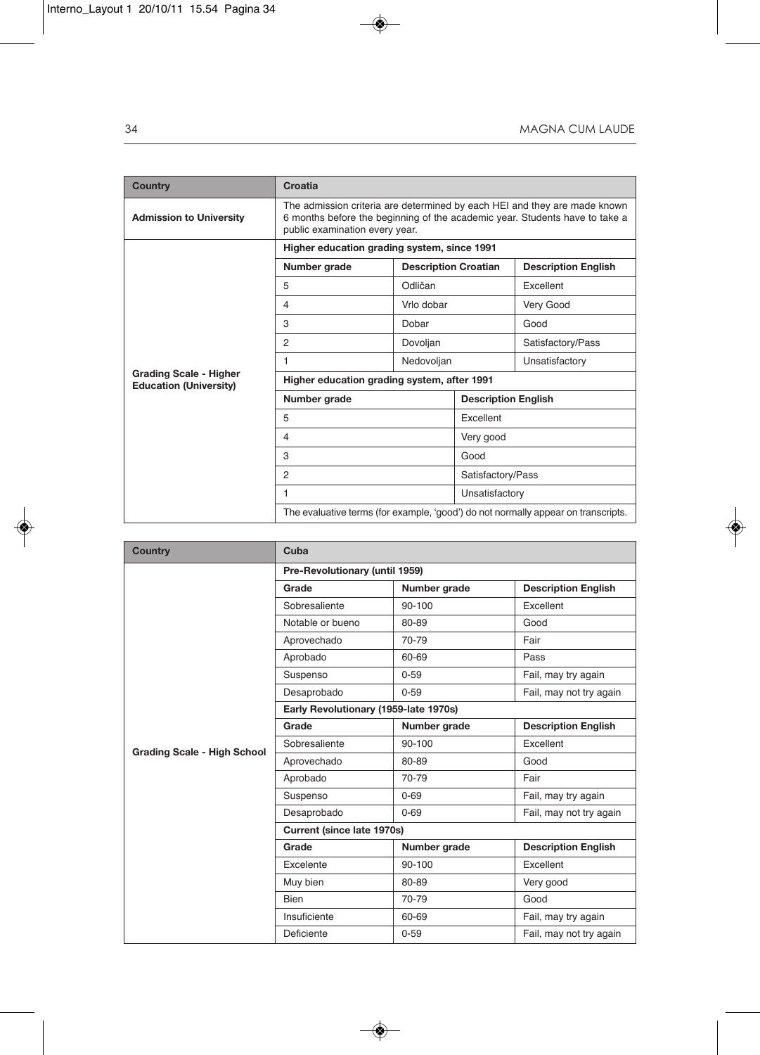| Country | Croatia | | |
|---|---|---|---|
| **Admission to University** | The admission criteria are determined by each HEI and they are made known 6 months before the beginning of the academic year. Students have to take a public examination every year. | | |
| **Grading Scale - Higher Education (University)** | **Higher education grading system, since 1991** | | |
| | **Number grade** | **Description Croatian** | **Description English** |
| | 5 | Odličan | Excellent |
| | 4 | Vrlo dobar | Very Good |
| | 3 | Dobar | Good |
| | 2 | Dovoljan | Satisfactory/Pass |
| | 1 | Nedovoljan | Unsatisfactory |
| | **Higher education grading system, after 1991** | | |
| | **Number grade** | **Description English** | |
| | 5 | Excellent | |
| | 4 | Very good | |
| | 3 | Good | |
| | 2 | Satisfactory/Pass | |
| | 1 | Unsatisfactory | |
| | The evaluative terms (for example, 'good') do not normally appear on transcripts. | | |

| Country | Cuba | | |
|---|---|---|---|
| **Grading Scale - High School** | **Pre-Revolutionary (until 1959)** | | |
| | **Grade** | **Number grade** | **Description English** |
| | Sobresaliente | 90-100 | Excellent |
| | Notable or bueno | 80-89 | Good |
| | Aprovechado | 70-79 | Fair |
| | Aprobado | 60-69 | Pass |
| | Suspenso | 0-59 | Fail, may try again |
| | Desaprobado | 0-59 | Fail, may not try again |
| | **Early Revolutionary (1959-late 1970s)** | | |
| | **Grade** | **Number grade** | **Description English** |
| | Sobresaliente | 90-100 | Excellent |
| | Aprovechado | 80-89 | Good |
| | Aprobado | 70-79 | Fair |
| | Suspenso | 0-69 | Fail, may try again |
| | Desaprobado | 0-69 | Fail, may not try again |
| | **Current (since late 1970s)** | | |
| | **Grade** | **Number grade** | **Description English** |
| | Excelente | 90-100 | Excellent |
| | Muy bien | 80-89 | Very good |
| | Bien | 70-79 | Good |
| | Insuficiente | 60-69 | Fail, may try again |
| | Deficiente | 0-59 | Fail, may not try again |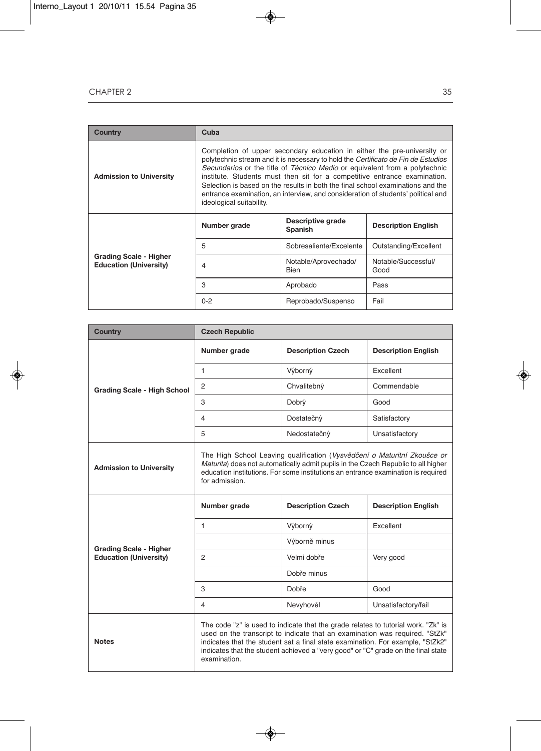| Country | Cuba | | |
|---|---|---|---|
| **Admission to University** | Completion of upper secondary education in either the pre-university or polytechnic stream and it is necessary to hold the *Certificato de Fin de Estudios Secundarios* or the title of *Técnico Medio* or equivalent from a polytechnic institute. Students must then sit for a competitive entrance examination. Selection is based on the results in both the final school examinations and the entrance examination, an interview, and consideration of students' political and ideological suitability. | | |
| **Grading Scale - Higher Education (University)** | **Number grade** | **Descriptive grade Spanish** | **Description English** |
| | 5 | Sobresaliente/Excelente | Outstanding/Excellent |
| | 4 | Notable/Aprovechado/ Bien | Notable/Successful/ Good |
| | 3 | Aprobado | Pass |
| | 0-2 | Reprobado/Suspenso | Fail |

| Country | Czech Republic | | |
|---|---|---|---|
| **Grading Scale - High School** | **Number grade** | **Description Czech** | **Description English** |
| | 1 | Výborný | Excellent |
| | 2 | Chvalitebný | Commendable |
| | 3 | Dobrý | Good |
| | 4 | Dostatečný | Satisfactory |
| | 5 | Nedostatečný | Unsatisfactory |
| **Admission to University** | The High School Leaving qualification (*Vysvědčení o Maturitní Zkoušce or Maturita*) does not automatically admit pupils in the Czech Republic to all higher education institutions. For some institutions an entrance examination is required for admission. | | |
| **Grading Scale - Higher Education (University)** | **Number grade** | **Description Czech** | **Description English** |
| | 1 | Výborný | Excellent |
| | | Výborně minus | |
| | 2 | Velmi dobře | Very good |
| | | Dobře minus | |
| | 3 | Dobře | Good |
| | 4 | Nevyhověl | Unsatisfactory/fail |
| **Notes** | The code "z" is used to indicate that the grade relates to tutorial work. "Zk" is used on the transcript to indicate that an examination was required. "StZk" indicates that the student sat a final state examination. For example, "StZk2" indicates that the student achieved a "very good" or "C" grade on the final state examination. | | |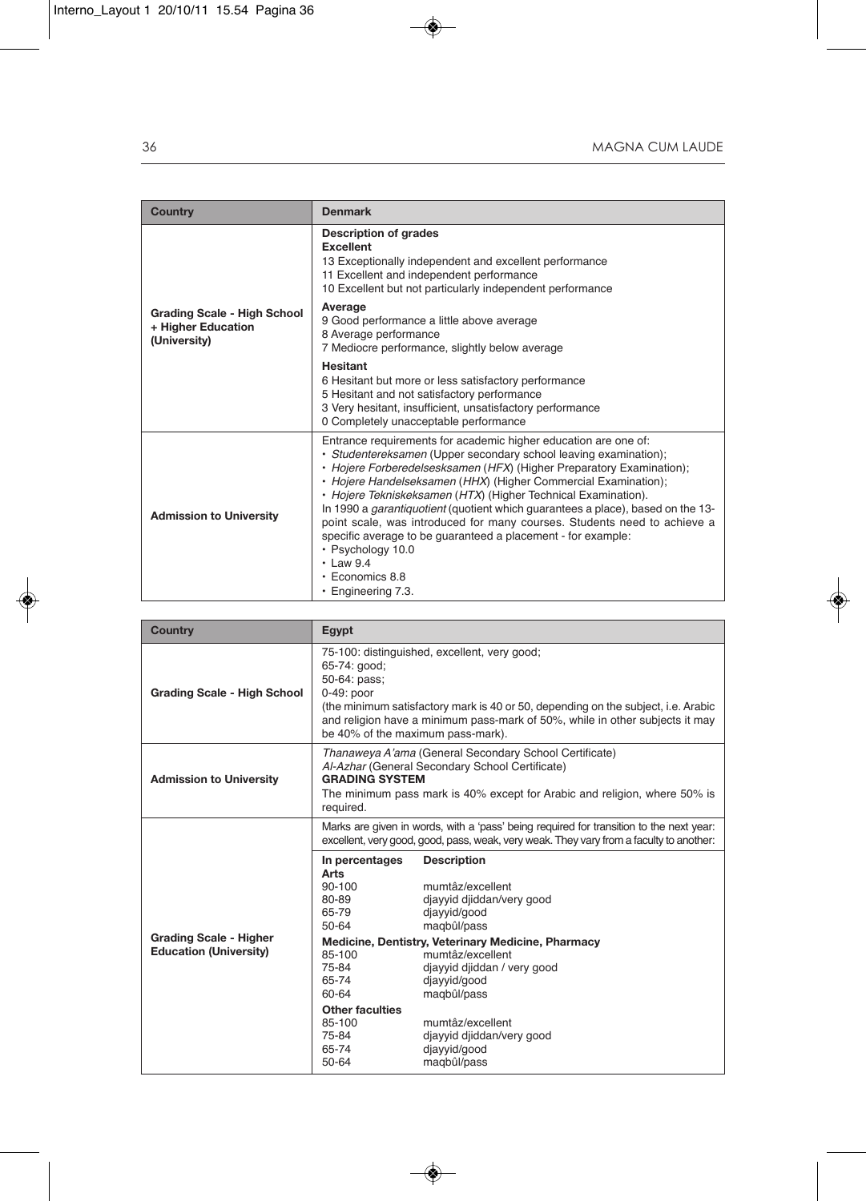| Country | Denmark |
|---|---|
| Grading Scale - High School + Higher Education (University) | **Description of grades**<br>**Excellent**<br>13 Exceptionally independent and excellent performance<br>11 Excellent and independent performance<br>10 Excellent but not particularly independent performance<br>**Average**<br>9 Good performance a little above average<br>8 Average performance<br>7 Mediocre performance, slightly below average<br>**Hesitant**<br>6 Hesitant but more or less satisfactory performance<br>5 Hesitant and not satisfactory performance<br>3 Very hesitant, insufficient, unsatisfactory performance<br>0 Completely unacceptable performance |
| Admission to University | Entrance requirements for academic higher education are one of:<br>• *Studentereksamen* (Upper secondary school leaving examination);<br>• *Hojere Forberedelsesksamen* (*HFX*) (Higher Preparatory Examination);<br>• *Hojere Handelseksamen* (*HHX*) (Higher Commercial Examination);<br>• *Hojere Tekniskeksamen* (*HTX*) (Higher Technical Examination).<br>In 1990 a *garantiquotient* (quotient which guarantees a place), based on the 13-point scale, was introduced for many courses. Students need to achieve a specific average to be guaranteed a placement - for example:<br>• Psychology 10.0<br>• Law 9.4<br>• Economics 8.8<br>• Engineering 7.3. |

| Country | Egypt |
|---|---|
| Grading Scale - High School | 75-100: distinguished, excellent, very good;<br>65-74: good;<br>50-64: pass;<br>0-49: poor<br>(the minimum satisfactory mark is 40 or 50, depending on the subject, i.e. Arabic and religion have a minimum pass-mark of 50%, while in other subjects it may be 40% of the maximum pass-mark). |
| Admission to University | *Thanaweya A'ama* (General Secondary School Certificate)<br>*Al-Azhar* (General Secondary School Certificate)<br>**GRADING SYSTEM**<br>The minimum pass mark is 40% except for Arabic and religion, where 50% is required. |
| Grading Scale - Higher Education (University) | Marks are given in words, with a 'pass' being required for transition to the next year: excellent, very good, good, pass, weak, very weak. They vary from a faculty to another:<br><br>**In percentages** — **Description**<br>**Arts**<br>90-100 — mumtâz/excellent<br>80-89 — djayyid djiddan/very good<br>65-79 — djayyid/good<br>50-64 — maqbûl/pass<br>**Medicine, Dentistry, Veterinary Medicine, Pharmacy**<br>85-100 — mumtâz/excellent<br>75-84 — djayyid djiddan / very good<br>65-74 — djayyid/good<br>60-64 — maqbûl/pass<br>**Other faculties**<br>85-100 — mumtâz/excellent<br>75-84 — djayyid djiddan/very good<br>65-74 — djayyid/good<br>50-64 — maqbûl/pass |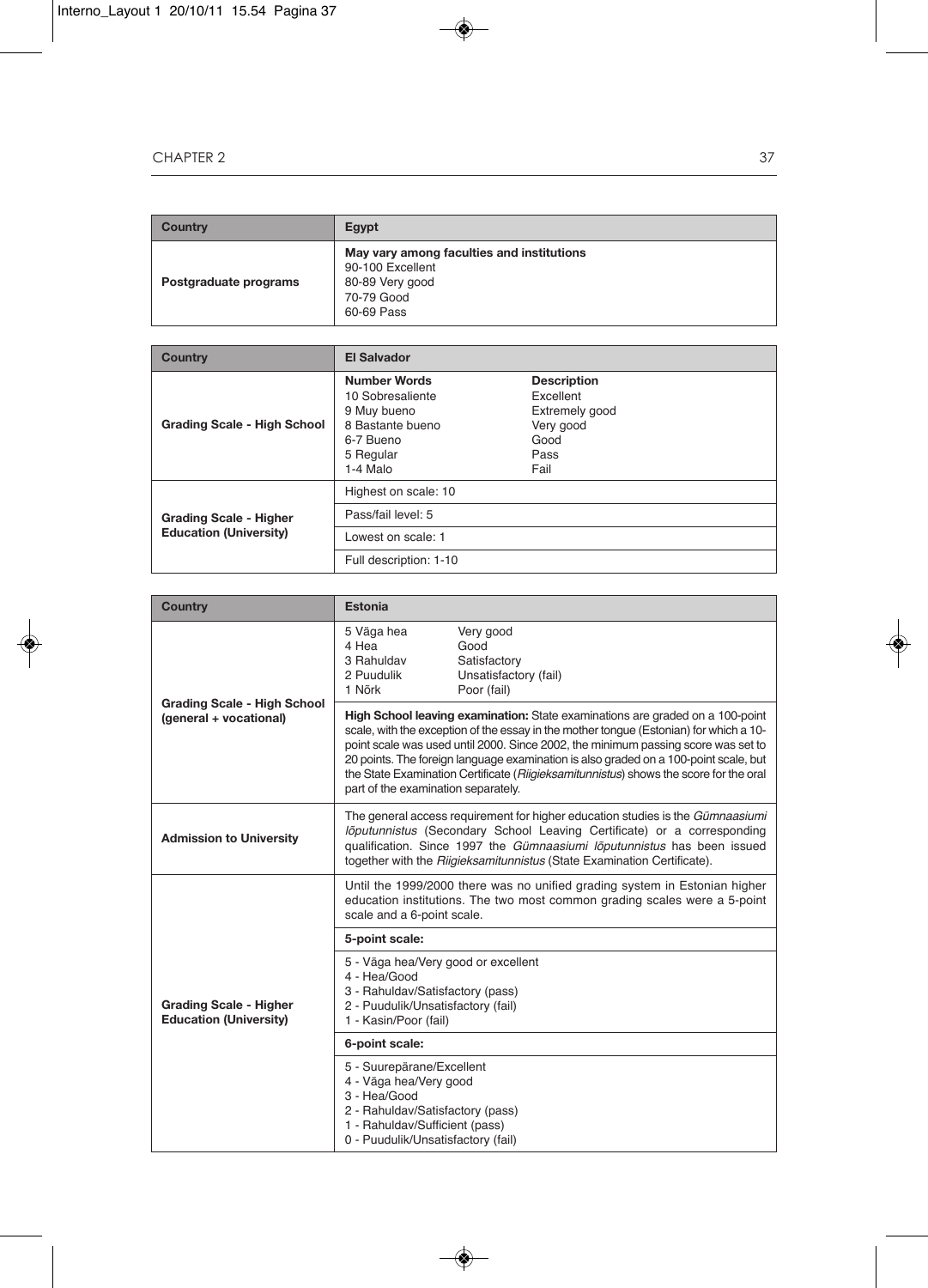| Country | Egypt |
|---|---|
| Postgraduate programs | **May vary among faculties and institutions**<br>90-100 Excellent<br>80-89 Very good<br>70-79 Good<br>60-69 Pass |

| Country | El Salvador | |
|---|---|---|
| Grading Scale - High School | **Number Words**<br>10 Sobresaliente<br>9 Muy bueno<br>8 Bastante bueno<br>6-7 Bueno<br>5 Regular<br>1-4 Malo | **Description**<br>Excellent<br>Extremely good<br>Very good<br>Good<br>Pass<br>Fail |
| Grading Scale - Higher Education (University) | Highest on scale: 10 | |
| | Pass/fail level: 5 | |
| | Lowest on scale: 1 | |
| | Full description: 1-10 | |

| Country | Estonia |
|---|---|
| Grading Scale - High School (general + vocational) | 5 Väga hea — Very good<br>4 Hea — Good<br>3 Rahuldav — Satisfactory<br>2 Puudulik — Unsatisfactory (fail)<br>1 Nõrk — Poor (fail) |
| | **High School leaving examination:** State examinations are graded on a 100-point scale, with the exception of the essay in the mother tongue (Estonian) for which a 10-point scale was used until 2000. Since 2002, the minimum passing score was set to 20 points. The foreign language examination is also graded on a 100-point scale, but the State Examination Certificate (*Riigieksamitunnistus*) shows the score for the oral part of the examination separately. |
| Admission to University | The general access requirement for higher education studies is the *Gümnaasiumi lõputunnistus* (Secondary School Leaving Certificate) or a corresponding qualification. Since 1997 the *Gümnaasiumi lõputunnistus* has been issued together with the *Riigieksamitunnistus* (State Examination Certificate). |
| Grading Scale - Higher Education (University) | Until the 1999/2000 there was no unified grading system in Estonian higher education institutions. The two most common grading scales were a 5-point scale and a 6-point scale. |
| | **5-point scale:** |
| | 5 - Väga hea/Very good or excellent<br>4 - Hea/Good<br>3 - Rahuldav/Satisfactory (pass)<br>2 - Puudulik/Unsatisfactory (fail)<br>1 - Kasin/Poor (fail) |
| | **6-point scale:** |
| | 5 - Suurepärane/Excellent<br>4 - Väga hea/Very good<br>3 - Hea/Good<br>2 - Rahuldav/Satisfactory (pass)<br>1 - Rahuldav/Sufficient (pass)<br>0 - Puudulik/Unsatisfactory (fail) |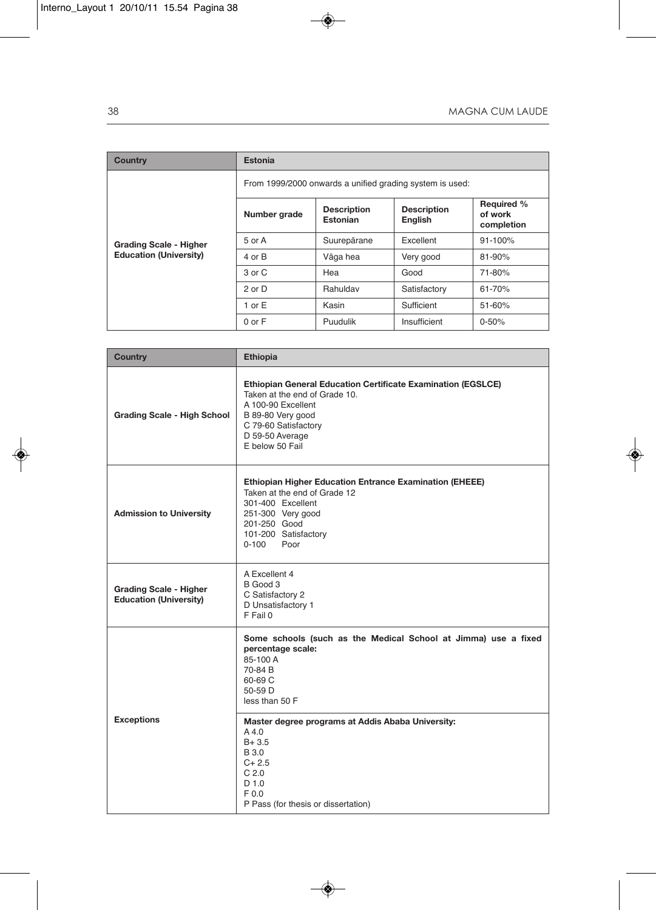| Country | Estonia | | | |
|---|---|---|---|---|
| Grading Scale - Higher Education (University) | From 1999/2000 onwards a unified grading system is used: | | | |
| | **Number grade** | **Description Estonian** | **Description English** | **Required % of work completion** |
| | 5 or A | Suurepärane | Excellent | 91-100% |
| | 4 or B | Väga hea | Very good | 81-90% |
| | 3 or C | Hea | Good | 71-80% |
| | 2 or D | Rahuldav | Satisfactory | 61-70% |
| | 1 or E | Kasin | Sufficient | 51-60% |
| | 0 or F | Puudulik | Insufficient | 0-50% |

| Country | Ethiopia |
|---|---|
| Grading Scale - High School | **Ethiopian General Education Certificate Examination (EGSLCE)**<br>Taken at the end of Grade 10.<br>A 100-90 Excellent<br>B 89-80 Very good<br>C 79-60 Satisfactory<br>D 59-50 Average<br>E below 50 Fail |
| Admission to University | **Ethiopian Higher Education Entrance Examination (EHEEE)**<br>Taken at the end of Grade 12<br>301-400 Excellent<br>251-300 Very good<br>201-250 Good<br>101-200 Satisfactory<br>0-100 Poor |
| Grading Scale - Higher Education (University) | A Excellent 4<br>B Good 3<br>C Satisfactory 2<br>D Unsatisfactory 1<br>F Fail 0 |
| Exceptions | **Some schools (such as the Medical School at Jimma) use a fixed percentage scale:**<br>85-100 A<br>70-84 B<br>60-69 C<br>50-59 D<br>less than 50 F |
| | **Master degree programs at Addis Ababa University:**<br>A 4.0<br>B+ 3.5<br>B 3.0<br>C+ 2.5<br>C 2.0<br>D 1.0<br>F 0.0<br>P Pass (for thesis or dissertation) |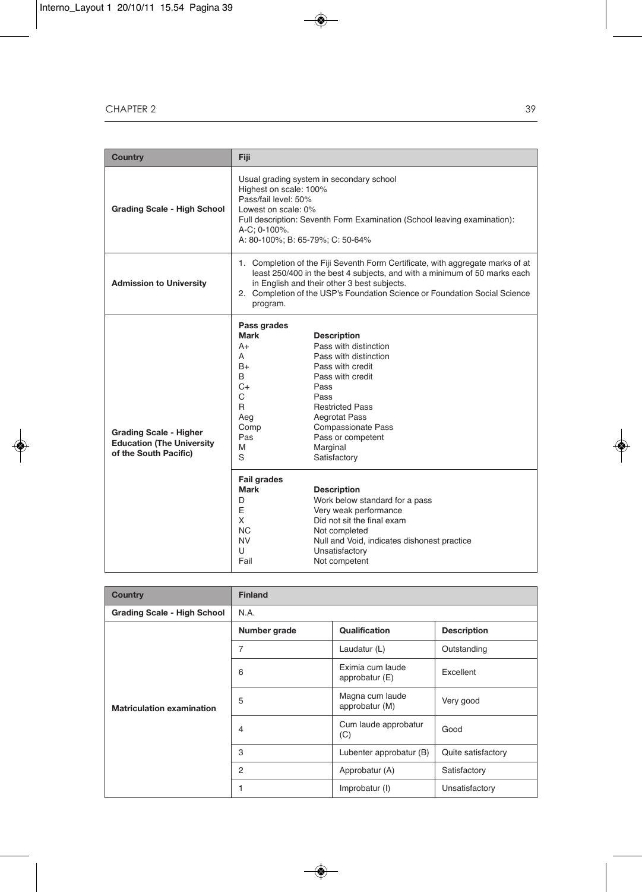| Country | Fiji |
|---|---|
| Grading Scale - High School | Usual grading system in secondary school<br>Highest on scale: 100%<br>Pass/fail level: 50%<br>Lowest on scale: 0%<br>Full description: Seventh Form Examination (School leaving examination): A-C; 0-100%.<br>A: 80-100%; B: 65-79%; C: 50-64% |
| Admission to University | 1. Completion of the Fiji Seventh Form Certificate, with aggregate marks of at least 250/400 in the best 4 subjects, and with a minimum of 50 marks each in English and their other 3 best subjects.<br>2. Completion of the USP's Foundation Science or Foundation Social Science program. |
| Grading Scale - Higher Education (The University of the South Pacific) | **Pass grades**<br>**Mark** — **Description**<br>A+ — Pass with distinction<br>A — Pass with distinction<br>B+ — Pass with credit<br>B — Pass with credit<br>C+ — Pass<br>C — Pass<br>R — Restricted Pass<br>Aeg — Aegrotat Pass<br>Comp — Compassionate Pass<br>Pas — Pass or competent<br>M — Marginal<br>S — Satisfactory |
| | **Fail grades**<br>**Mark** — **Description**<br>D — Work below standard for a pass<br>E — Very weak performance<br>X — Did not sit the final exam<br>NC — Not completed<br>NV — Null and Void, indicates dishonest practice<br>U — Unsatisfactory<br>Fail — Not competent |

| Country | Finland | | |
|---|---|---|---|
| Grading Scale - High School | N.A. | | |
| Matriculation examination | **Number grade** | **Qualification** | **Description** |
| | 7 | Laudatur (L) | Outstanding |
| | 6 | Eximia cum laude approbatur (E) | Excellent |
| | 5 | Magna cum laude approbatur (M) | Very good |
| | 4 | Cum laude approbatur (C) | Good |
| | 3 | Lubenter approbatur (B) | Quite satisfactory |
| | 2 | Approbatur (A) | Satisfactory |
| | 1 | Improbatur (I) | Unsatisfactory |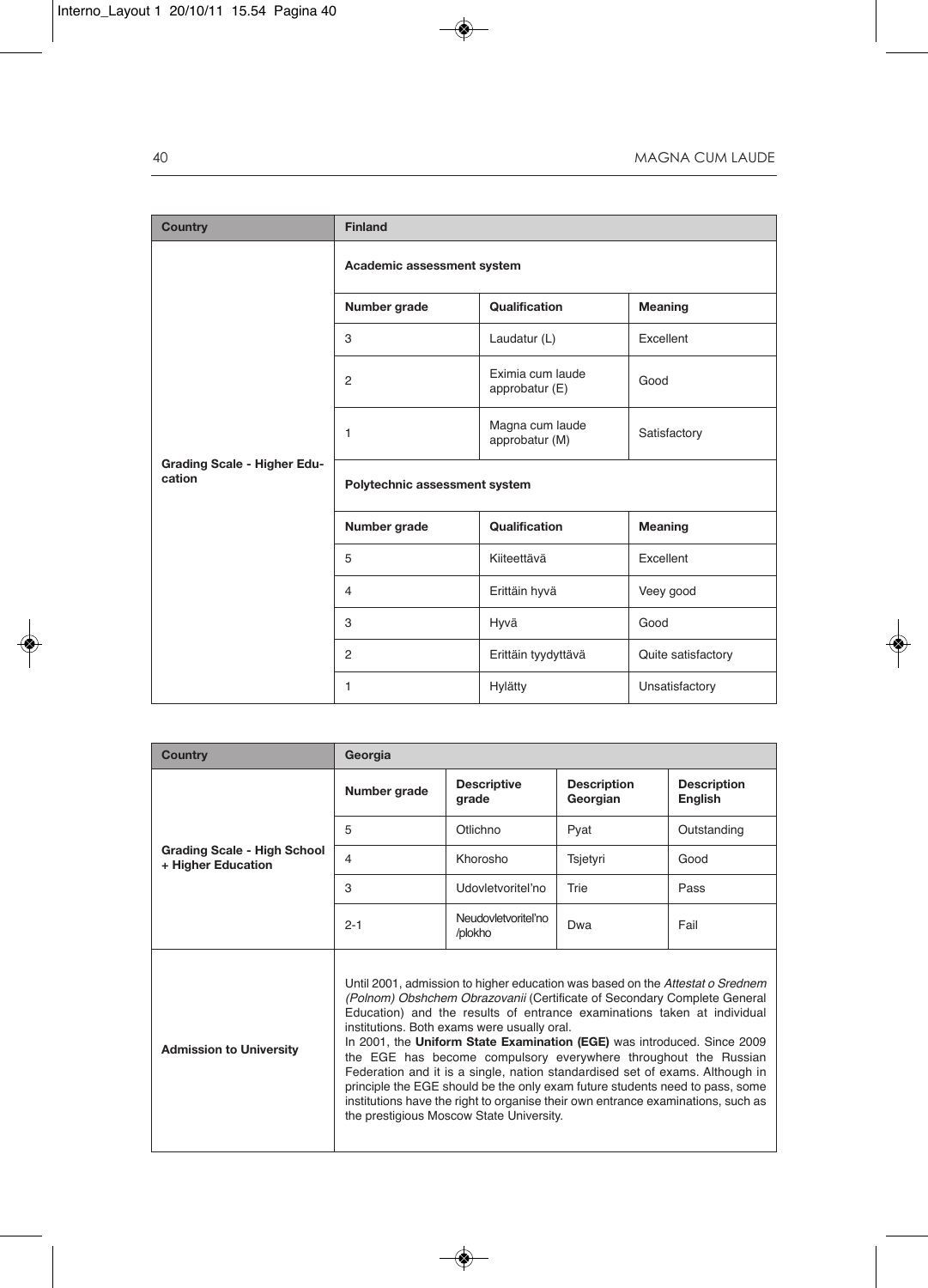| Country | Finland | | |
|---|---|---|---|
| Grading Scale - Higher Education | **Academic assessment system** | | |
| | **Number grade** | **Qualification** | **Meaning** |
| | 3 | Laudatur (L) | Excellent |
| | 2 | Eximia cum laude approbatur (E) | Good |
| | 1 | Magna cum laude approbatur (M) | Satisfactory |
| | **Polytechnic assessment system** | | |
| | **Number grade** | **Qualification** | **Meaning** |
| | 5 | Kiiteettävä | Excellent |
| | 4 | Erittäin hyvä | Veey good |
| | 3 | Hyvä | Good |
| | 2 | Erittäin tyydyttävä | Quite satisfactory |
| | 1 | Hylätty | Unsatisfactory |

| Country | Georgia | | | |
|---|---|---|---|---|
| Grading Scale - High School + Higher Education | **Number grade** | **Descriptive grade** | **Description Georgian** | **Description English** |
| | 5 | Otlichno | Pyat | Outstanding |
| | 4 | Khorosho | Tsjetyri | Good |
| | 3 | Udovletvoritel'no | Trie | Pass |
| | 2-1 | Neudovletvoritel'no /plokho | Dwa | Fail |
| Admission to University | Until 2001, admission to higher education was based on the *Attestat o Srednem (Polnom) Obshchem Obrazovanii* (Certificate of Secondary Complete General Education) and the results of entrance examinations taken at individual institutions. Both exams were usually oral. In 2001, the **Uniform State Examination (EGE)** was introduced. Since 2009 the EGE has become compulsory everywhere throughout the Russian Federation and it is a single, nation standardised set of exams. Although in principle the EGE should be the only exam future students need to pass, some institutions have the right to organise their own entrance examinations, such as the prestigious Moscow State University. | | | |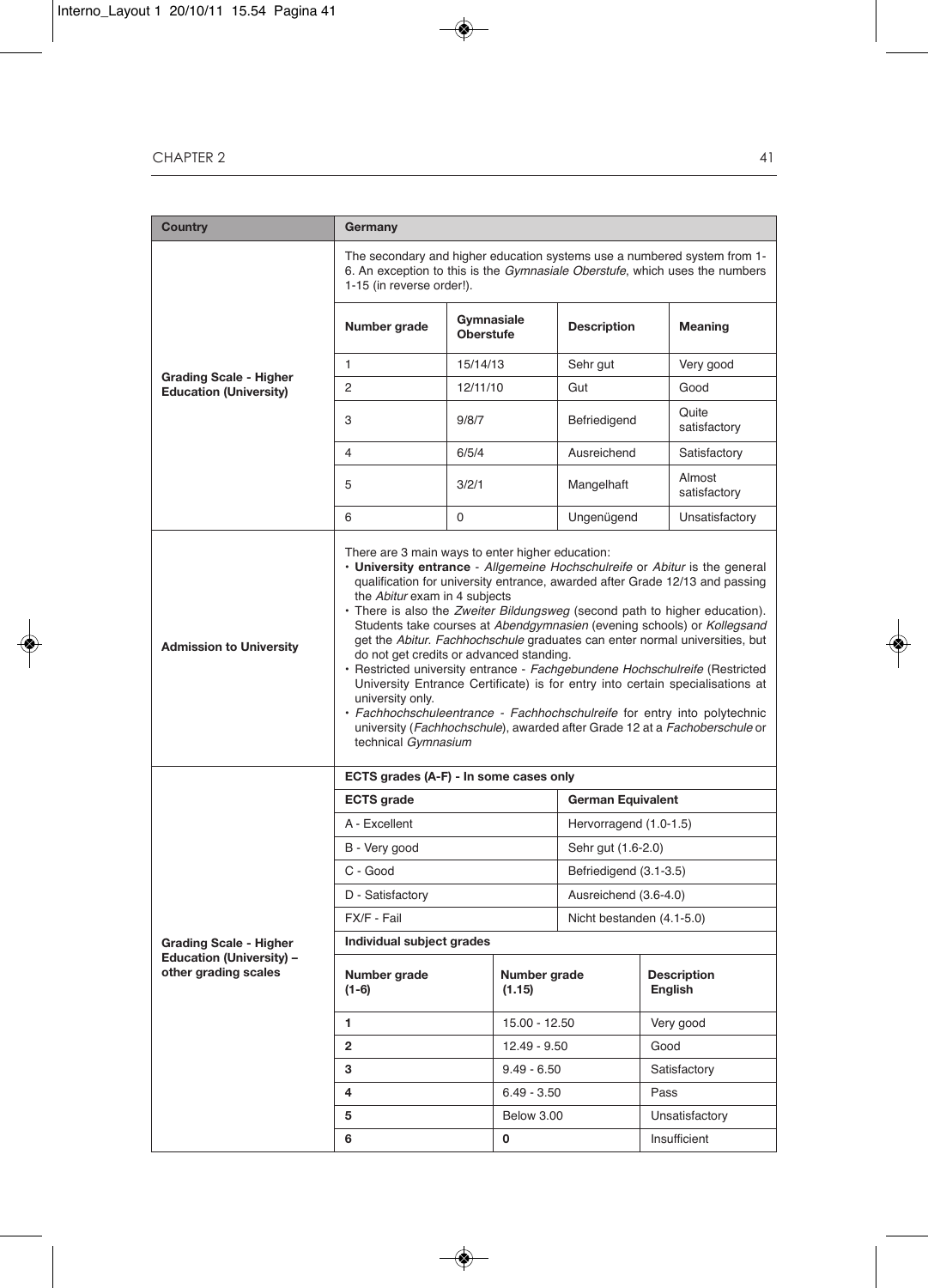| Country | Germany | | | |
|---|---|---|---|---|
| Grading Scale - Higher Education (University) | The secondary and higher education systems use a numbered system from 1-6. An exception to this is the *Gymnasiale Oberstufe*, which uses the numbers 1-15 (in reverse order!). | | | |
| | **Number grade** | **Gymnasiale Oberstufe** | **Description** | **Meaning** |
| | 1 | 15/14/13 | Sehr gut | Very good |
| | 2 | 12/11/10 | Gut | Good |
| | 3 | 9/8/7 | Befriedigend | Quite satisfactory |
| | 4 | 6/5/4 | Ausreichend | Satisfactory |
| | 5 | 3/2/1 | Mangelhaft | Almost satisfactory |
| | 6 | 0 | Ungenügend | Unsatisfactory |
| Admission to University | There are 3 main ways to enter higher education:<br>• **University entrance** - *Allgemeine Hochschulreife* or *Abitur* is the general qualification for university entrance, awarded after Grade 12/13 and passing the *Abitur* exam in 4 subjects<br>• There is also the *Zweiter Bildungsweg* (second path to higher education). Students take courses at *Abendgymnasien* (evening schools) or *Kollegsand* get the *Abitur*. *Fachhochschule* graduates can enter normal universities, but do not get credits or advanced standing.<br>• Restricted university entrance - *Fachgebundene Hochschulreife* (Restricted University Entrance Certificate) is for entry into certain specialisations at university only.<br>• *Fachhochschuleentrance* - *Fachhochschulreife* for entry into polytechnic university (*Fachhochschule*), awarded after Grade 12 at a *Fachoberschule* or technical *Gymnasium* | | | |

| Grading Scale - Higher Education (University) – other grading scales | | | |
|---|---|---|---|
| | **ECTS grades (A-F) - In some cases only** | | |
| | **ECTS grade** | **German Equivalent** | |
| | A - Excellent | Hervorragend (1.0-1.5) | |
| | B - Very good | Sehr gut (1.6-2.0) | |
| | C - Good | Befriedigend (3.1-3.5) | |
| | D - Satisfactory | Ausreichend (3.6-4.0) | |
| | FX/F - Fail | Nicht bestanden (4.1-5.0) | |
| | **Individual subject grades** | | |
| | **Number grade (1-6)** | **Number grade (1.15)** | **Description English** |
| | **1** | 15.00 - 12.50 | Very good |
| | **2** | 12.49 - 9.50 | Good |
| | **3** | 9.49 - 6.50 | Satisfactory |
| | **4** | 6.49 - 3.50 | Pass |
| | **5** | Below 3.00 | Unsatisfactory |
| | **6** | **0** | Insufficient |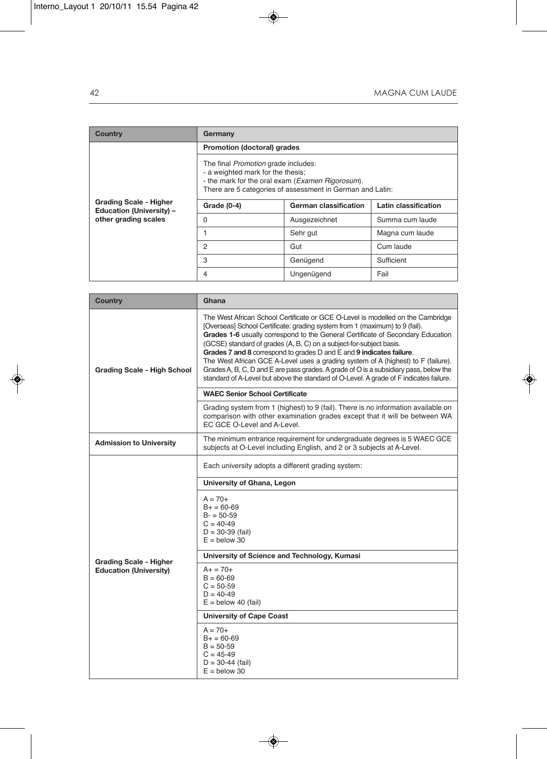| Country | Germany | | |
|---|---|---|---|
| Grading Scale - Higher Education (University) – other grading scales | **Promotion (doctoral) grades** | | |
| | The final *Promotion* grade includes:<br>- a weighted mark for the thesis;<br>- the mark for the oral exam (*Examen Rigorosum*).<br>There are 5 categories of assessment in German and Latin: | | |
| | **Grade (0-4)** | **German classification** | **Latin classification** |
| | 0 | Ausgezeichnet | Summa cum laude |
| | 1 | Sehr gut | Magna cum laude |
| | 2 | Gut | Cum laude |
| | 3 | Genügend | Sufficient |
| | 4 | Ungenügend | Fail |

| Country | Ghana |
|---|---|
| Grading Scale - High School | The West African School Certificate or GCE O-Level is modelled on the Cambridge [Overseas] School Certificate: grading system from 1 (maximum) to 9 (fail).<br>**Grades 1-6** usually correspond to the General Certificate of Secondary Education (GCSE) standard of grades (A, B, C) on a subject-for-subject basis.<br>**Grades 7 and 8** correspond to grades D and E and **9 indicates failure**.<br>The West African GCE A-Level uses a grading system of A (highest) to F (failure). Grades A, B, C, D and E are pass grades. A grade of O is a subsidiary pass, below the standard of A-Level but above the standard of O-Level. A grade of F indicates failure. |
| | **WAEC Senior School Certificate** |
| | Grading system from 1 (highest) to 9 (fail). There is no information available on comparison with other examination grades except that it will be between WA EC GCE O-Level and A-Level. |
| Admission to University | The minimum entrance requirement for undergraduate degrees is 5 WAEC GCE subjects at O-Level including English, and 2 or 3 subjects at A-Level. |
| Grading Scale - Higher Education (University) | Each university adopts a different grading system: |
| | **University of Ghana, Legon** |
| | A = 70+<br>B+ = 60-69<br>B- = 50-59<br>C = 40-49<br>D = 30-39 (fail)<br>E = below 30 |
| | **University of Science and Technology, Kumasi** |
| | A+ = 70+<br>B = 60-69<br>C = 50-59<br>D = 40-49<br>E = below 40 (fail) |
| | **University of Cape Coast** |
| | A = 70+<br>B+ = 60-69<br>B = 50-59<br>C = 45-49<br>D = 30-44 (fail)<br>E = below 30 |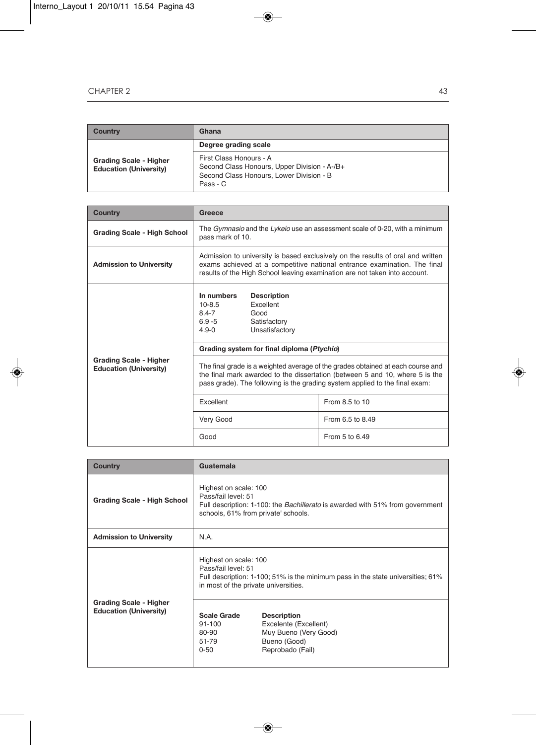| Country | Ghana |
| --- | --- |
| Grading Scale - Higher Education (University) | **Degree grading scale** |
| | First Class Honours - A<br>Second Class Honours, Upper Division - A-/B+<br>Second Class Honours, Lower Division - B<br>Pass - C |

| Country | Greece | |
| --- | --- | --- |
| **Grading Scale - High School** | The *Gymnasio* and the *Lykeio* use an assessment scale of 0-20, with a minimum pass mark of 10. | |
| **Admission to University** | Admission to university is based exclusively on the results of oral and written exams achieved at a competitive national entrance examination. The final results of the High School leaving examination are not taken into account. | |
| **Grading Scale - Higher Education (University)** | **In numbers** / **Description**<br>10-8.5 Excellent<br>8.4-7 Good<br>6.9 -5 Satisfactory<br>4.9-0 Unsatisfactory | |
| | **Grading system for final diploma (*Ptychio*)** | |
| | The final grade is a weighted average of the grades obtained at each course and the final mark awarded to the dissertation (between 5 and 10, where 5 is the pass grade). The following is the grading system applied to the final exam: | |
| | Excellent | From 8.5 to 10 |
| | Very Good | From 6.5 to 8.49 |
| | Good | From 5 to 6.49 |

| Country | Guatemala |
| --- | --- |
| **Grading Scale - High School** | Highest on scale: 100<br>Pass/fail level: 51<br>Full description: 1-100: the *Bachillerato* is awarded with 51% from government schools, 61% from private' schools. |
| **Admission to University** | N.A. |
| **Grading Scale - Higher Education (University)** | Highest on scale: 100<br>Pass/fail level: 51<br>Full description: 1-100; 51% is the minimum pass in the state universities; 61% in most of the private universities. |
| | **Scale Grade** / **Description**<br>91-100 Excelente (Excellent)<br>80-90 Muy Bueno (Very Good)<br>51-79 Bueno (Good)<br>0-50 Reprobado (Fail) |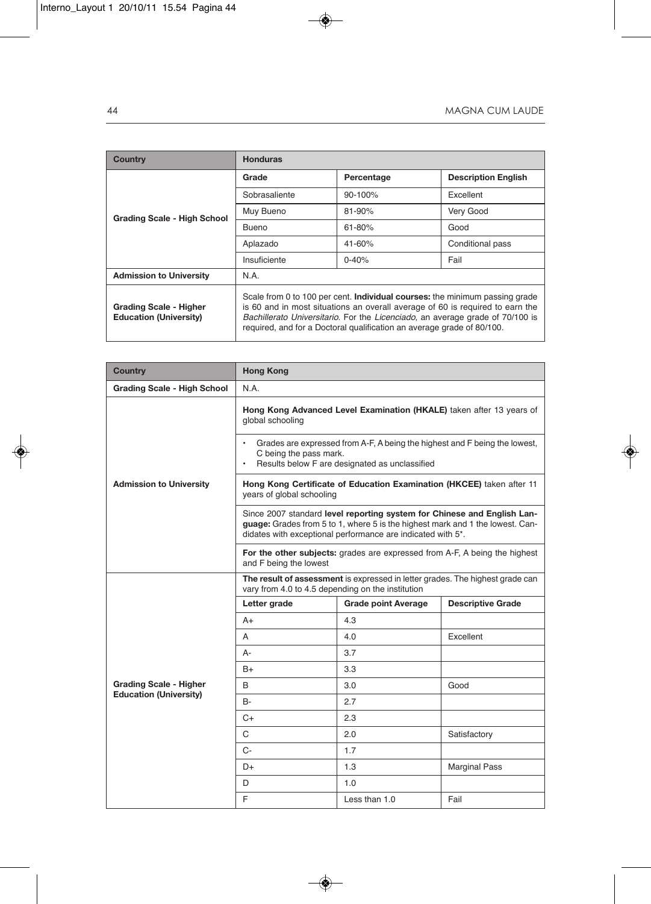| Country | Honduras | | |
|---|---|---|---|
| **Grading Scale - High School** | **Grade** | **Percentage** | **Description English** |
| | Sobrasaliente | 90-100% | Excellent |
| | Muy Bueno | 81-90% | Very Good |
| | Bueno | 61-80% | Good |
| | Aplazado | 41-60% | Conditional pass |
| | Insuficiente | 0-40% | Fail |
| **Admission to University** | N.A. | | |
| **Grading Scale - Higher Education (University)** | Scale from 0 to 100 per cent. **Individual courses:** the minimum passing grade is 60 and in most situations an overall average of 60 is required to earn the *Bachillerato Universitario*. For the *Licenciado*, an average grade of 70/100 is required, and for a Doctoral qualification an average grade of 80/100. | | |

| Country | Hong Kong | | |
|---|---|---|---|
| **Grading Scale - High School** | N.A. | | |
| **Admission to University** | **Hong Kong Advanced Level Examination (HKALE)** taken after 13 years of global schooling | | |
| | • Grades are expressed from A-F, A being the highest and F being the lowest, C being the pass mark.<br>• Results below F are designated as unclassified | | |
| | **Hong Kong Certificate of Education Examination (HKCEE)** taken after 11 years of global schooling | | |
| | Since 2007 standard **level reporting system for Chinese and English Language:** Grades from 5 to 1, where 5 is the highest mark and 1 the lowest. Candidates with exceptional performance are indicated with 5*. | | |
| | **For the other subjects:** grades are expressed from A-F, A being the highest and F being the lowest | | |
| **Grading Scale - Higher Education (University)** | **The result of assessment** is expressed in letter grades. The highest grade can vary from 4.0 to 4.5 depending on the institution | | |
| | **Letter grade** | **Grade point Average** | **Descriptive Grade** |
| | A+ | 4.3 | |
| | A | 4.0 | Excellent |
| | A- | 3.7 | |
| | B+ | 3.3 | |
| | B | 3.0 | Good |
| | B- | 2.7 | |
| | C+ | 2.3 | |
| | C | 2.0 | Satisfactory |
| | C- | 1.7 | |
| | D+ | 1.3 | Marginal Pass |
| | D | 1.0 | |
| | F | Less than 1.0 | Fail |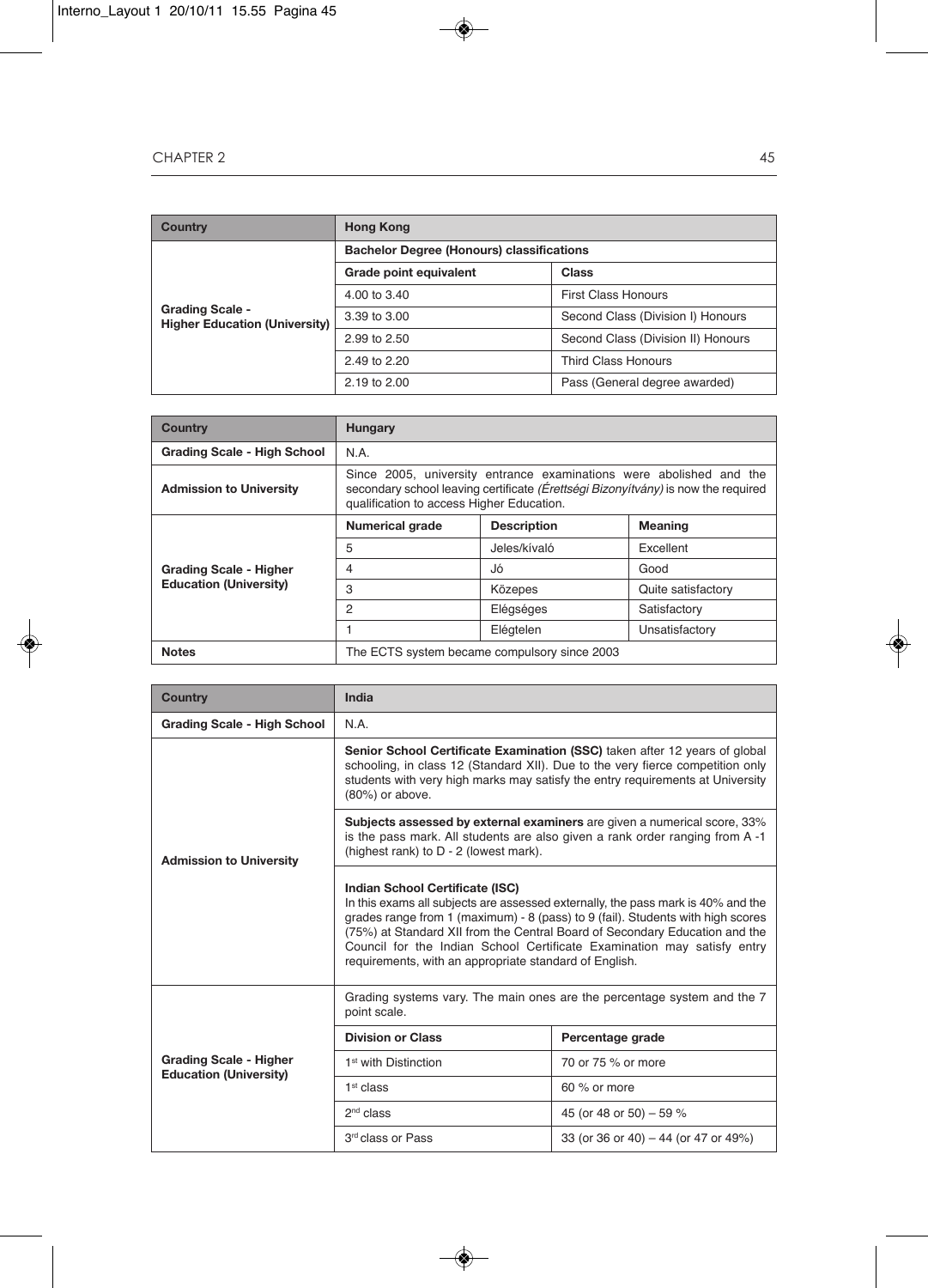| Country | Hong Kong | |
|---|---|---|
| Grading Scale - Higher Education (University) | **Bachelor Degree (Honours) classifications** | |
| | **Grade point equivalent** | **Class** |
| | 4.00 to 3.40 | First Class Honours |
| | 3.39 to 3.00 | Second Class (Division I) Honours |
| | 2.99 to 2.50 | Second Class (Division II) Honours |
| | 2.49 to 2.20 | Third Class Honours |
| | 2.19 to 2.00 | Pass (General degree awarded) |

| Country | Hungary | | |
|---|---|---|---|
| **Grading Scale - High School** | N.A. | | |
| **Admission to University** | Since 2005, university entrance examinations were abolished and the secondary school leaving certificate *(Érettségi Bizonyítvány)* is now the required qualification to access Higher Education. | | |
| **Grading Scale - Higher Education (University)** | **Numerical grade** | **Description** | **Meaning** |
| | 5 | Jeles/kíváló | Excellent |
| | 4 | Jó | Good |
| | 3 | Közepes | Quite satisfactory |
| | 2 | Elégséges | Satisfactory |
| | 1 | Elégtelen | Unsatisfactory |
| **Notes** | The ECTS system became compulsory since 2003 | | |

| Country | India | |
|---|---|---|
| **Grading Scale - High School** | N.A. | |
| **Admission to University** | **Senior School Certificate Examination (SSC)** taken after 12 years of global schooling, in class 12 (Standard XII). Due to the very fierce competition only students with very high marks may satisfy the entry requirements at University (80%) or above. | |
| | **Subjects assessed by external examiners** are given a numerical score, 33% is the pass mark. All students are also given a rank order ranging from A -1 (highest rank) to D - 2 (lowest mark). | |
| | **Indian School Certificate (ISC)** In this exams all subjects are assessed externally, the pass mark is 40% and the grades range from 1 (maximum) - 8 (pass) to 9 (fail). Students with high scores (75%) at Standard XII from the Central Board of Secondary Education and the Council for the Indian School Certificate Examination may satisfy entry requirements, with an appropriate standard of English. | |
| **Grading Scale - Higher Education (University)** | Grading systems vary. The main ones are the percentage system and the 7 point scale. | |
| | **Division or Class** | **Percentage grade** |
| | 1st with Distinction | 70 or 75 % or more |
| | 1st class | 60 % or more |
| | 2nd class | 45 (or 48 or 50) – 59 % |
| | 3rd class or Pass | 33 (or 36 or 40) – 44 (or 47 or 49%) |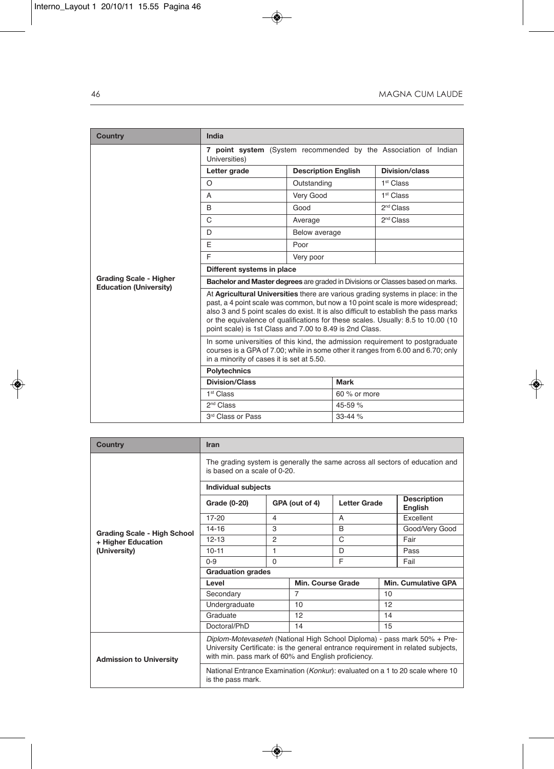| Country | India | | |
|---|---|---|---|
| Grading Scale - Higher Education (University) | **7 point system** (System recommended by the Association of Indian Universities) | | |
| | **Letter grade** | **Description English** | **Division/class** |
| | O | Outstanding | 1st Class |
| | A | Very Good | 1st Class |
| | B | Good | 2nd Class |
| | C | Average | 2nd Class |
| | D | Below average | |
| | E | Poor | |
| | F | Very poor | |
| | **Different systems in place** | | |
| | **Bachelor and Master degrees** are graded in Divisions or Classes based on marks. | | |
| | At **Agricultural Universities** there are various grading systems in place: in the past, a 4 point scale was common, but now a 10 point scale is more widespread; also 3 and 5 point scales do exist. It is also difficult to establish the pass marks or the equivalence of qualifications for these scales. Usually: 8.5 to 10.00 (10 point scale) is 1st Class and 7.00 to 8.49 is 2nd Class. | | |
| | In some universities of this kind, the admission requirement to postgraduate courses is a GPA of 7.00; while in some other it ranges from 6.00 and 6.70; only in a minority of cases it is set at 5.50. | | |
| | **Polytechnics** | | |
| | **Division/Class** | **Mark** | |
| | 1st Class | 60 % or more | |
| | 2nd Class | 45-59 % | |
| | 3rd Class or Pass | 33-44 % | |

| Country | Iran | | | |
|---|---|---|---|---|
| Grading Scale - High School + Higher Education (University) | The grading system is generally the same across all sectors of education and is based on a scale of 0-20. | | | |
| | **Individual subjects** | | | |
| | **Grade (0-20)** | **GPA (out of 4)** | **Letter Grade** | **Description English** |
| | 17-20 | 4 | A | Excellent |
| | 14-16 | 3 | B | Good/Very Good |
| | 12-13 | 2 | C | Fair |
| | 10-11 | 1 | D | Pass |
| | 0-9 | 0 | F | Fail |
| | **Graduation grades** | | | |
| | **Level** | **Min. Course Grade** | **Min. Cumulative GPA** | |
| | Secondary | 7 | 10 | |
| | Undergraduate | 10 | 12 | |
| | Graduate | 12 | 14 | |
| | Doctoral/PhD | 14 | 15 | |
| Admission to University | *Diplom-Motevaseteh* (National High School Diploma) - pass mark 50% + Pre-University Certificate: is the general entrance requirement in related subjects, with min. pass mark of 60% and English proficiency. | | | |
| | National Entrance Examination (*Konkur*): evaluated on a 1 to 20 scale where 10 is the pass mark. | | | |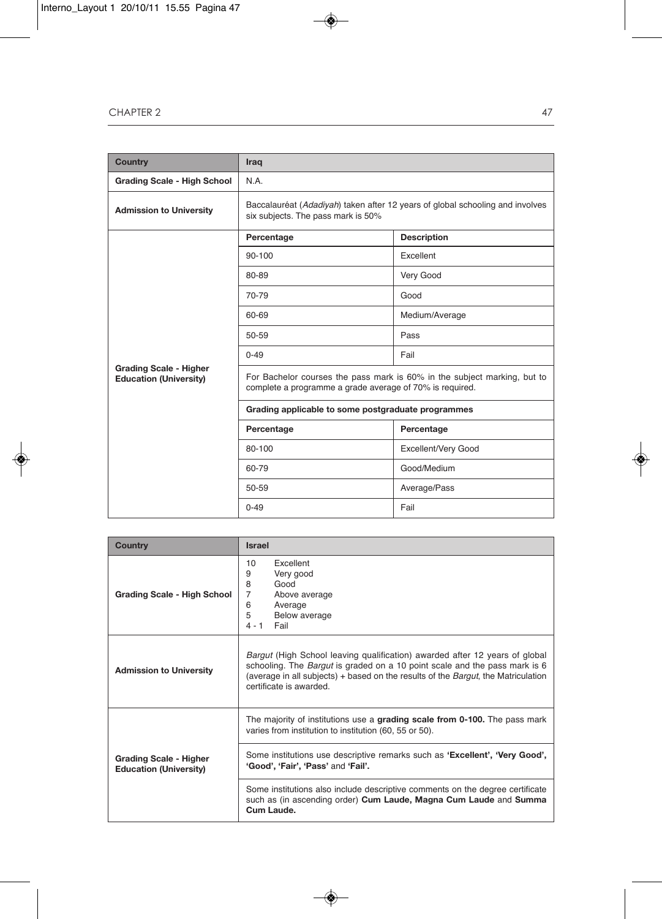| Country | Iraq | |
|---|---|---|
| Grading Scale - High School | N.A. | |
| Admission to University | Baccalauréat (*Adadiyah*) taken after 12 years of global schooling and involves six subjects. The pass mark is 50% | |
| Grading Scale - Higher Education (University) | **Percentage** | **Description** |
| | 90-100 | Excellent |
| | 80-89 | Very Good |
| | 70-79 | Good |
| | 60-69 | Medium/Average |
| | 50-59 | Pass |
| | 0-49 | Fail |
| | For Bachelor courses the pass mark is 60% in the subject marking, but to complete a programme a grade average of 70% is required. | |
| | **Grading applicable to some postgraduate programmes** | |
| | **Percentage** | **Percentage** |
| | 80-100 | Excellent/Very Good |
| | 60-79 | Good/Medium |
| | 50-59 | Average/Pass |
| | 0-49 | Fail |

| Country | Israel |
|---|---|
| Grading Scale - High School | 10 Excellent<br>9 Very good<br>8 Good<br>7 Above average<br>6 Average<br>5 Below average<br>4 - 1 Fail |
| Admission to University | *Bargut* (High School leaving qualification) awarded after 12 years of global schooling. The *Bargut* is graded on a 10 point scale and the pass mark is 6 (average in all subjects) + based on the results of the *Bargut*, the Matriculation certificate is awarded. |
| Grading Scale - Higher Education (University) | The majority of institutions use a **grading scale from 0-100.** The pass mark varies from institution to institution (60, 55 or 50). |
| | Some institutions use descriptive remarks such as **'Excellent', 'Very Good', 'Good', 'Fair', 'Pass'** and **'Fail'.** |
| | Some institutions also include descriptive comments on the degree certificate such as (in ascending order) **Cum Laude, Magna Cum Laude** and **Summa Cum Laude.** |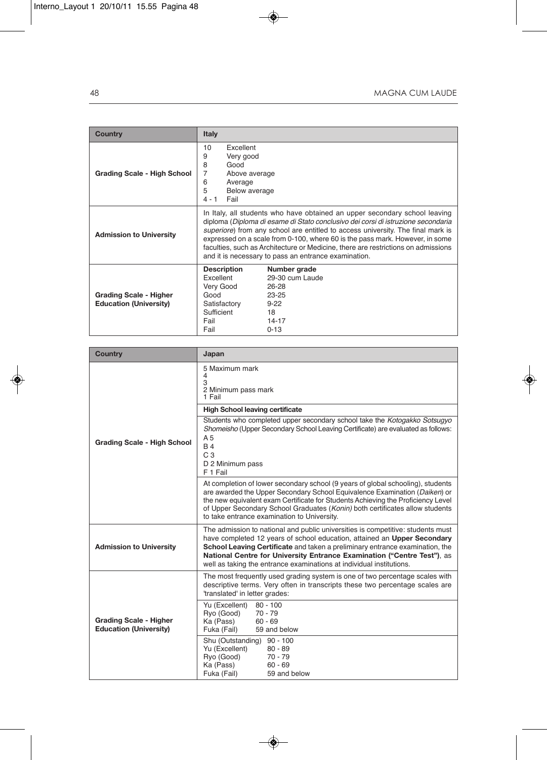| Country | Italy |
| --- | --- |
| Grading Scale - High School | 10 Excellent<br>9 Very good<br>8 Good<br>7 Above average<br>6 Average<br>5 Below average<br>4 - 1 Fail |
| Admission to University | In Italy, all students who have obtained an upper secondary school leaving diploma (*Diploma di esame di Stato conclusivo dei corsi di istruzione secondaria superiore*) from any school are entitled to access university. The final mark is expressed on a scale from 0-100, where 60 is the pass mark. However, in some faculties, such as Architecture or Medicine, there are restrictions on admissions and it is necessary to pass an entrance examination. |
| Grading Scale - Higher Education (University) | **Description** — **Number grade**<br>Excellent — 29-30 cum Laude<br>Very Good — 26-28<br>Good — 23-25<br>Satisfactory — 9-22<br>Sufficient — 18<br>Fail — 14-17<br>Fail — 0-13 |

| Country | Japan |
| --- | --- |
| Grading Scale - High School | 5 Maximum mark<br>4<br>3<br>2 Minimum pass mark<br>1 Fail |
| | **High School leaving certificate** |
| | Students who completed upper secondary school take the *Kotogakko Sotsugyo Shomeisho* (Upper Secondary School Leaving Certificate) are evaluated as follows:<br>A 5<br>B 4<br>C 3<br>D 2 Minimum pass<br>F 1 Fail |
| | At completion of lower secondary school (9 years of global schooling), students are awarded the Upper Secondary School Equivalence Examination (*Daiken*) or the new equivalent exam Certificate for Students Achieving the Proficiency Level of Upper Secondary School Graduates (*Konin)* both certificates allow students to take entrance examination to University. |
| Admission to University | The admission to national and public universities is competitive: students must have completed 12 years of school education, attained an **Upper Secondary School Leaving Certificate** and taken a preliminary entrance examination, the **National Centre for University Entrance Examination ("Centre Test")**, as well as taking the entrance examinations at individual institutions. |
| Grading Scale - Higher Education (University) | The most frequently used grading system is one of two percentage scales with descriptive terms. Very often in transcripts these two percentage scales are 'translated' in letter grades: |
| | Yu (Excellent) 80 - 100<br>Ryo (Good) 70 - 79<br>Ka (Pass) 60 - 69<br>Fuka (Fail) 59 and below |
| | Shu (Outstanding) 90 - 100<br>Yu (Excellent) 80 - 89<br>Ryo (Good) 70 - 79<br>Ka (Pass) 60 - 69<br>Fuka (Fail) 59 and below |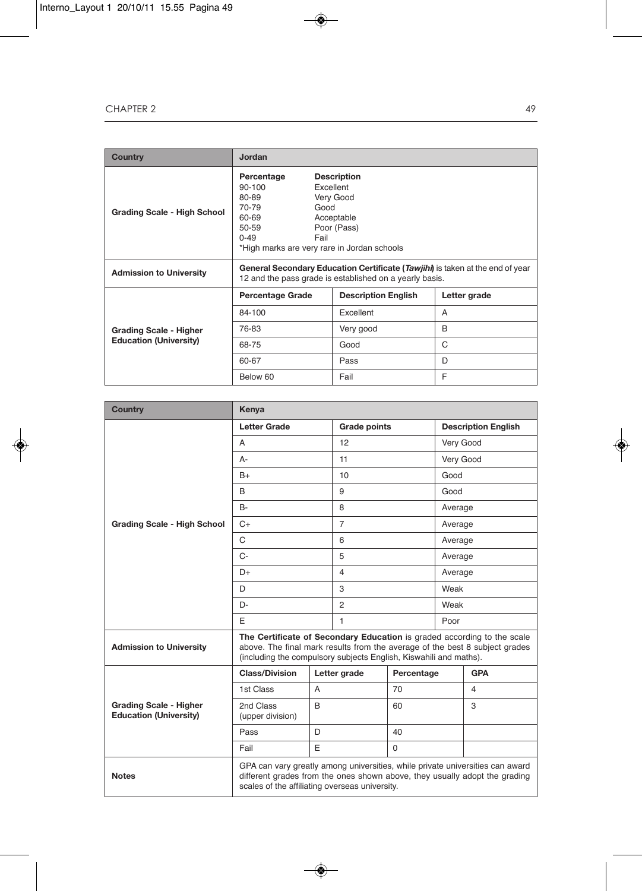| Country | Jordan | | |
|---|---|---|---|
| Grading Scale - High School | **Percentage** / **Description**<br>90-100 Excellent<br>80-89 Very Good<br>70-79 Good<br>60-69 Acceptable<br>50-59 Poor (Pass)<br>0-49 Fail<br>*High marks are very rare in Jordan schools | | |
| Admission to University | **General Secondary Education Certificate (*Tawjihi*)** is taken at the end of year 12 and the pass grade is established on a yearly basis. | | |
| Grading Scale - Higher Education (University) | **Percentage Grade** | **Description English** | **Letter grade** |
| | 84-100 | Excellent | A |
| | 76-83 | Very good | B |
| | 68-75 | Good | C |
| | 60-67 | Pass | D |
| | Below 60 | Fail | F |

| Country | Kenya | | | |
|---|---|---|---|---|
| Grading Scale - High School | **Letter Grade** | **Grade points** | **Description English** | |
| | A | 12 | Very Good | |
| | A- | 11 | Very Good | |
| | B+ | 10 | Good | |
| | B | 9 | Good | |
| | B- | 8 | Average | |
| | C+ | 7 | Average | |
| | C | 6 | Average | |
| | C- | 5 | Average | |
| | D+ | 4 | Average | |
| | D | 3 | Weak | |
| | D- | 2 | Weak | |
| | E | 1 | Poor | |
| Admission to University | **The Certificate of Secondary Education** is graded according to the scale above. The final mark results from the average of the best 8 subject grades (including the compulsory subjects English, Kiswahili and maths). | | | |
| Grading Scale - Higher Education (University) | **Class/Division** | **Letter grade** | **Percentage** | **GPA** |
| | 1st Class | A | 70 | 4 |
| | 2nd Class (upper division) | B | 60 | 3 |
| | Pass | D | 40 | |
| | Fail | E | 0 | |
| Notes | GPA can vary greatly among universities, while private universities can award different grades from the ones shown above, they usually adopt the grading scales of the affiliating overseas university. | | | |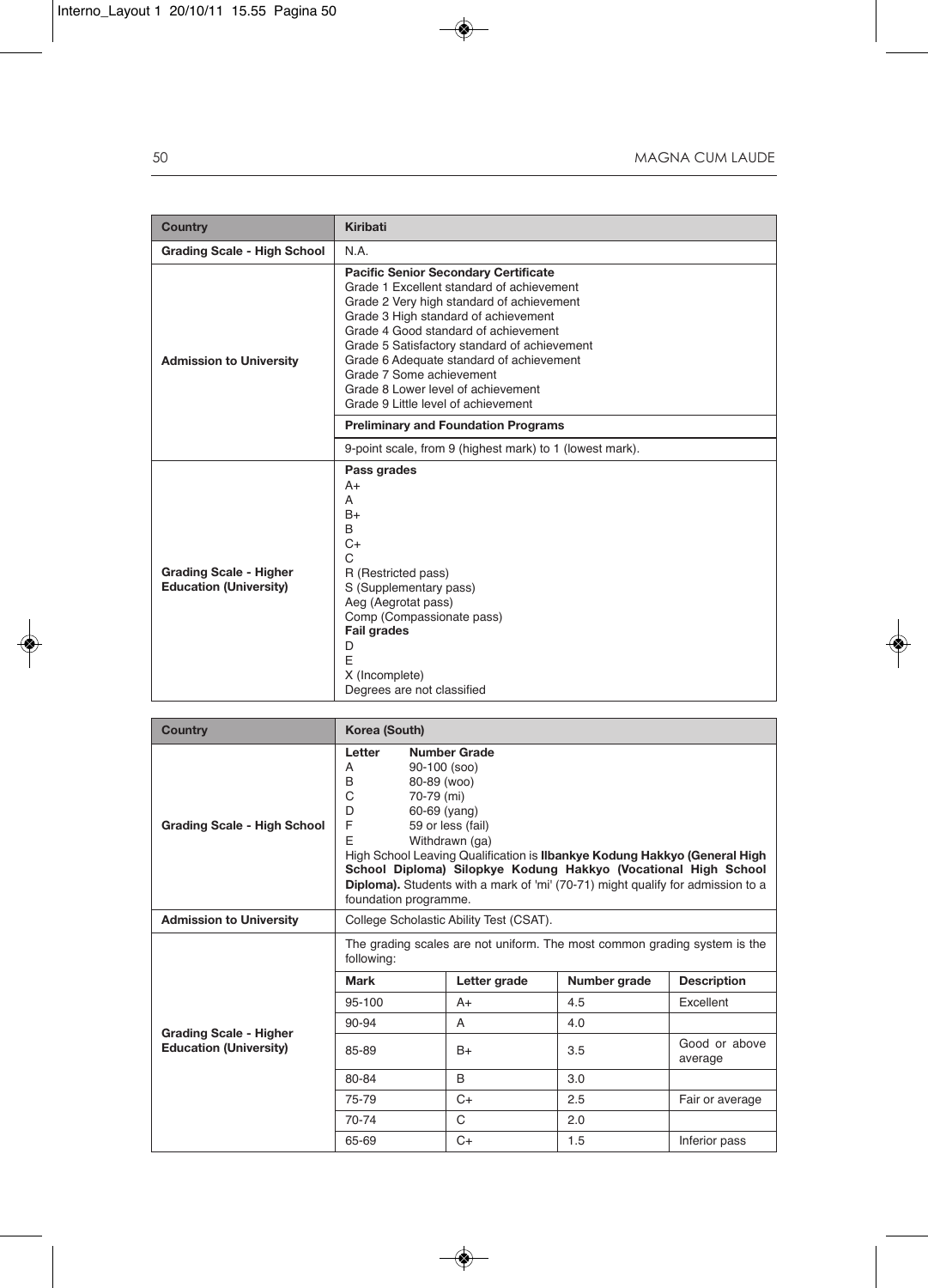| Country | Kiribati |
|---|---|
| Grading Scale - High School | N.A. |
| Admission to University | **Pacific Senior Secondary Certificate**<br>Grade 1 Excellent standard of achievement<br>Grade 2 Very high standard of achievement<br>Grade 3 High standard of achievement<br>Grade 4 Good standard of achievement<br>Grade 5 Satisfactory standard of achievement<br>Grade 6 Adequate standard of achievement<br>Grade 7 Some achievement<br>Grade 8 Lower level of achievement<br>Grade 9 Little level of achievement |
| | **Preliminary and Foundation Programs** |
| | 9-point scale, from 9 (highest mark) to 1 (lowest mark). |
| Grading Scale - Higher Education (University) | **Pass grades**<br>A+<br>A<br>B+<br>B<br>C+<br>C<br>R (Restricted pass)<br>S (Supplementary pass)<br>Aeg (Aegrotat pass)<br>Comp (Compassionate pass)<br>**Fail grades**<br>D<br>E<br>X (Incomplete)<br>Degrees are not classified |

| Country | Korea (South) |
|---|---|
| Grading Scale - High School | **Letter** **Number Grade**<br>A 90-100 (soo)<br>B 80-89 (woo)<br>C 70-79 (mi)<br>D 60-69 (yang)<br>F 59 or less (fail)<br>E Withdrawn (ga)<br>High School Leaving Qualification is **Ilbankye Kodung Hakkyo (General High School Diploma) Silopkye Kodung Hakkyo (Vocational High School Diploma).** Students with a mark of 'mi' (70-71) might qualify for admission to a foundation programme. |
| Admission to University | College Scholastic Ability Test (CSAT). |
| Grading Scale - Higher Education (University) | The grading scales are not uniform. The most common grading system is the following: |

| Mark | Letter grade | Number grade | Description |
|---|---|---|---|
| 95-100 | A+ | 4.5 | Excellent |
| 90-94 | A | 4.0 | |
| 85-89 | B+ | 3.5 | Good or above average |
| 80-84 | B | 3.0 | |
| 75-79 | C+ | 2.5 | Fair or average |
| 70-74 | C | 2.0 | |
| 65-69 | C+ | 1.5 | Inferior pass |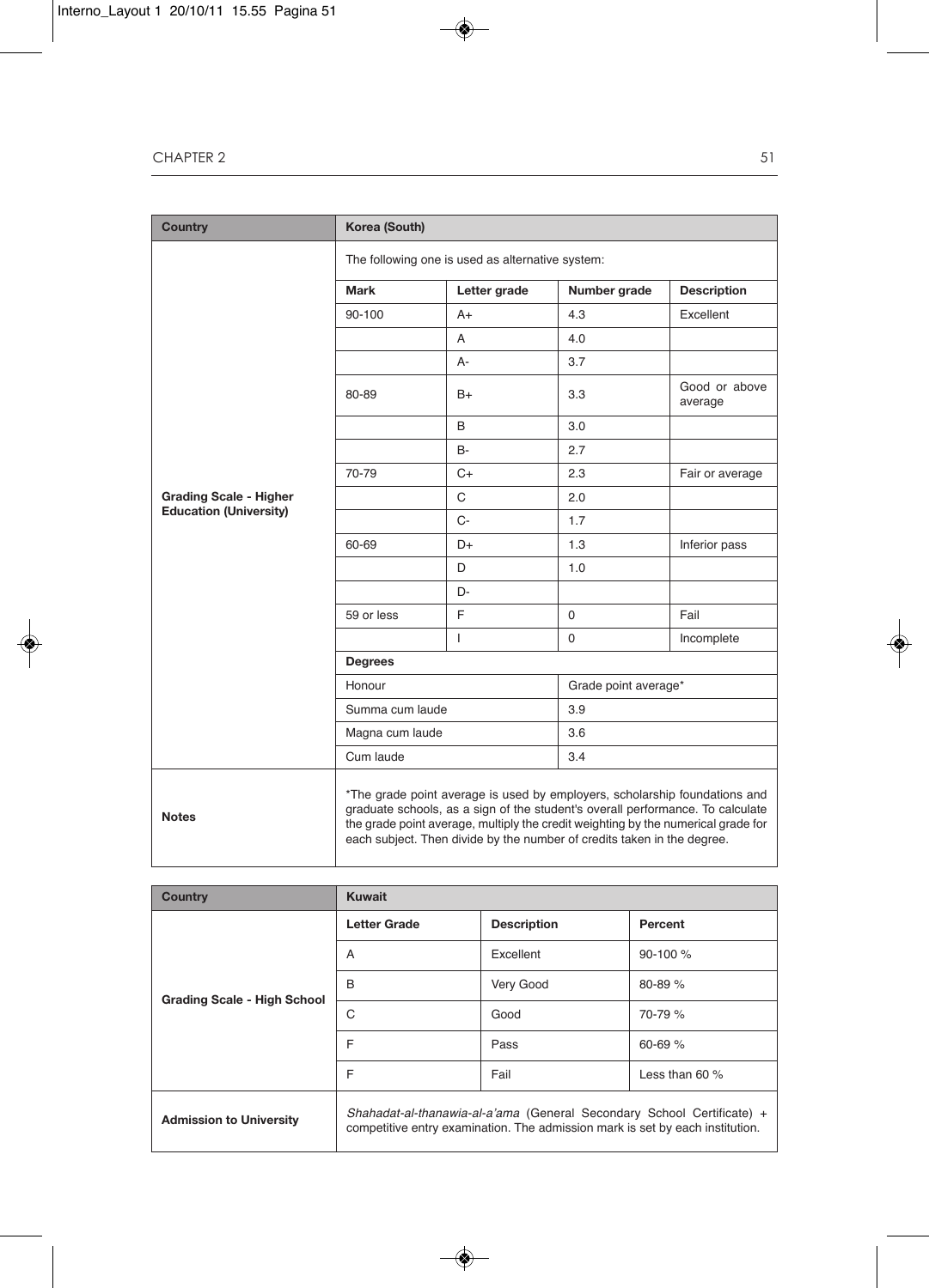| Country | Korea (South) | | | |
|---|---|---|---|---|
| Grading Scale - Higher Education (University) | The following one is used as alternative system: | | | |
| | **Mark** | **Letter grade** | **Number grade** | **Description** |
| | 90-100 | A+ | 4.3 | Excellent |
| | | A | 4.0 | |
| | | A- | 3.7 | |
| | 80-89 | B+ | 3.3 | Good or above average |
| | | B | 3.0 | |
| | | B- | 2.7 | |
| | 70-79 | C+ | 2.3 | Fair or average |
| | | C | 2.0 | |
| | | C- | 1.7 | |
| | 60-69 | D+ | 1.3 | Inferior pass |
| | | D | 1.0 | |
| | | D- | | |
| | 59 or less | F | 0 | Fail |
| | | I | 0 | Incomplete |
| | **Degrees** | | | |
| | Honour | | Grade point average* | |
| | Summa cum laude | | 3.9 | |
| | Magna cum laude | | 3.6 | |
| | Cum laude | | 3.4 | |
| Notes | *The grade point average is used by employers, scholarship foundations and graduate schools, as a sign of the student's overall performance. To calculate the grade point average, multiply the credit weighting by the numerical grade for each subject. Then divide by the number of credits taken in the degree. | | | |

| Country | Kuwait | | |
|---|---|---|---|
| Grading Scale - High School | **Letter Grade** | **Description** | **Percent** |
| | A | Excellent | 90-100 % |
| | B | Very Good | 80-89 % |
| | C | Good | 70-79 % |
| | F | Pass | 60-69 % |
| | F | Fail | Less than 60 % |
| Admission to University | *Shahadat-al-thanawia-al-a'ama* (General Secondary School Certificate) + competitive entry examination. The admission mark is set by each institution. | | |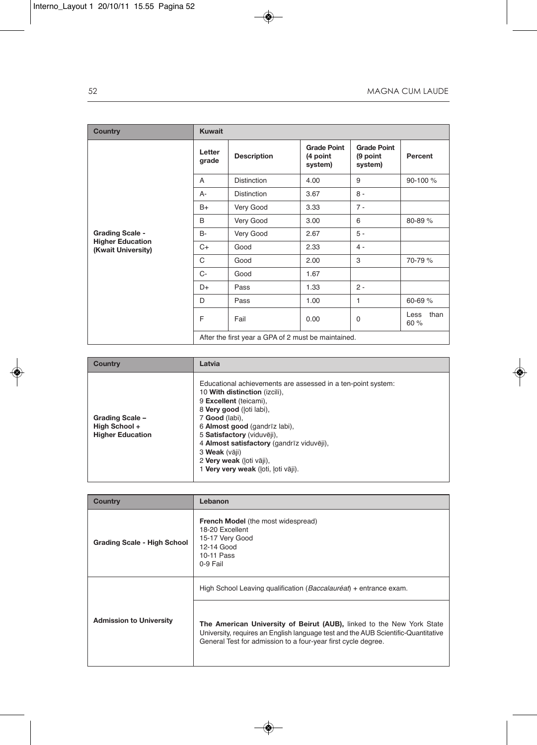| Country | Kuwait | | | | |
|---|---|---|---|---|---|
| **Grading Scale - Higher Education (Kwait University)** | **Letter grade** | **Description** | **Grade Point (4 point system)** | **Grade Point (9 point system)** | **Percent** |
| | A | Distinction | 4.00 | 9 | 90-100 % |
| | A- | Distinction | 3.67 | 8 - | |
| | B+ | Very Good | 3.33 | 7 - | |
| | B | Very Good | 3.00 | 6 | 80-89 % |
| | B- | Very Good | 2.67 | 5 - | |
| | C+ | Good | 2.33 | 4 - | |
| | C | Good | 2.00 | 3 | 70-79 % |
| | C- | Good | 1.67 | | |
| | D+ | Pass | 1.33 | 2 - | |
| | D | Pass | 1.00 | 1 | 60-69 % |
| | F | Fail | 0.00 | 0 | Less than 60 % |
| | After the first year a GPA of 2 must be maintained. | | | | |

| Country | Latvia |
|---|---|
| **Grading Scale – High School + Higher Education** | Educational achievements are assessed in a ten-point system:<br>10 **With distinction** (izcili),<br>9 **Excellent** (teicami),<br>8 **Very good** (ļoti labi),<br>7 **Good** (labi),<br>6 **Almost good** (gandrīz labi),<br>5 **Satisfactory** (viduvēji),<br>4 **Almost satisfactory** (gandrīz viduvēji),<br>3 **Weak** (vāji)<br>2 **Very weak** (ļoti vāji),<br>1 **Very very weak** (ļoti, ļoti vāji). |

| Country | Lebanon |
|---|---|
| **Grading Scale - High School** | **French Model** (the most widespread)<br>18-20 Excellent<br>15-17 Very Good<br>12-14 Good<br>10-11 Pass<br>0-9 Fail |
| **Admission to University** | High School Leaving qualification (*Baccalauréat*) + entrance exam. |
| | **The American University of Beirut (AUB),** linked to the New York State University, requires an English language test and the AUB Scientific-Quantitative General Test for admission to a four-year first cycle degree. |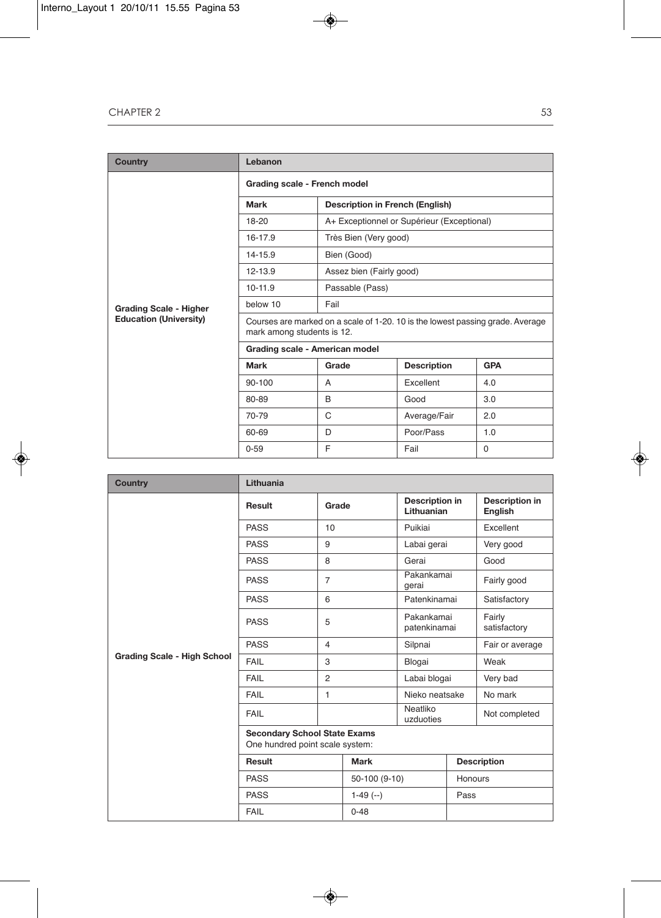| Country | Lebanon | | | |
|---|---|---|---|---|
| Grading Scale - Higher Education (University) | **Grading scale - French model** | | | |
| | **Mark** | **Description in French (English)** | | |
| | 18-20 | A+ Exceptionnel or Supérieur (Exceptional) | | |
| | 16-17.9 | Très Bien (Very good) | | |
| | 14-15.9 | Bien (Good) | | |
| | 12-13.9 | Assez bien (Fairly good) | | |
| | 10-11.9 | Passable (Pass) | | |
| | below 10 | Fail | | |
| | Courses are marked on a scale of 1-20. 10 is the lowest passing grade. Average mark among students is 12. | | | |
| | **Grading scale - American model** | | | |
| | **Mark** | **Grade** | **Description** | **GPA** |
| | 90-100 | A | Excellent | 4.0 |
| | 80-89 | B | Good | 3.0 |
| | 70-79 | C | Average/Fair | 2.0 |
| | 60-69 | D | Poor/Pass | 1.0 |
| | 0-59 | F | Fail | 0 |

| Country | Lithuania | | | |
|---|---|---|---|---|
| Grading Scale - High School | **Result** | **Grade** | **Description in Lithuanian** | **Description in English** |
| | PASS | 10 | Puikiai | Excellent |
| | PASS | 9 | Labai gerai | Very good |
| | PASS | 8 | Gerai | Good |
| | PASS | 7 | Pakankamai gerai | Fairly good |
| | PASS | 6 | Patenkinamai | Satisfactory |
| | PASS | 5 | Pakankamai patenkinamai | Fairly satisfactory |
| | PASS | 4 | Silpnai | Fair or average |
| | FAIL | 3 | Blogai | Weak |
| | FAIL | 2 | Labai blogai | Very bad |
| | FAIL | 1 | Nieko neatsake | No mark |
| | FAIL | | Neatliko uzduoties | Not completed |
| | **Secondary School State Exams** One hundred point scale system: | | | |
| | **Result** | **Mark** | **Description** | |
| | PASS | 50-100 (9-10) | Honours | |
| | PASS | 1-49 (--) | Pass | |
| | FAIL | 0-48 | | |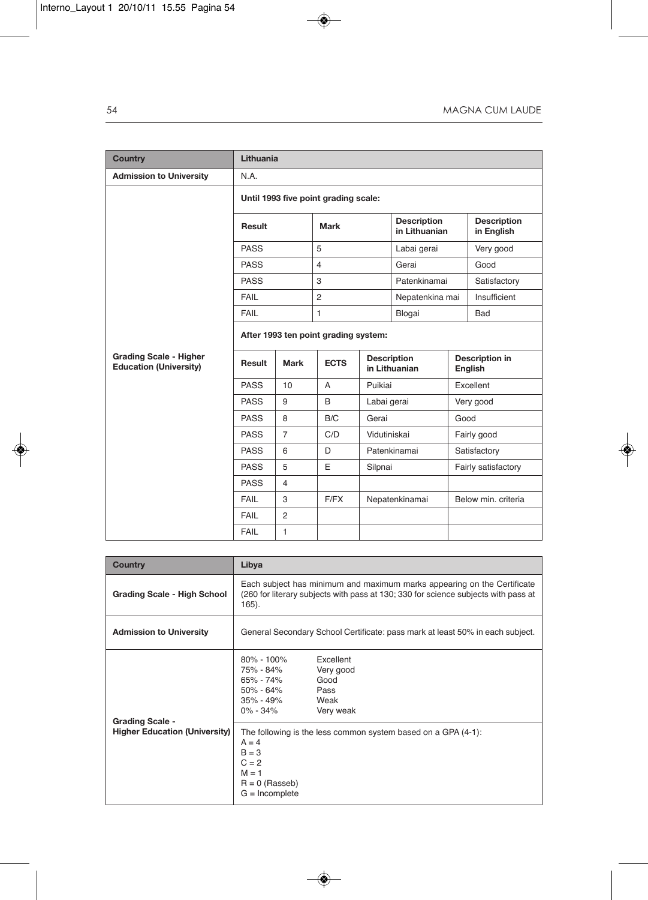| Country | Lithuania | | | | |
|---|---|---|---|---|---|
| Admission to University | N.A. | | | | |
| Grading Scale - Higher Education (University) | **Until 1993 five point grading scale:** | | | | |
| | **Result** | **Mark** | | **Description in Lithuanian** | **Description in English** |
| | PASS | 5 | | Labai gerai | Very good |
| | PASS | 4 | | Gerai | Good |
| | PASS | 3 | | Patenkinamai | Satisfactory |
| | FAIL | 2 | | Nepatenkina mai | Insufficient |
| | FAIL | 1 | | Blogai | Bad |
| | **After 1993 ten point grading system:** | | | | |
| | **Result** | **Mark** | **ECTS** | **Description in Lithuanian** | **Description in English** |
| | PASS | 10 | A | Puikiai | Excellent |
| | PASS | 9 | B | Labai gerai | Very good |
| | PASS | 8 | B/C | Gerai | Good |
| | PASS | 7 | C/D | Vidutiniskai | Fairly good |
| | PASS | 6 | D | Patenkinamai | Satisfactory |
| | PASS | 5 | E | Silpnai | Fairly satisfactory |
| | PASS | 4 | | | |
| | FAIL | 3 | F/FX | Nepatenkinamai | Below min. criteria |
| | FAIL | 2 | | | |
| | FAIL | 1 | | | |

| Country | Libya |
|---|---|
| Grading Scale - High School | Each subject has minimum and maximum marks appearing on the Certificate (260 for literary subjects with pass at 130; 330 for science subjects with pass at 165). |
| Admission to University | General Secondary School Certificate: pass mark at least 50% in each subject. |
| Grading Scale - Higher Education (University) | 80% - 100% Excellent<br>75% - 84% Very good<br>65% - 74% Good<br>50% - 64% Pass<br>35% - 49% Weak<br>0% - 34% Very weak |
| | The following is the less common system based on a GPA (4-1):<br>A = 4<br>B = 3<br>C = 2<br>M = 1<br>R = 0 (Rasseb)<br>G = Incomplete |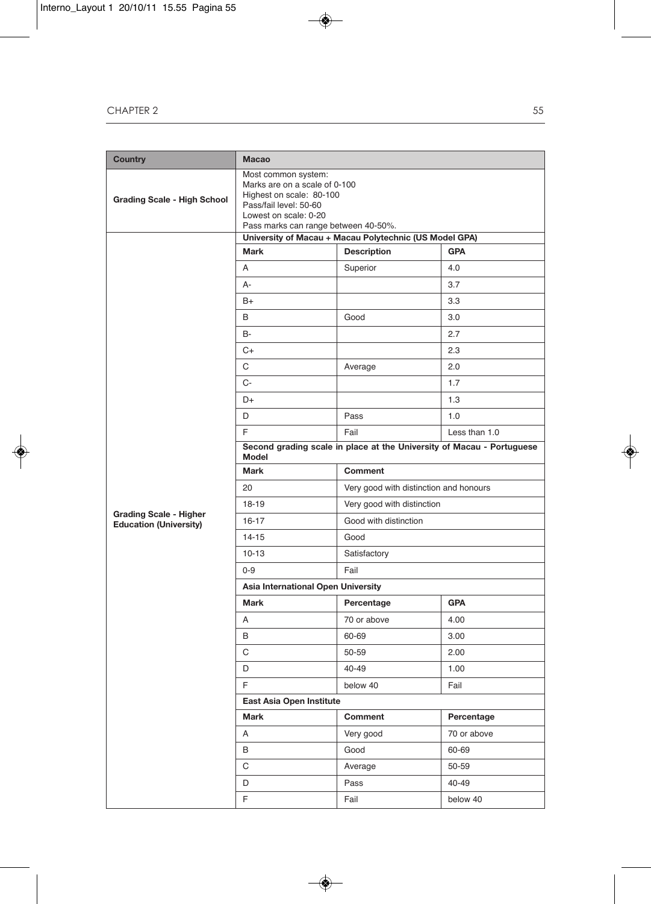| Country | Macao | | |
|---|---|---|---|
| Grading Scale - High School | Most common system:<br>Marks are on a scale of 0-100<br>Highest on scale: 80-100<br>Pass/fail level: 50-60<br>Lowest on scale: 0-20<br>Pass marks can range between 40-50%. | | |
| Grading Scale - Higher Education (University) | **University of Macau + Macau Polytechnic (US Model GPA)** | | |
| | **Mark** | **Description** | **GPA** |
| | A | Superior | 4.0 |
| | A- | | 3.7 |
| | B+ | | 3.3 |
| | B | Good | 3.0 |
| | B- | | 2.7 |
| | C+ | | 2.3 |
| | C | Average | 2.0 |
| | C- | | 1.7 |
| | D+ | | 1.3 |
| | D | Pass | 1.0 |
| | F | Fail | Less than 1.0 |
| | **Second grading scale in place at the University of Macau - Portuguese Model** | | |
| | **Mark** | **Comment** | |
| | 20 | Very good with distinction and honours | |
| | 18-19 | Very good with distinction | |
| | 16-17 | Good with distinction | |
| | 14-15 | Good | |
| | 10-13 | Satisfactory | |
| | 0-9 | Fail | |
| | **Asia International Open University** | | |
| | **Mark** | **Percentage** | **GPA** |
| | A | 70 or above | 4.00 |
| | B | 60-69 | 3.00 |
| | C | 50-59 | 2.00 |
| | D | 40-49 | 1.00 |
| | F | below 40 | Fail |
| | **East Asia Open Institute** | | |
| | **Mark** | **Comment** | **Percentage** |
| | A | Very good | 70 or above |
| | B | Good | 60-69 |
| | C | Average | 50-59 |
| | D | Pass | 40-49 |
| | F | Fail | below 40 |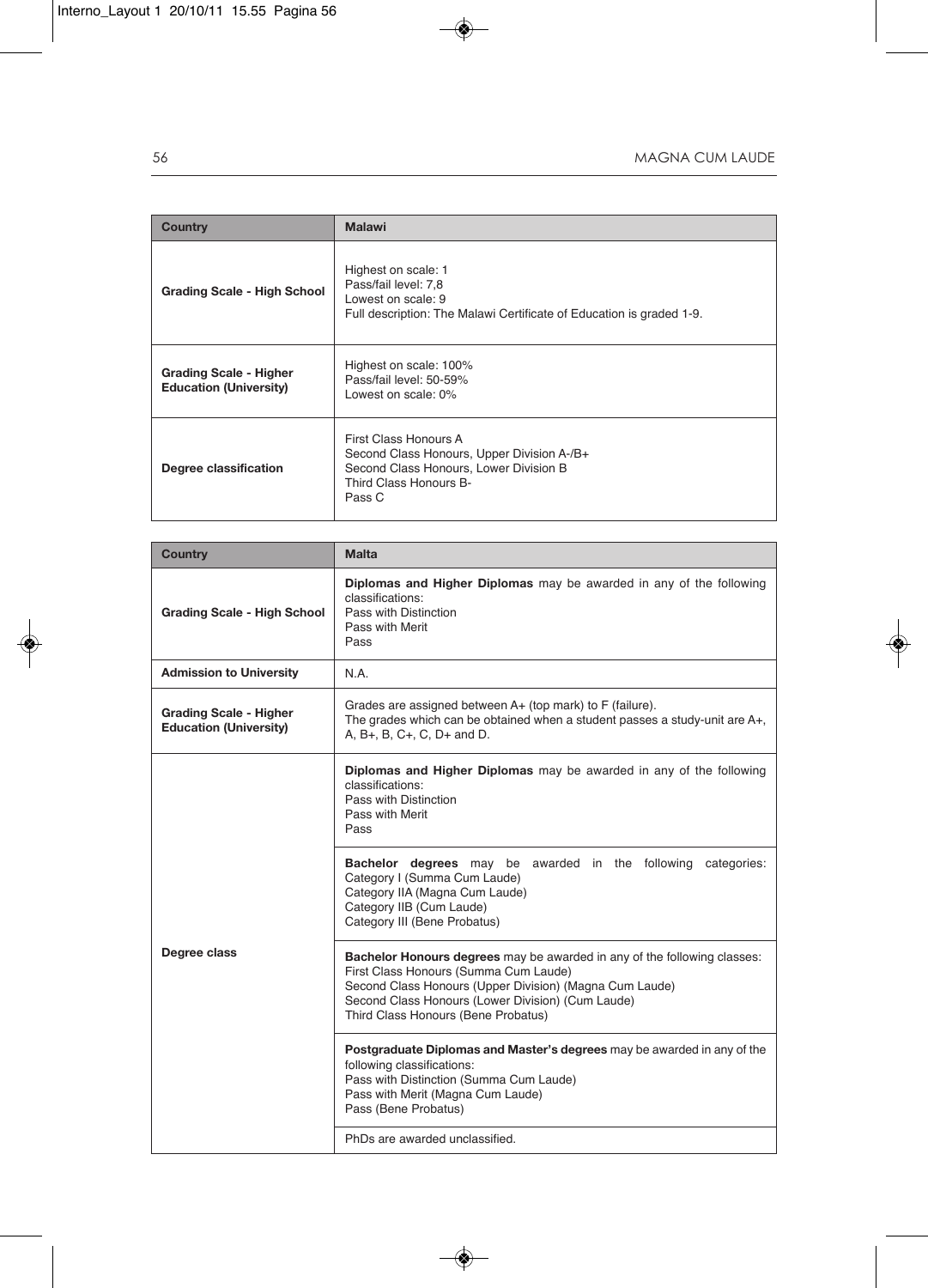| Country | Malawi |
| --- | --- |
| **Grading Scale - High School** | Highest on scale: 1<br>Pass/fail level: 7,8<br>Lowest on scale: 9<br>Full description: The Malawi Certificate of Education is graded 1-9. |
| **Grading Scale - Higher Education (University)** | Highest on scale: 100%<br>Pass/fail level: 50-59%<br>Lowest on scale: 0% |
| **Degree classification** | First Class Honours A<br>Second Class Honours, Upper Division A-/B+<br>Second Class Honours, Lower Division B<br>Third Class Honours B-<br>Pass C |

| Country | Malta |
| --- | --- |
| **Grading Scale - High School** | **Diplomas and Higher Diplomas** may be awarded in any of the following classifications:<br>Pass with Distinction<br>Pass with Merit<br>Pass |
| **Admission to University** | N.A. |
| **Grading Scale - Higher Education (University)** | Grades are assigned between A+ (top mark) to F (failure).<br>The grades which can be obtained when a student passes a study-unit are A+, A, B+, B, C+, C, D+ and D. |
| **Degree class** | **Diplomas and Higher Diplomas** may be awarded in any of the following classifications:<br>Pass with Distinction<br>Pass with Merit<br>Pass |
| | **Bachelor degrees** may be awarded in the following categories:<br>Category I (Summa Cum Laude)<br>Category IIA (Magna Cum Laude)<br>Category IIB (Cum Laude)<br>Category III (Bene Probatus) |
| | **Bachelor Honours degrees** may be awarded in any of the following classes:<br>First Class Honours (Summa Cum Laude)<br>Second Class Honours (Upper Division) (Magna Cum Laude)<br>Second Class Honours (Lower Division) (Cum Laude)<br>Third Class Honours (Bene Probatus) |
| | **Postgraduate Diplomas and Master's degrees** may be awarded in any of the following classifications:<br>Pass with Distinction (Summa Cum Laude)<br>Pass with Merit (Magna Cum Laude)<br>Pass (Bene Probatus) |
| | PhDs are awarded unclassified. |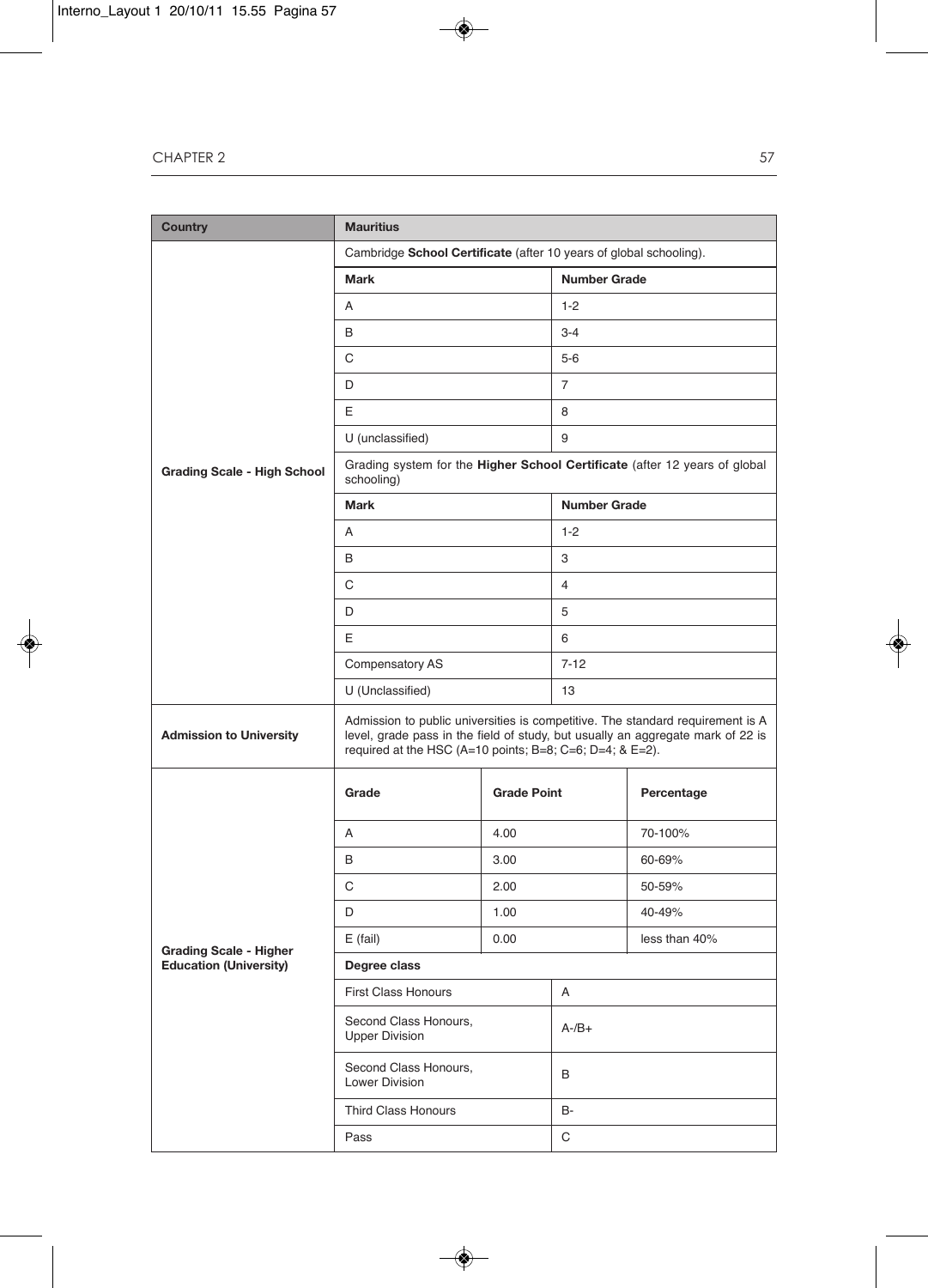| Country | Mauritius | |
|---|---|---|
| Grading Scale - High School | Cambridge **School Certificate** (after 10 years of global schooling). | |
| | **Mark** | **Number Grade** |
| | A | 1-2 |
| | B | 3-4 |
| | C | 5-6 |
| | D | 7 |
| | E | 8 |
| | U (unclassified) | 9 |
| | Grading system for the **Higher School Certificate** (after 12 years of global schooling) | |
| | **Mark** | **Number Grade** |
| | A | 1-2 |
| | B | 3 |
| | C | 4 |
| | D | 5 |
| | E | 6 |
| | Compensatory AS | 7-12 |
| | U (Unclassified) | 13 |
| Admission to University | Admission to public universities is competitive. The standard requirement is A level, grade pass in the field of study, but usually an aggregate mark of 22 is required at the HSC (A=10 points; B=8; C=6; D=4; & E=2). | |

| Grading Scale - Higher Education (University) | Grade | Grade Point | Percentage |
|---|---|---|---|
| | A | 4.00 | 70-100% |
| | B | 3.00 | 60-69% |
| | C | 2.00 | 50-59% |
| | D | 1.00 | 40-49% |
| | E (fail) | 0.00 | less than 40% |
| | **Degree class** | | |
| | First Class Honours | A | |
| | Second Class Honours, Upper Division | A-/B+ | |
| | Second Class Honours, Lower Division | B | |
| | Third Class Honours | B- | |
| | Pass | C | |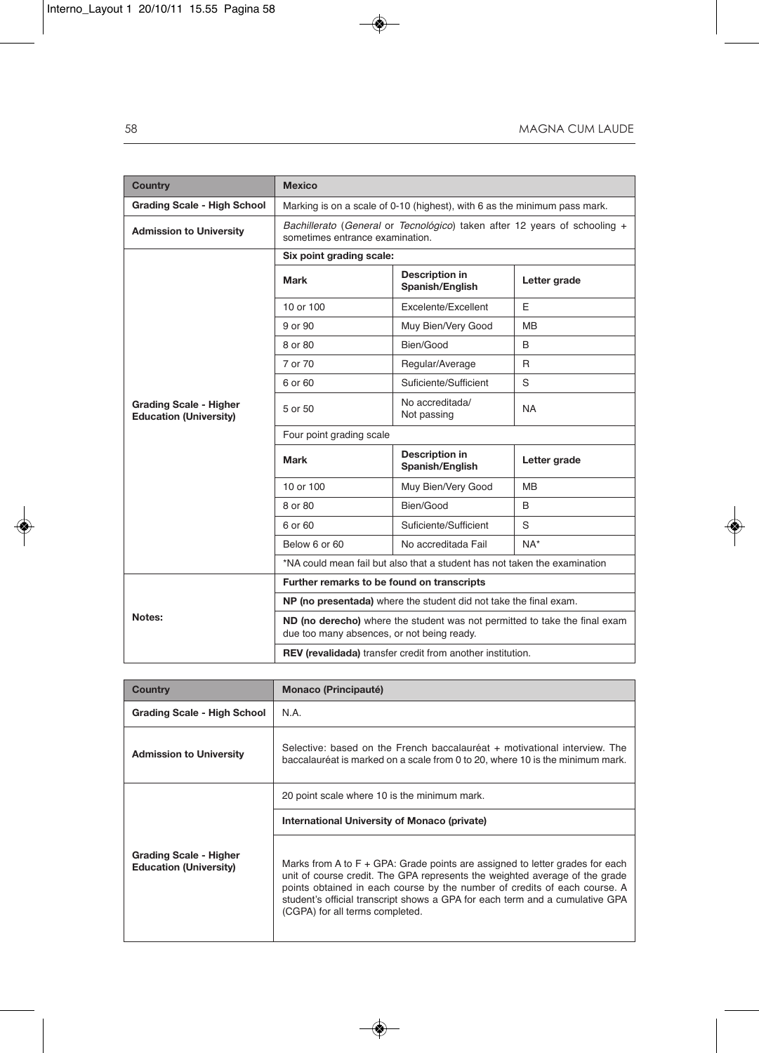| Country | Mexico | | |
|---|---|---|---|
| Grading Scale - High School | Marking is on a scale of 0-10 (highest), with 6 as the minimum pass mark. | | |
| Admission to University | *Bachillerato* (*General* or *Tecnológico*) taken after 12 years of schooling + sometimes entrance examination. | | |
| Grading Scale - Higher Education (University) | **Six point grading scale:** | | |
| | **Mark** | **Description in Spanish/English** | **Letter grade** |
| | 10 or 100 | Excelente/Excellent | E |
| | 9 or 90 | Muy Bien/Very Good | MB |
| | 8 or 80 | Bien/Good | B |
| | 7 or 70 | Regular/Average | R |
| | 6 or 60 | Suficiente/Sufficient | S |
| | 5 or 50 | No accreditada/ Not passing | NA |
| | Four point grading scale | | |
| | **Mark** | **Description in Spanish/English** | **Letter grade** |
| | 10 or 100 | Muy Bien/Very Good | MB |
| | 8 or 80 | Bien/Good | B |
| | 6 or 60 | Suficiente/Sufficient | S |
| | Below 6 or 60 | No accreditada Fail | NA* |
| | *NA could mean fail but also that a student has not taken the examination | | |
| Notes: | **Further remarks to be found on transcripts** | | |
| | **NP (no presentada)** where the student did not take the final exam. | | |
| | **ND (no derecho)** where the student was not permitted to take the final exam due too many absences, or not being ready. | | |
| | **REV (revalidada)** transfer credit from another institution. | | |

| Country | Monaco (Principauté) |
|---|---|
| Grading Scale - High School | N.A. |
| Admission to University | Selective: based on the French baccalauréat + motivational interview. The baccalauréat is marked on a scale from 0 to 20, where 10 is the minimum mark. |
| Grading Scale - Higher Education (University) | 20 point scale where 10 is the minimum mark. |
| | **International University of Monaco (private)** |
| | Marks from A to F + GPA: Grade points are assigned to letter grades for each unit of course credit. The GPA represents the weighted average of the grade points obtained in each course by the number of credits of each course. A student's official transcript shows a GPA for each term and a cumulative GPA (CGPA) for all terms completed. |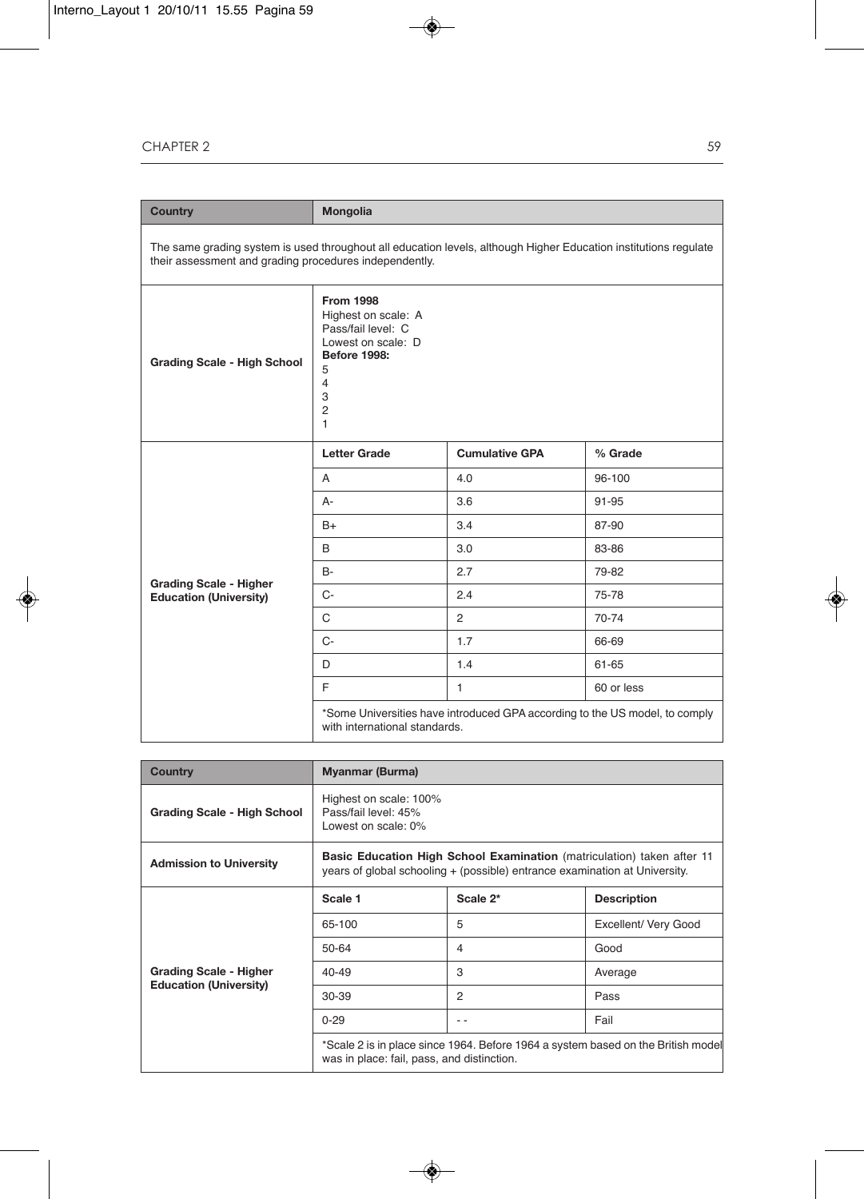| Country | Mongolia | | |
|---|---|---|---|
| The same grading system is used throughout all education levels, although Higher Education institutions regulate their assessment and grading procedures independently. | | | |
| **Grading Scale - High School** | **From 1998**<br>Highest on scale: A<br>Pass/fail level: C<br>Lowest on scale: D<br>**Before 1998:**<br>5<br>4<br>3<br>2<br>1 | | |
| **Grading Scale - Higher Education (University)** | **Letter Grade** | **Cumulative GPA** | **% Grade** |
| | A | 4.0 | 96-100 |
| | A- | 3.6 | 91-95 |
| | B+ | 3.4 | 87-90 |
| | B | 3.0 | 83-86 |
| | B- | 2.7 | 79-82 |
| | C- | 2.4 | 75-78 |
| | C | 2 | 70-74 |
| | C- | 1.7 | 66-69 |
| | D | 1.4 | 61-65 |
| | F | 1 | 60 or less |
| | *Some Universities have introduced GPA according to the US model, to comply with international standards. | | |

| Country | Myanmar (Burma) | | |
|---|---|---|---|
| **Grading Scale - High School** | Highest on scale: 100%<br>Pass/fail level: 45%<br>Lowest on scale: 0% | | |
| **Admission to University** | **Basic Education High School Examination** (matriculation) taken after 11 years of global schooling + (possible) entrance examination at University. | | |
| **Grading Scale - Higher Education (University)** | **Scale 1** | **Scale 2*** | **Description** |
| | 65-100 | 5 | Excellent/ Very Good |
| | 50-64 | 4 | Good |
| | 40-49 | 3 | Average |
| | 30-39 | 2 | Pass |
| | 0-29 | - - | Fail |
| | *Scale 2 is in place since 1964. Before 1964 a system based on the British model was in place: fail, pass, and distinction. | | |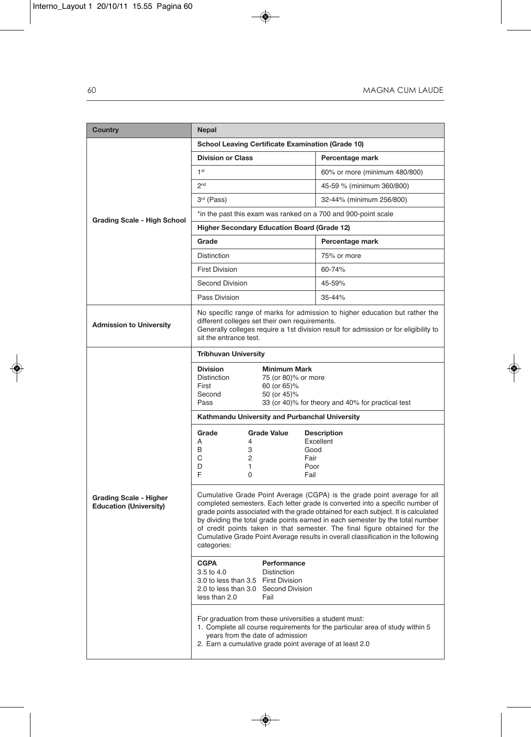| Country | Nepal | |
|---|---|---|
| Grading Scale - High School | **School Leaving Certificate Examination (Grade 10)** | |
| | **Division or Class** | **Percentage mark** |
| | 1st | 60% or more (minimum 480/800) |
| | 2nd | 45-59 % (minimum 360/800) |
| | 3rd (Pass) | 32-44% (minimum 256/800) |
| | *in the past this exam was ranked on a 700 and 900-point scale | |
| | **Higher Secondary Education Board (Grade 12)** | |
| | **Grade** | **Percentage mark** |
| | Distinction | 75% or more |
| | First Division | 60-74% |
| | Second Division | 45-59% |
| | Pass Division | 35-44% |
| Admission to University | No specific range of marks for admission to higher education but rather the different colleges set their own requirements. Generally colleges require a 1st division result for admission or for eligibility to sit the entrance test. | |

**Grading Scale - Higher Education (University)**

**Tribhuvan University**

| Division | Minimum Mark |
|---|---|
| Distinction | 75 (or 80)% or more |
| First | 60 (or 65)% |
| Second | 50 (or 45)% |
| Pass | 33 (or 40)% for theory and 40% for practical test |

**Kathmandu University and Purbanchal University**

| Grade | Grade Value | Description |
|---|---|---|
| A | 4 | Excellent |
| B | 3 | Good |
| C | 2 | Fair |
| D | 1 | Poor |
| F | 0 | Fail |

Cumulative Grade Point Average (CGPA) is the grade point average for all completed semesters. Each letter grade is converted into a specific number of grade points associated with the grade obtained for each subject. It is calculated by dividing the total grade points earned in each semester by the total number of credit points taken in that semester. The final figure obtained for the Cumulative Grade Point Average results in overall classification in the following categories:

| CGPA | Performance |
|---|---|
| 3.5 to 4.0 | Distinction |
| 3.0 to less than 3.5 | First Division |
| 2.0 to less than 3.0 | Second Division |
| less than 2.0 | Fail |

For graduation from these universities a student must:

1. Complete all course requirements for the particular area of study within 5 years from the date of admission
2. Earn a cumulative grade point average of at least 2.0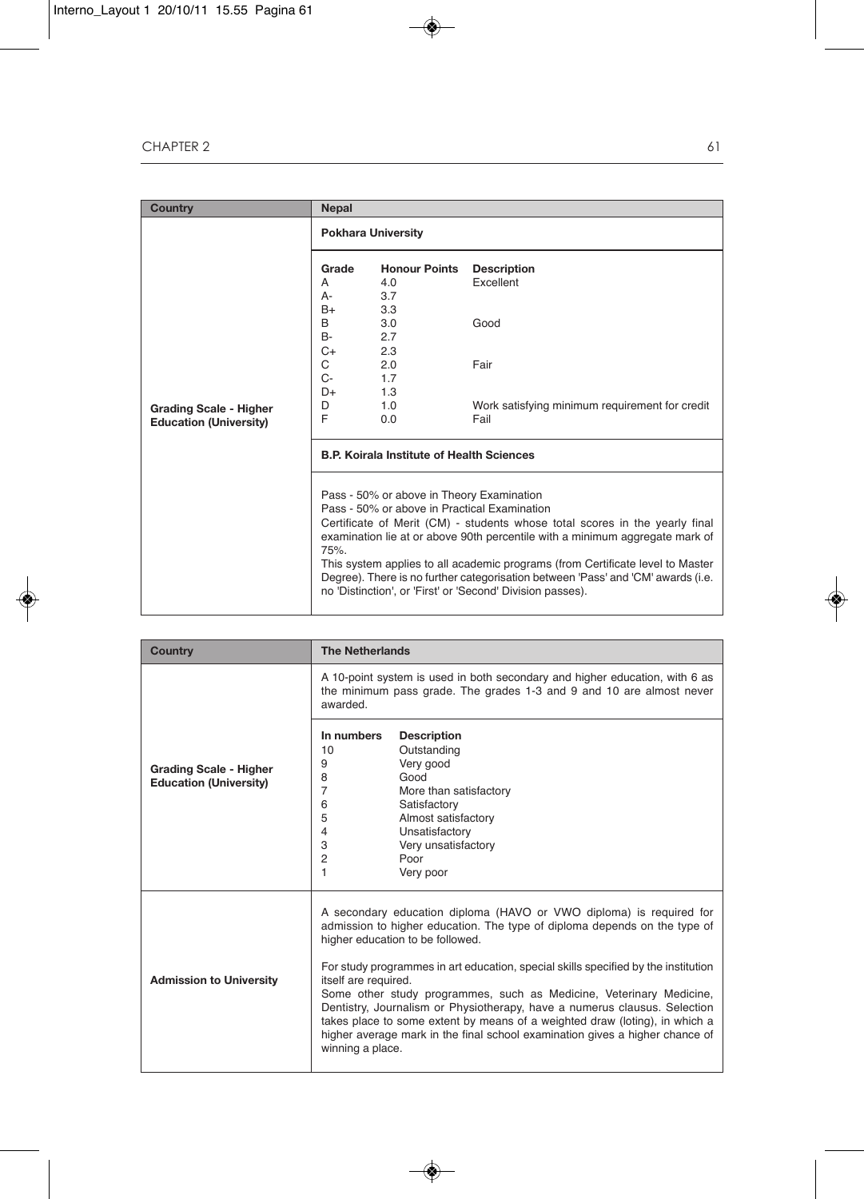| Country | Nepal |
|---|---|
| Grading Scale - Higher Education (University) | **Pokhara University** |
| | **Grade** / **Honour Points** / **Description**<br>A / 4.0 / Excellent<br>A- / 3.7 /<br>B+ / 3.3 /<br>B / 3.0 / Good<br>B- / 2.7 /<br>C+ / 2.3 /<br>C / 2.0 / Fair<br>C- / 1.7 /<br>D+ / 1.3 /<br>D / 1.0 / Work satisfying minimum requirement for credit<br>F / 0.0 / Fail |
| | **B.P. Koirala Institute of Health Sciences** |
| | Pass - 50% or above in Theory Examination<br>Pass - 50% or above in Practical Examination<br>Certificate of Merit (CM) - students whose total scores in the yearly final examination lie at or above 90th percentile with a minimum aggregate mark of 75%.<br>This system applies to all academic programs (from Certificate level to Master Degree). There is no further categorisation between 'Pass' and 'CM' awards (i.e. no 'Distinction', or 'First' or 'Second' Division passes). |

| Country | The Netherlands |
|---|---|
| Grading Scale - Higher Education (University) | A 10-point system is used in both secondary and higher education, with 6 as the minimum pass grade. The grades 1-3 and 9 and 10 are almost never awarded. |
| | **In numbers** / **Description**<br>10 / Outstanding<br>9 / Very good<br>8 / Good<br>7 / More than satisfactory<br>6 / Satisfactory<br>5 / Almost satisfactory<br>4 / Unsatisfactory<br>3 / Very unsatisfactory<br>2 / Poor<br>1 / Very poor |
| Admission to University | A secondary education diploma (HAVO or VWO diploma) is required for admission to higher education. The type of diploma depends on the type of higher education to be followed.<br><br>For study programmes in art education, special skills specified by the institution itself are required.<br>Some other study programmes, such as Medicine, Veterinary Medicine, Dentistry, Journalism or Physiotherapy, have a numerus clausus. Selection takes place to some extent by means of a weighted draw (loting), in which a higher average mark in the final school examination gives a higher chance of winning a place. |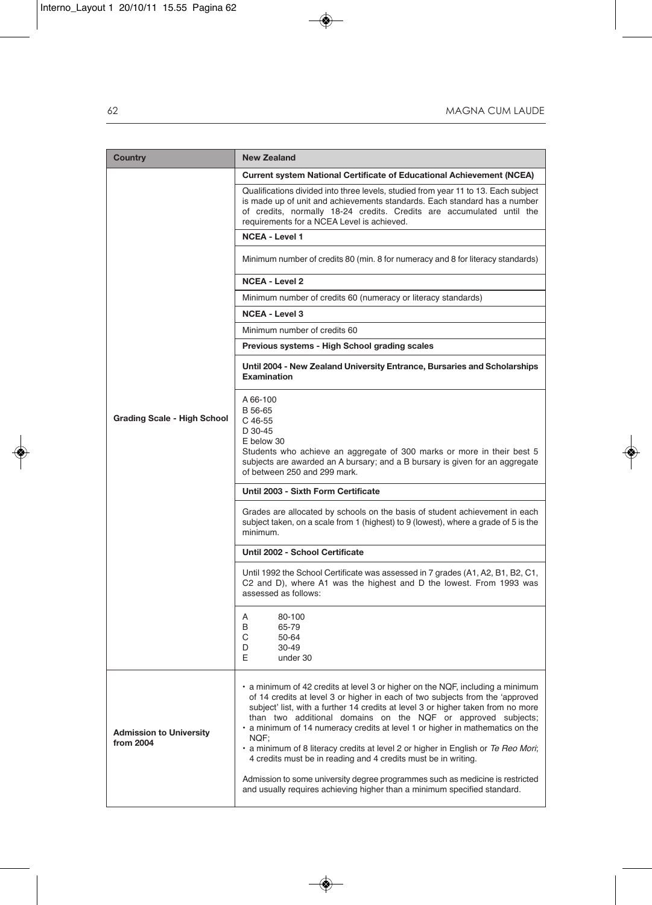| Country | New Zealand |
|---|---|
| Grading Scale - High School | **Current system National Certificate of Educational Achievement (NCEA)** |
| | Qualifications divided into three levels, studied from year 11 to 13. Each subject is made up of unit and achievements standards. Each standard has a number of credits, normally 18-24 credits. Credits are accumulated until the requirements for a NCEA Level is achieved. |
| | **NCEA - Level 1** |
| | Minimum number of credits 80 (min. 8 for numeracy and 8 for literacy standards) |
| | **NCEA - Level 2** |
| | Minimum number of credits 60 (numeracy or literacy standards) |
| | **NCEA - Level 3** |
| | Minimum number of credits 60 |
| | **Previous systems - High School grading scales** |
| | **Until 2004 - New Zealand University Entrance, Bursaries and Scholarships Examination** |
| | A 66-100<br>B 56-65<br>C 46-55<br>D 30-45<br>E below 30<br>Students who achieve an aggregate of 300 marks or more in their best 5 subjects are awarded an A bursary; and a B bursary is given for an aggregate of between 250 and 299 mark. |
| | **Until 2003 - Sixth Form Certificate** |
| | Grades are allocated by schools on the basis of student achievement in each subject taken, on a scale from 1 (highest) to 9 (lowest), where a grade of 5 is the minimum. |
| | **Until 2002 - School Certificate** |
| | Until 1992 the School Certificate was assessed in 7 grades (A1, A2, B1, B2, C1, C2 and D), where A1 was the highest and D the lowest. From 1993 was assessed as follows: |
| | A 80-100<br>B 65-79<br>C 50-64<br>D 30-49<br>E under 30 |
| Admission to University from 2004 | • a minimum of 42 credits at level 3 or higher on the NQF, including a minimum of 14 credits at level 3 or higher in each of two subjects from the 'approved subject' list, with a further 14 credits at level 3 or higher taken from no more than two additional domains on the NQF or approved subjects;<br>• a minimum of 14 numeracy credits at level 1 or higher in mathematics on the NQF;<br>• a minimum of 8 literacy credits at level 2 or higher in English or *Te Reo Mori*; 4 credits must be in reading and 4 credits must be in writing.<br><br>Admission to some university degree programmes such as medicine is restricted and usually requires achieving higher than a minimum specified standard. |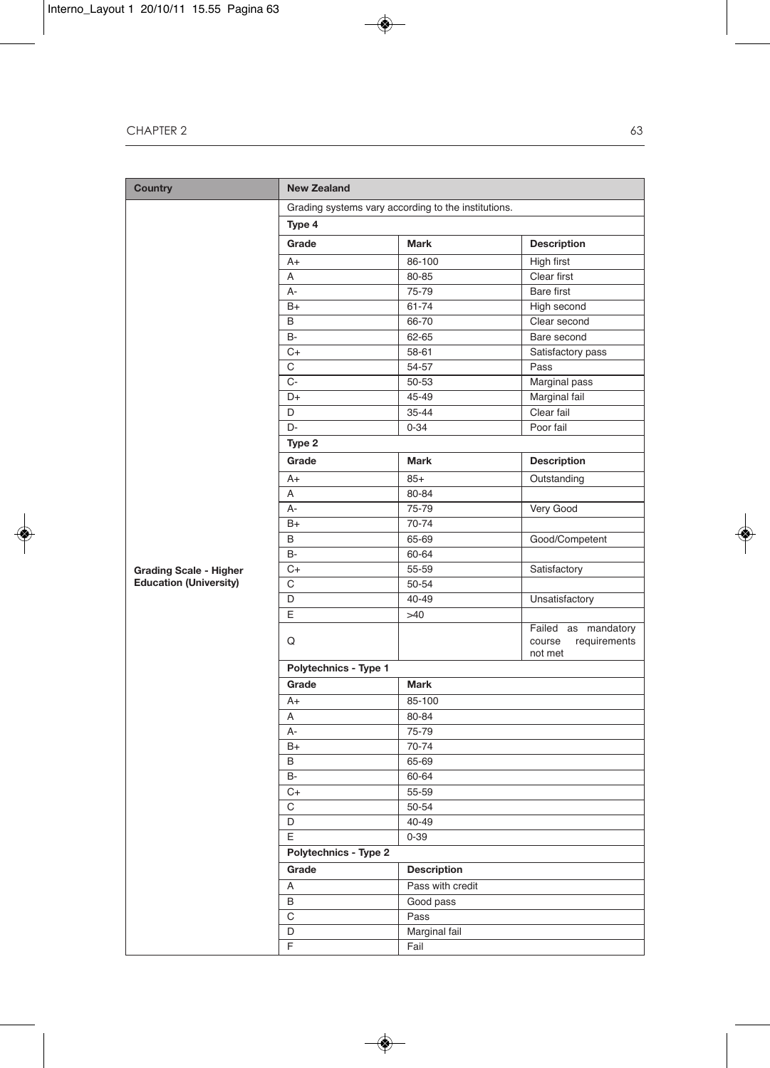| Country | New Zealand | | |
|---|---|---|---|
| Grading Scale - Higher Education (University) | Grading systems vary according to the institutions. | | |
| | **Type 4** | | |
| | **Grade** | **Mark** | **Description** |
| | A+ | 86-100 | High first |
| | A | 80-85 | Clear first |
| | A- | 75-79 | Bare first |
| | B+ | 61-74 | High second |
| | B | 66-70 | Clear second |
| | B- | 62-65 | Bare second |
| | C+ | 58-61 | Satisfactory pass |
| | C | 54-57 | Pass |
| | C- | 50-53 | Marginal pass |
| | D+ | 45-49 | Marginal fail |
| | D | 35-44 | Clear fail |
| | D- | 0-34 | Poor fail |
| | **Type 2** | | |
| | **Grade** | **Mark** | **Description** |
| | A+ | 85+ | Outstanding |
| | A | 80-84 | |
| | A- | 75-79 | Very Good |
| | B+ | 70-74 | |
| | B | 65-69 | Good/Competent |
| | B- | 60-64 | |
| | C+ | 55-59 | Satisfactory |
| | C | 50-54 | |
| | D | 40-49 | Unsatisfactory |
| | E | >40 | |
| | Q | | Failed as mandatory course requirements not met |
| | **Polytechnics - Type 1** | | |
| | **Grade** | **Mark** | |
| | A+ | 85-100 | |
| | A | 80-84 | |
| | A- | 75-79 | |
| | B+ | 70-74 | |
| | B | 65-69 | |
| | B- | 60-64 | |
| | C+ | 55-59 | |
| | C | 50-54 | |
| | D | 40-49 | |
| | E | 0-39 | |
| | **Polytechnics - Type 2** | | |
| | **Grade** | **Description** | |
| | A | Pass with credit | |
| | B | Good pass | |
| | C | Pass | |
| | D | Marginal fail | |
| | F | Fail | |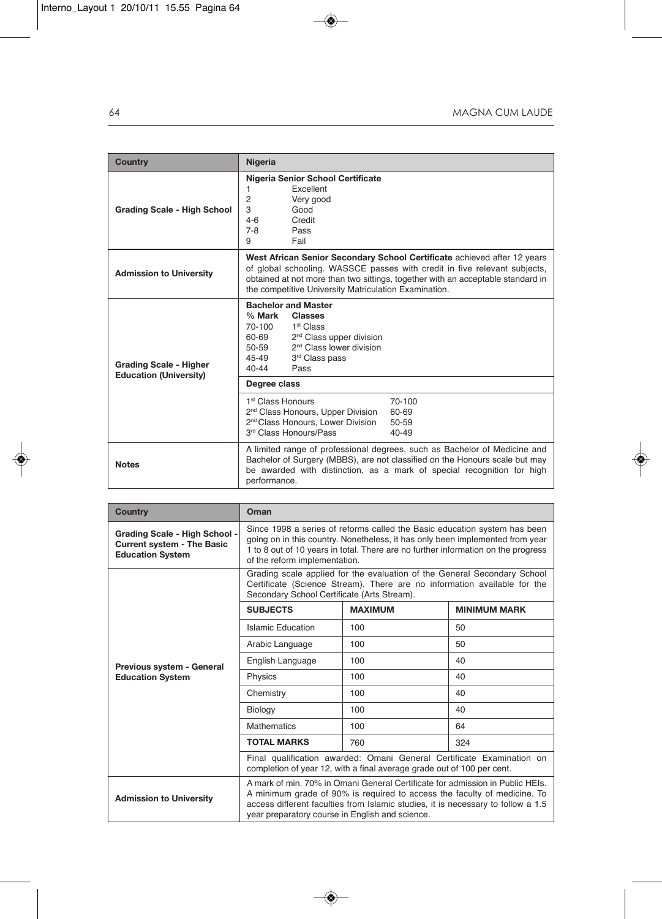| Country | Nigeria |
|---|---|
| Grading Scale - High School | **Nigeria Senior School Certificate**<br>1 Excellent<br>2 Very good<br>3 Good<br>4-6 Credit<br>7-8 Pass<br>9 Fail |
| Admission to University | **West African Senior Secondary School Certificate** achieved after 12 years of global schooling. WASSCE passes with credit in five relevant subjects, obtained at not more than two sittings, together with an acceptable standard in the competitive University Matriculation Examination. |
| Grading Scale - Higher Education (University) | **Bachelor and Master**<br>**% Mark** **Classes**<br>70-100 1st Class<br>60-69 2nd Class upper division<br>50-59 2nd Class lower division<br>45-49 3rd Class pass<br>40-44 Pass<br><br>**Degree class**<br>1st Class Honours 70-100<br>2nd Class Honours, Upper Division 60-69<br>2nd Class Honours, Lower Division 50-59<br>3rd Class Honours/Pass 40-49 |
| Notes | A limited range of professional degrees, such as Bachelor of Medicine and Bachelor of Surgery (MBBS), are not classified on the Honours scale but may be awarded with distinction, as a mark of special recognition for high performance. |

| Country | Oman |
|---|---|
| Grading Scale - High School - Current system - The Basic Education System | Since 1998 a series of reforms called the Basic education system has been going on in this country. Nonetheless, it has only been implemented from year 1 to 8 out of 10 years in total. There are no further information on the progress of the reform implementation. |
| Previous system - General Education System | Grading scale applied for the evaluation of the General Secondary School Certificate (Science Stream). There are no information available for the Secondary School Certificate (Arts Stream).<br><br>**SUBJECTS** – **MAXIMUM** – **MINIMUM MARK**<br>Islamic Education – 100 – 50<br>Arabic Language – 100 – 50<br>English Language – 100 – 40<br>Physics – 100 – 40<br>Chemistry – 100 – 40<br>Biology – 100 – 40<br>Mathematics – 100 – 64<br>**TOTAL MARKS** – 760 – 324<br><br>Final qualification awarded: Omani General Certificate Examination on completion of year 12, with a final average grade out of 100 per cent. |
| Admission to University | A mark of min. 70% in Omani General Certificate for admission in Public HEIs. A minimum grade of 90% is required to access the faculty of medicine. To access different faculties from Islamic studies, it is necessary to follow a 1.5 year preparatory course in English and science. |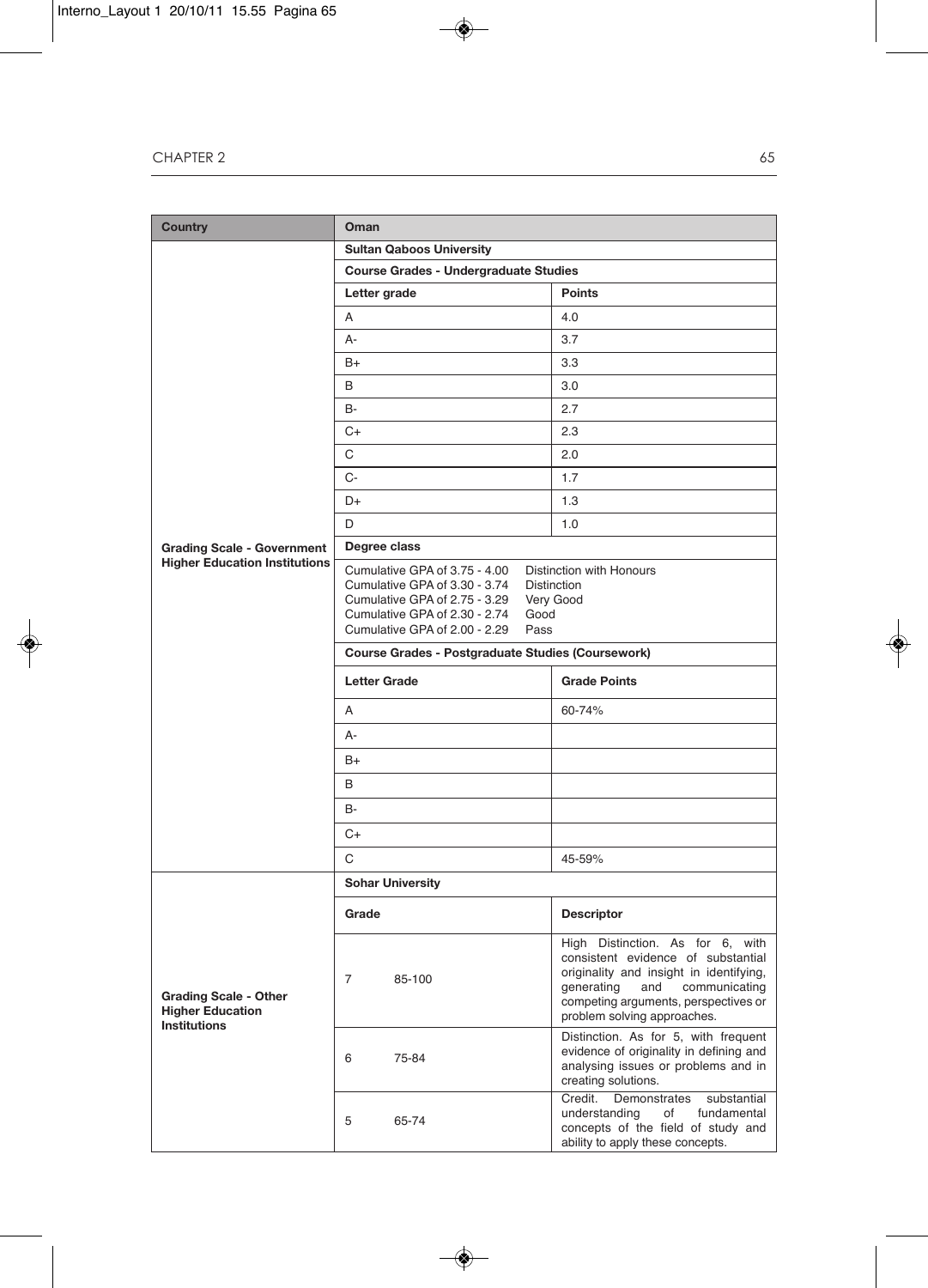| Country | Oman | |
|---|---|---|
| Grading Scale - Government Higher Education Institutions | **Sultan Qaboos University** | |
| | **Course Grades - Undergraduate Studies** | |
| | **Letter grade** | **Points** |
| | A | 4.0 |
| | A- | 3.7 |
| | B+ | 3.3 |
| | B | 3.0 |
| | B- | 2.7 |
| | C+ | 2.3 |
| | C | 2.0 |
| | C- | 1.7 |
| | D+ | 1.3 |
| | D | 1.0 |
| | **Degree class** | |
| | Cumulative GPA of 3.75 - 4.00 Distinction with Honours<br>Cumulative GPA of 3.30 - 3.74 Distinction<br>Cumulative GPA of 2.75 - 3.29 Very Good<br>Cumulative GPA of 2.30 - 2.74 Good<br>Cumulative GPA of 2.00 - 2.29 Pass | |
| | **Course Grades - Postgraduate Studies (Coursework)** | |
| | **Letter Grade** | **Grade Points** |
| | A | 60-74% |
| | A- | |
| | B+ | |
| | B | |
| | B- | |
| | C+ | |
| | C | 45-59% |
| Grading Scale - Other Higher Education Institutions | **Sohar University** | |
| | **Grade** | **Descriptor** |
| | 7 85-100 | High Distinction. As for 6, with consistent evidence of substantial originality and insight in identifying, generating and communicating competing arguments, perspectives or problem solving approaches. |
| | 6 75-84 | Distinction. As for 5, with frequent evidence of originality in defining and analysing issues or problems and in creating solutions. |
| | 5 65-74 | Credit. Demonstrates substantial understanding of fundamental concepts of the field of study and ability to apply these concepts. |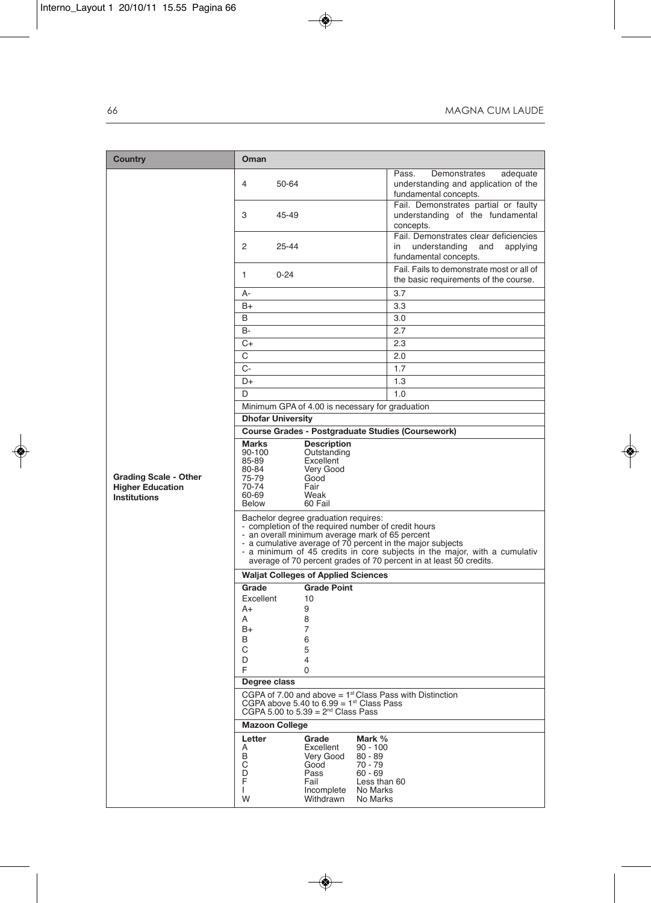| Country | Oman | | |
|---|---|---|---|
| Grading Scale - Other Higher Education Institutions | 4 | 50-64 | Pass. Demonstrates adequate understanding and application of the fundamental concepts. |
| | 3 | 45-49 | Fail. Demonstrates partial or faulty understanding of the fundamental concepts. |
| | 2 | 25-44 | Fail. Demonstrates clear deficiencies in understanding and applying fundamental concepts. |
| | 1 | 0-24 | Fail. Fails to demonstrate most or all of the basic requirements of the course. |
| | A- | | 3.7 |
| | B+ | | 3.3 |
| | B | | 3.0 |
| | B- | | 2.7 |
| | C+ | | 2.3 |
| | C | | 2.0 |
| | C- | | 1.7 |
| | D+ | | 1.3 |
| | D | | 1.0 |
| | Minimum GPA of 4.00 is necessary for graduation | | |
| | **Dhofar University** | | |
| | **Course Grades - Postgraduate Studies (Coursework)** | | |
| | **Marks** / **Description**<br>90-100 Outstanding<br>85-89 Excellent<br>80-84 Very Good<br>75-79 Good<br>70-74 Fair<br>60-69 Weak<br>Below 60 Fail | | |
| | Bachelor degree graduation requires:<br>- completion of the required number of credit hours<br>- an overall minimum average mark of 65 percent<br>- a cumulative average of 70 percent in the major subjects<br>- a minimum of 45 credits in core subjects in the major, with a cumulativ average of 70 percent grades of 70 percent in at least 50 credits. | | |
| | **Waljat Colleges of Applied Sciences** | | |
| | **Grade** / **Grade Point**<br>Excellent 10<br>A+ 9<br>A 8<br>B+ 7<br>B 6<br>C 5<br>D 4<br>F 0 | | |
| | **Degree class** | | |
| | CGPA of 7.00 and above = 1st Class Pass with Distinction<br>CGPA above 5.40 to 6.99 = 1st Class Pass<br>CGPA 5.00 to 5.39 = 2nd Class Pass | | |
| | **Mazoon College** | | |
| | **Letter** / **Grade** / **Mark %**<br>A Excellent 90 - 100<br>B Very Good 80 - 89<br>C Good 70 - 79<br>D Pass 60 - 69<br>F Fail Less than 60<br>I Incomplete No Marks<br>W Withdrawn No Marks | | |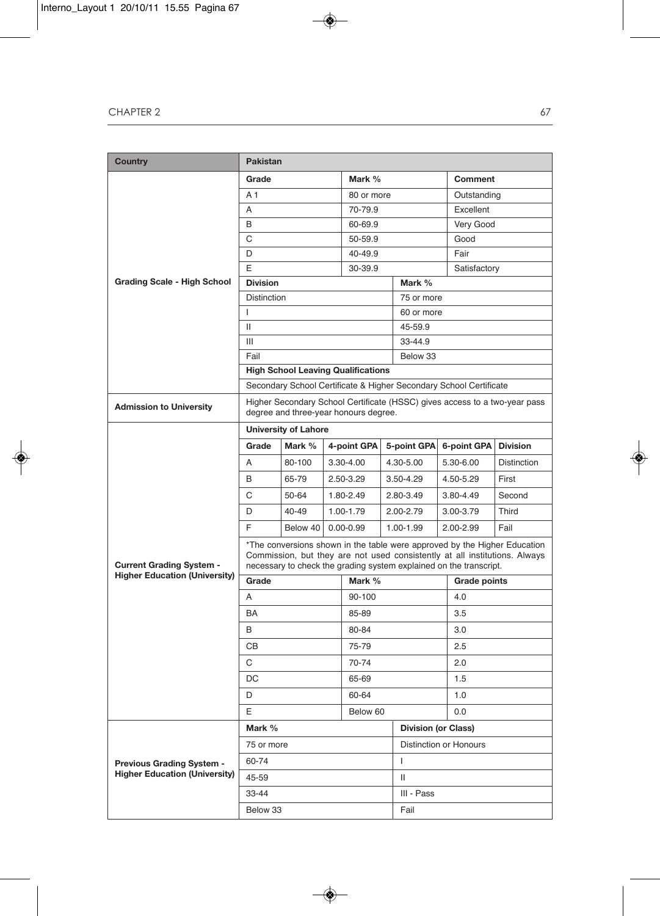| Country | Pakistan | | | | | |
|---|---|---|---|---|---|---|
| **Grading Scale - High School** | **Grade** | | **Mark %** | | **Comment** | |
| | A 1 | | 80 or more | | Outstanding | |
| | A | | 70-79.9 | | Excellent | |
| | B | | 60-69.9 | | Very Good | |
| | C | | 50-59.9 | | Good | |
| | D | | 40-49.9 | | Fair | |
| | E | | 30-39.9 | | Satisfactory | |
| | **Division** | | | **Mark %** | | |
| | Distinction | | | 75 or more | | |
| | I | | | 60 or more | | |
| | II | | | 45-59.9 | | |
| | III | | | 33-44.9 | | |
| | Fail | | | Below 33 | | |
| | **High School Leaving Qualifications** | | | | | |
| | Secondary School Certificate & Higher Secondary School Certificate | | | | | |
| **Admission to University** | Higher Secondary School Certificate (HSSC) gives access to a two-year pass degree and three-year honours degree. | | | | | |
| **Current Grading System - Higher Education (University)** | **University of Lahore** | | | | | |
| | **Grade** | **Mark %** | **4-point GPA** | **5-point GPA** | **6-point GPA** | **Division** |
| | A | 80-100 | 3.30-4.00 | 4.30-5.00 | 5.30-6.00 | Distinction |
| | B | 65-79 | 2.50-3.29 | 3.50-4.29 | 4.50-5.29 | First |
| | C | 50-64 | 1.80-2.49 | 2.80-3.49 | 3.80-4.49 | Second |
| | D | 40-49 | 1.00-1.79 | 2.00-2.79 | 3.00-3.79 | Third |
| | F | Below 40 | 0.00-0.99 | 1.00-1.99 | 2.00-2.99 | Fail |
| | *The conversions shown in the table were approved by the Higher Education Commission, but they are not used consistently at all institutions. Always necessary to check the grading system explained on the transcript. | | | | | |
| | **Grade** | | **Mark %** | | **Grade points** | |
| | A | | 90-100 | | 4.0 | |
| | BA | | 85-89 | | 3.5 | |
| | B | | 80-84 | | 3.0 | |
| | CB | | 75-79 | | 2.5 | |
| | C | | 70-74 | | 2.0 | |
| | DC | | 65-69 | | 1.5 | |
| | D | | 60-64 | | 1.0 | |
| | E | | Below 60 | | 0.0 | |
| **Previous Grading System - Higher Education (University)** | **Mark %** | | | **Division (or Class)** | | |
| | 75 or more | | | Distinction or Honours | | |
| | 60-74 | | | I | | |
| | 45-59 | | | II | | |
| | 33-44 | | | III - Pass | | |
| | Below 33 | | | Fail | | |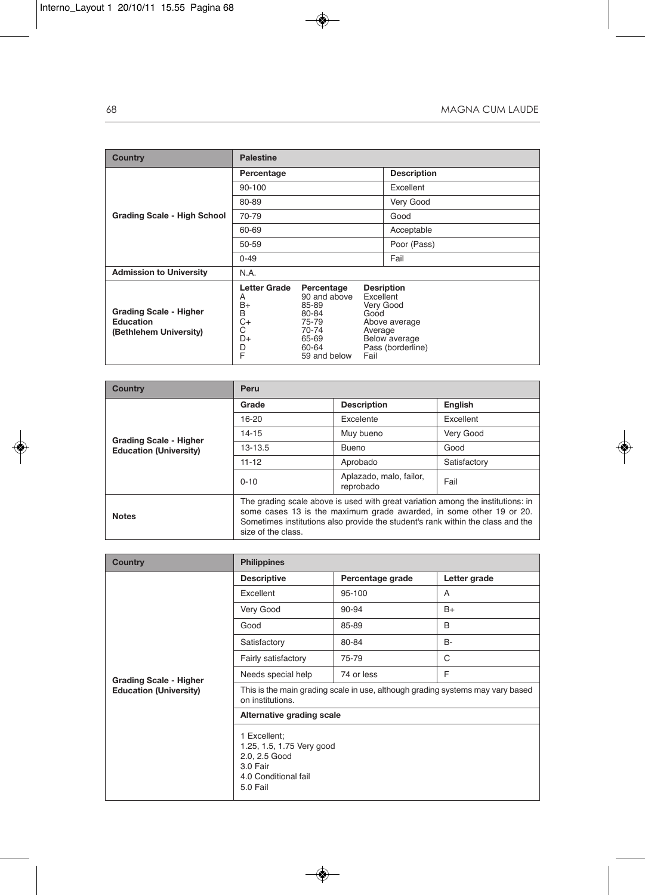| Country | Palestine | |
|---|---|---|
| Grading Scale - High School | **Percentage** | **Description** |
| | 90-100 | Excellent |
| | 80-89 | Very Good |
| | 70-79 | Good |
| | 60-69 | Acceptable |
| | 50-59 | Poor (Pass) |
| | 0-49 | Fail |
| Admission to University | N.A. | |

| Grading Scale - Higher Education (Bethlehem University) | | |
|---|---|---|
| **Letter Grade** | **Percentage** | **Desription** |
| A | 90 and above | Excellent |
| B+ | 85-89 | Very Good |
| B | 80-84 | Good |
| C+ | 75-79 | Above average |
| C | 70-74 | Average |
| D+ | 65-69 | Below average |
| D | 60-64 | Pass (borderline) |
| F | 59 and below | Fail |

| Country | Peru | | |
|---|---|---|---|
| Grading Scale - Higher Education (University) | **Grade** | **Description** | **English** |
| | 16-20 | Excelente | Excellent |
| | 14-15 | Muy bueno | Very Good |
| | 13-13.5 | Bueno | Good |
| | 11-12 | Aprobado | Satisfactory |
| | 0-10 | Aplazado, malo, failor, reprobado | Fail |
| Notes | The grading scale above is used with great variation among the institutions: in some cases 13 is the maximum grade awarded, in some other 19 or 20. Sometimes institutions also provide the student's rank within the class and the size of the class. | | |

| Country | Philippines | | |
|---|---|---|---|
| Grading Scale - Higher Education (University) | **Descriptive** | **Percentage grade** | **Letter grade** |
| | Excellent | 95-100 | A |
| | Very Good | 90-94 | B+ |
| | Good | 85-89 | B |
| | Satisfactory | 80-84 | B- |
| | Fairly satisfactory | 75-79 | C |
| | Needs special help | 74 or less | F |
| | This is the main grading scale in use, although grading systems may vary based on institutions. | | |
| | **Alternative grading scale** | | |
| | 1 Excellent;<br>1.25, 1.5, 1.75 Very good<br>2.0, 2.5 Good<br>3.0 Fair<br>4.0 Conditional fail<br>5.0 Fail | | |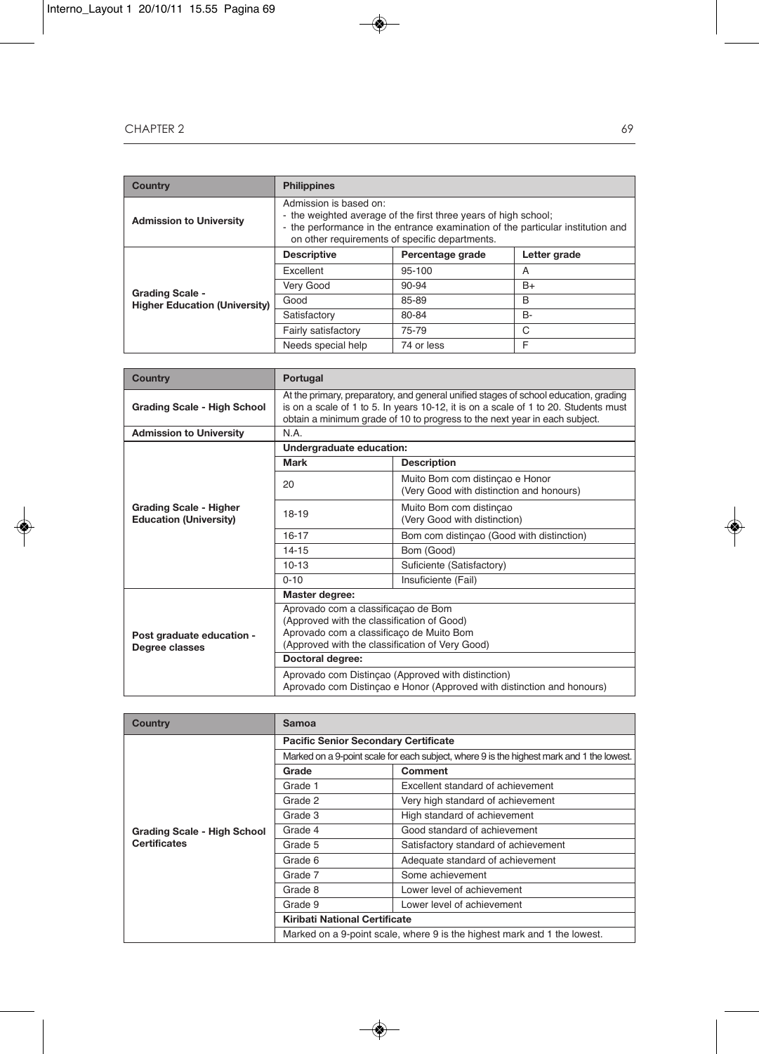| Country | Philippines | | |
|---|---|---|---|
| **Admission to University** | Admission is based on:<br>- the weighted average of the first three years of high school;<br>- the performance in the entrance examination of the particular institution and on other requirements of specific departments. | | |
| **Grading Scale - Higher Education (University)** | **Descriptive** | **Percentage grade** | **Letter grade** |
| | Excellent | 95-100 | A |
| | Very Good | 90-94 | B+ |
| | Good | 85-89 | B |
| | Satisfactory | 80-84 | B- |
| | Fairly satisfactory | 75-79 | C |
| | Needs special help | 74 or less | F |

| Country | Portugal | |
|---|---|---|
| **Grading Scale - High School** | At the primary, preparatory, and general unified stages of school education, grading is on a scale of 1 to 5. In years 10-12, it is on a scale of 1 to 20. Students must obtain a minimum grade of 10 to progress to the next year in each subject. | |
| **Admission to University** | N.A. | |
| **Grading Scale - Higher Education (University)** | **Undergraduate education:** | |
| | **Mark** | **Description** |
| | 20 | Muito Bom com distinçao e Honor (Very Good with distinction and honours) |
| | 18-19 | Muito Bom com distinçao (Very Good with distinction) |
| | 16-17 | Bom com distinçao (Good with distinction) |
| | 14-15 | Bom (Good) |
| | 10-13 | Suficiente (Satisfactory) |
| | 0-10 | Insuficiente (Fail) |
| **Post graduate education - Degree classes** | **Master degree:** | |
| | Aprovado com a classificaçao de Bom (Approved with the classification of Good)<br>Aprovado com a classificaço de Muito Bom (Approved with the classification of Very Good) | |
| | **Doctoral degree:** | |
| | Aprovado com Distinçao (Approved with distinction)<br>Aprovado com Distinçao e Honor (Approved with distinction and honours) | |

| Country | Samoa | |
|---|---|---|
| **Grading Scale - High School Certificates** | **Pacific Senior Secondary Certificate** | |
| | Marked on a 9-point scale for each subject, where 9 is the highest mark and 1 the lowest. | |
| | **Grade** | **Comment** |
| | Grade 1 | Excellent standard of achievement |
| | Grade 2 | Very high standard of achievement |
| | Grade 3 | High standard of achievement |
| | Grade 4 | Good standard of achievement |
| | Grade 5 | Satisfactory standard of achievement |
| | Grade 6 | Adequate standard of achievement |
| | Grade 7 | Some achievement |
| | Grade 8 | Lower level of achievement |
| | Grade 9 | Lower level of achievement |
| | **Kiribati National Certificate** | |
| | Marked on a 9-point scale, where 9 is the highest mark and 1 the lowest. | |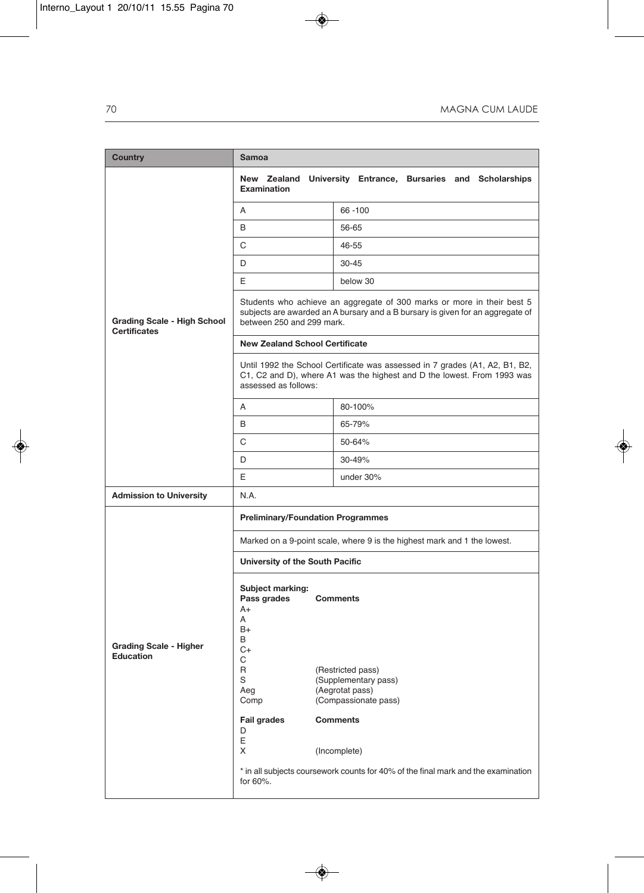| Country | Samoa | |
|---|---|---|
| **Grading Scale - High School Certificates** | **New Zealand University Entrance, Bursaries and Scholarships Examination** | |
| | A | 66 -100 |
| | B | 56-65 |
| | C | 46-55 |
| | D | 30-45 |
| | E | below 30 |
| | Students who achieve an aggregate of 300 marks or more in their best 5 subjects are awarded an A bursary and a B bursary is given for an aggregate of between 250 and 299 mark. | |
| | **New Zealand School Certificate** | |
| | Until 1992 the School Certificate was assessed in 7 grades (A1, A2, B1, B2, C1, C2 and D), where A1 was the highest and D the lowest. From 1993 was assessed as follows: | |
| | A | 80-100% |
| | B | 65-79% |
| | C | 50-64% |
| | D | 30-49% |
| | E | under 30% |
| **Admission to University** | N.A. | |
| **Grading Scale - Higher Education** | **Preliminary/Foundation Programmes** | |
| | Marked on a 9-point scale, where 9 is the highest mark and 1 the lowest. | |
| | **University of the South Pacific** | |
| | **Subject marking:** | |
| | **Pass grades** | **Comments** |
| | A+ | |
| | A | |
| | B+ | |
| | B | |
| | C+ | |
| | C | |
| | R | (Restricted pass) |
| | S | (Supplementary pass) |
| | Aeg | (Aegrotat pass) |
| | Comp | (Compassionate pass) |
| | **Fail grades** | **Comments** |
| | D | |
| | E | |
| | X | (Incomplete) |
| | * in all subjects coursework counts for 40% of the final mark and the examination for 60%. | |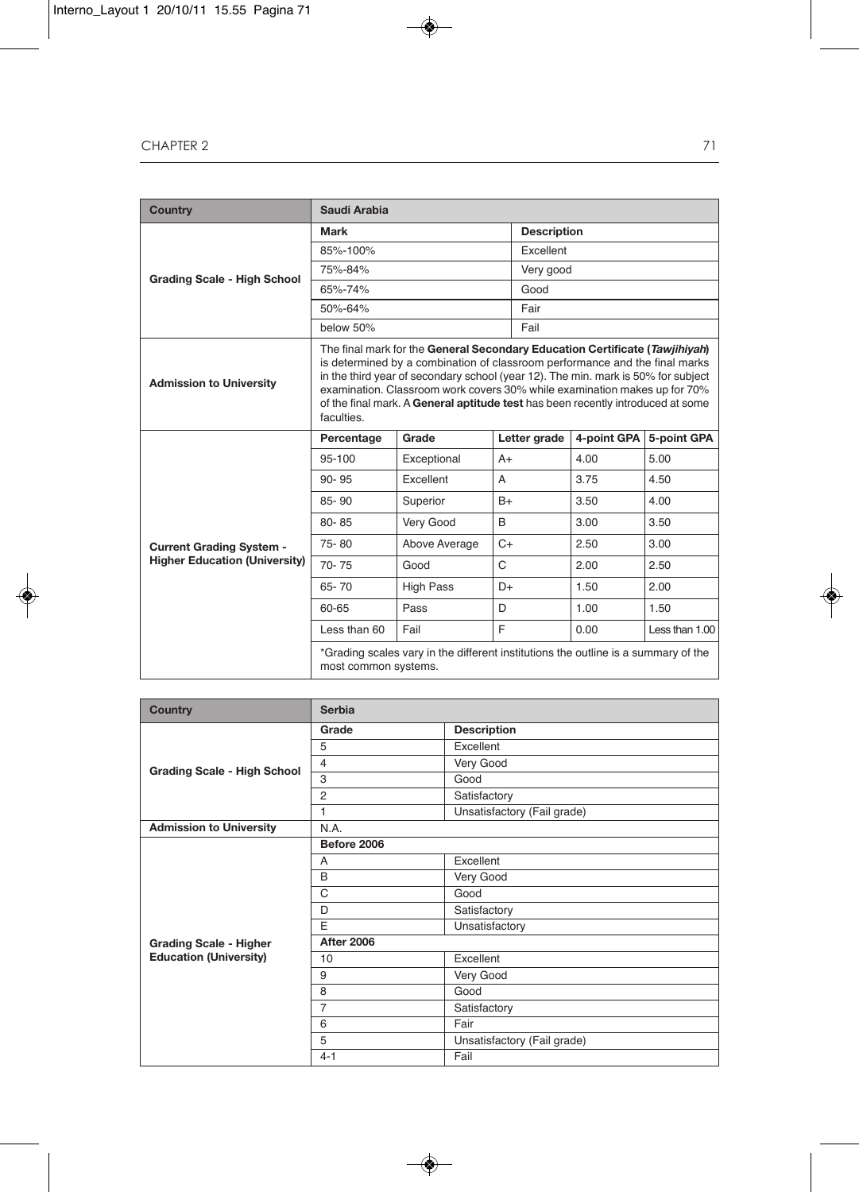| Country | Saudi Arabia | | | | |
|---|---|---|---|---|---|
| Grading Scale - High School | **Mark** | | **Description** | | |
| | 85%-100% | | Excellent | | |
| | 75%-84% | | Very good | | |
| | 65%-74% | | Good | | |
| | 50%-64% | | Fair | | |
| | below 50% | | Fail | | |
| Admission to University | The final mark for the **General Secondary Education Certificate (*Tawjihiyah*)** is determined by a combination of classroom performance and the final marks in the third year of secondary school (year 12). The min. mark is 50% for subject examination. Classroom work covers 30% while examination makes up for 70% of the final mark. A **General aptitude test** has been recently introduced at some faculties. | | | | |
| Current Grading System - Higher Education (University) | **Percentage** | **Grade** | **Letter grade** | **4-point GPA** | **5-point GPA** |
| | 95-100 | Exceptional | A+ | 4.00 | 5.00 |
| | 90- 95 | Excellent | A | 3.75 | 4.50 |
| | 85- 90 | Superior | B+ | 3.50 | 4.00 |
| | 80- 85 | Very Good | B | 3.00 | 3.50 |
| | 75- 80 | Above Average | C+ | 2.50 | 3.00 |
| | 70- 75 | Good | C | 2.00 | 2.50 |
| | 65- 70 | High Pass | D+ | 1.50 | 2.00 |
| | 60-65 | Pass | D | 1.00 | 1.50 |
| | Less than 60 | Fail | F | 0.00 | Less than 1.00 |
| | *Grading scales vary in the different institutions the outline is a summary of the most common systems. | | | | |

| Country | Serbia | |
|---|---|---|
| Grading Scale - High School | **Grade** | **Description** |
| | 5 | Excellent |
| | 4 | Very Good |
| | 3 | Good |
| | 2 | Satisfactory |
| | 1 | Unsatisfactory (Fail grade) |
| Admission to University | N.A. | |
| Grading Scale - Higher Education (University) | **Before 2006** | |
| | A | Excellent |
| | B | Very Good |
| | C | Good |
| | D | Satisfactory |
| | E | Unsatisfactory |
| | **After 2006** | |
| | 10 | Excellent |
| | 9 | Very Good |
| | 8 | Good |
| | 7 | Satisfactory |
| | 6 | Fair |
| | 5 | Unsatisfactory (Fail grade) |
| | 4-1 | Fail |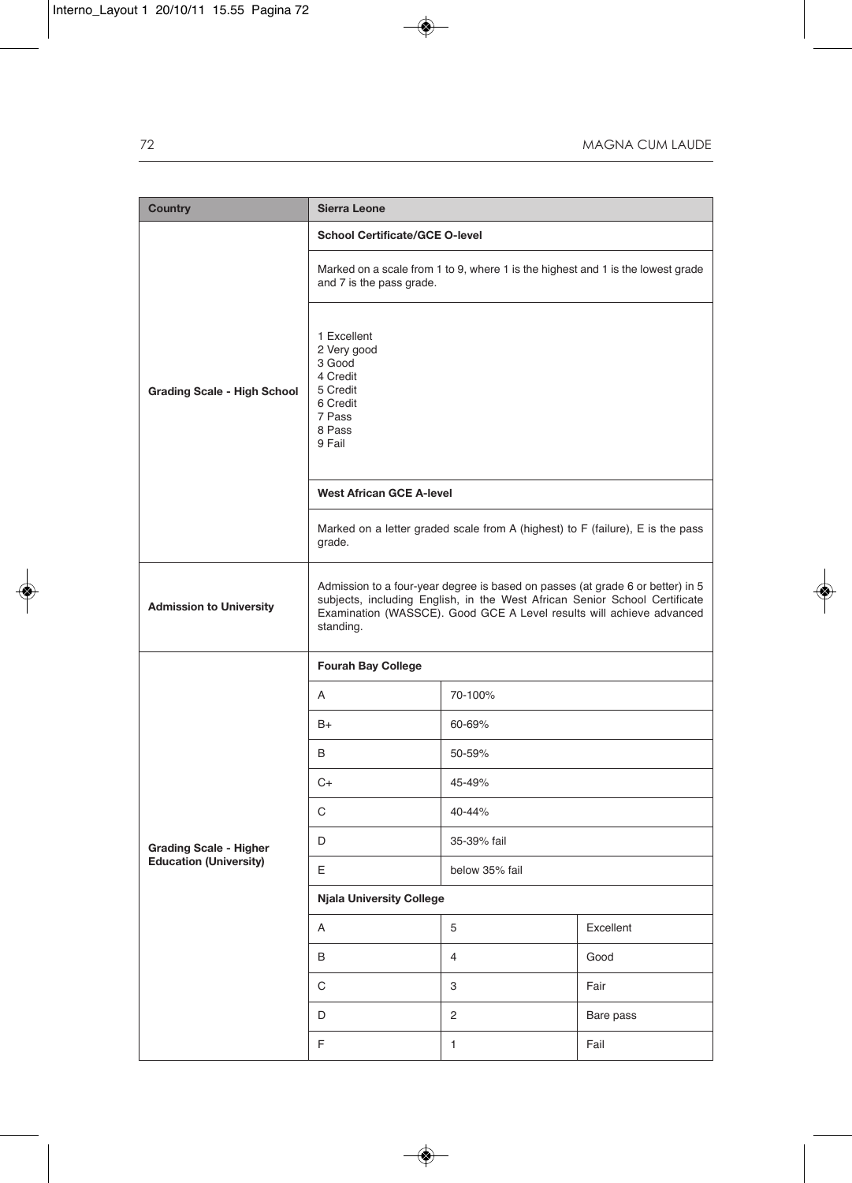| Country | Sierra Leone | | |
|---|---|---|---|
| Grading Scale - High School | **School Certificate/GCE O-level** | | |
| | Marked on a scale from 1 to 9, where 1 is the highest and 1 is the lowest grade and 7 is the pass grade. | | |
| | 1 Excellent<br>2 Very good<br>3 Good<br>4 Credit<br>5 Credit<br>6 Credit<br>7 Pass<br>8 Pass<br>9 Fail | | |
| | **West African GCE A-level** | | |
| | Marked on a letter graded scale from A (highest) to F (failure), E is the pass grade. | | |
| Admission to University | Admission to a four-year degree is based on passes (at grade 6 or better) in 5 subjects, including English, in the West African Senior School Certificate Examination (WASSCE). Good GCE A Level results will achieve advanced standing. | | |
| Grading Scale - Higher Education (University) | **Fourah Bay College** | | |
| | A | 70-100% | |
| | B+ | 60-69% | |
| | B | 50-59% | |
| | C+ | 45-49% | |
| | C | 40-44% | |
| | D | 35-39% fail | |
| | E | below 35% fail | |
| | **Njala University College** | | |
| | A | 5 | Excellent |
| | B | 4 | Good |
| | C | 3 | Fair |
| | D | 2 | Bare pass |
| | F | 1 | Fail |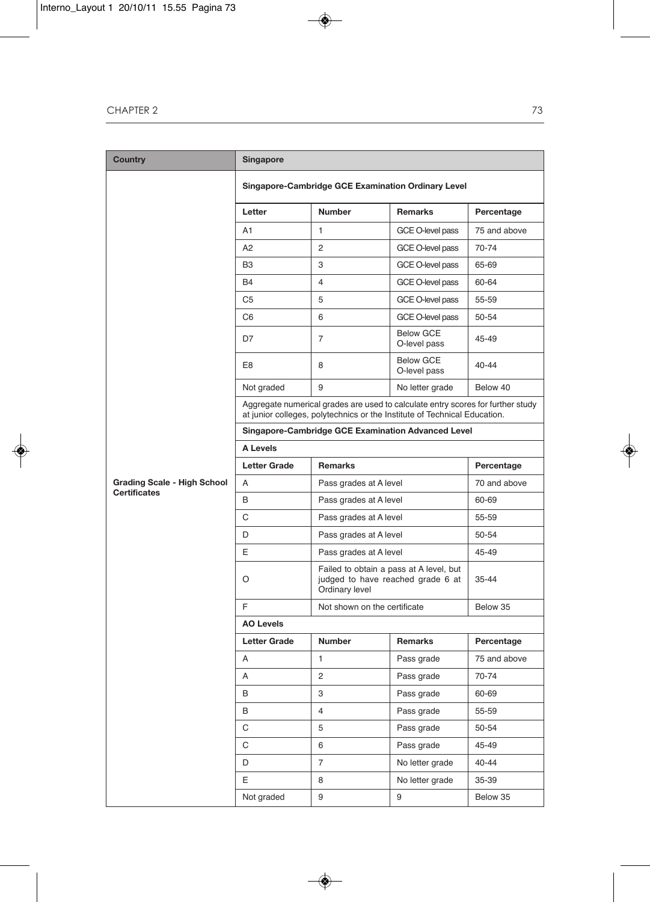| Country | Singapore | | | |
|---|---|---|---|---|
| Grading Scale - High School Certificates | **Singapore-Cambridge GCE Examination Ordinary Level** | | | |
| | **Letter** | **Number** | **Remarks** | **Percentage** |
| | A1 | 1 | GCE O-level pass | 75 and above |
| | A2 | 2 | GCE O-level pass | 70-74 |
| | B3 | 3 | GCE O-level pass | 65-69 |
| | B4 | 4 | GCE O-level pass | 60-64 |
| | C5 | 5 | GCE O-level pass | 55-59 |
| | C6 | 6 | GCE O-level pass | 50-54 |
| | D7 | 7 | Below GCE O-level pass | 45-49 |
| | E8 | 8 | Below GCE O-level pass | 40-44 |
| | Not graded | 9 | No letter grade | Below 40 |
| | Aggregate numerical grades are used to calculate entry scores for further study at junior colleges, polytechnics or the Institute of Technical Education. | | | |
| | **Singapore-Cambridge GCE Examination Advanced Level** | | | |
| | **A Levels** | | | |
| | **Letter Grade** | **Remarks** | | **Percentage** |
| | A | Pass grades at A level | | 70 and above |
| | B | Pass grades at A level | | 60-69 |
| | C | Pass grades at A level | | 55-59 |
| | D | Pass grades at A level | | 50-54 |
| | E | Pass grades at A level | | 45-49 |
| | O | Failed to obtain a pass at A level, but judged to have reached grade 6 at Ordinary level | | 35-44 |
| | F | Not shown on the certificate | | Below 35 |
| | **AO Levels** | | | |
| | **Letter Grade** | **Number** | **Remarks** | **Percentage** |
| | A | 1 | Pass grade | 75 and above |
| | A | 2 | Pass grade | 70-74 |
| | B | 3 | Pass grade | 60-69 |
| | B | 4 | Pass grade | 55-59 |
| | C | 5 | Pass grade | 50-54 |
| | C | 6 | Pass grade | 45-49 |
| | D | 7 | No letter grade | 40-44 |
| | E | 8 | No letter grade | 35-39 |
| | Not graded | 9 | 9 | Below 35 |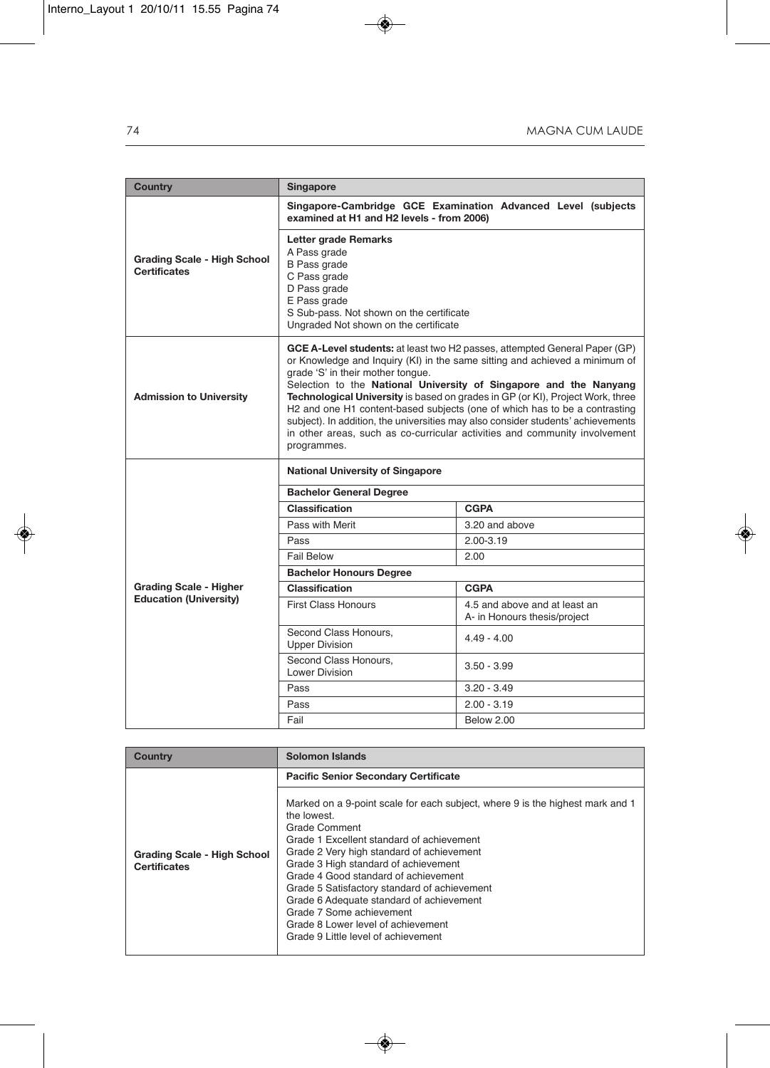| Country | Singapore |
|---|---|
| Grading Scale - High School Certificates | **Singapore-Cambridge GCE Examination Advanced Level (subjects examined at H1 and H2 levels - from 2006)**<br><br>**Letter grade Remarks**<br>A Pass grade<br>B Pass grade<br>C Pass grade<br>D Pass grade<br>E Pass grade<br>S Sub-pass. Not shown on the certificate<br>Ungraded Not shown on the certificate |
| Admission to University | **GCE A-Level students:** at least two H2 passes, attempted General Paper (GP) or Knowledge and Inquiry (KI) in the same sitting and achieved a minimum of grade 'S' in their mother tongue.<br>Selection to the **National University of Singapore and the Nanyang Technological University** is based on grades in GP (or KI), Project Work, three H2 and one H1 content-based subjects (one of which has to be a contrasting subject). In addition, the universities may also consider students' achievements in other areas, such as co-curricular activities and community involvement programmes. |

**Grading Scale - Higher Education (University)**

**National University of Singapore**

| Bachelor General Degree | |
|---|---|
| **Classification** | **CGPA** |
| Pass with Merit | 3.20 and above |
| Pass | 2.00-3.19 |
| Fail Below | 2.00 |
| **Bachelor Honours Degree** | |
| **Classification** | **CGPA** |
| First Class Honours | 4.5 and above and at least an A- in Honours thesis/project |
| Second Class Honours, Upper Division | 4.49 - 4.00 |
| Second Class Honours, Lower Division | 3.50 - 3.99 |
| Pass | 3.20 - 3.49 |
| Pass | 2.00 - 3.19 |
| Fail | Below 2.00 |

| Country | Solomon Islands |
|---|---|
| Grading Scale - High School Certificates | **Pacific Senior Secondary Certificate**<br><br>Marked on a 9-point scale for each subject, where 9 is the highest mark and 1 the lowest.<br>Grade Comment<br>Grade 1 Excellent standard of achievement<br>Grade 2 Very high standard of achievement<br>Grade 3 High standard of achievement<br>Grade 4 Good standard of achievement<br>Grade 5 Satisfactory standard of achievement<br>Grade 6 Adequate standard of achievement<br>Grade 7 Some achievement<br>Grade 8 Lower level of achievement<br>Grade 9 Little level of achievement |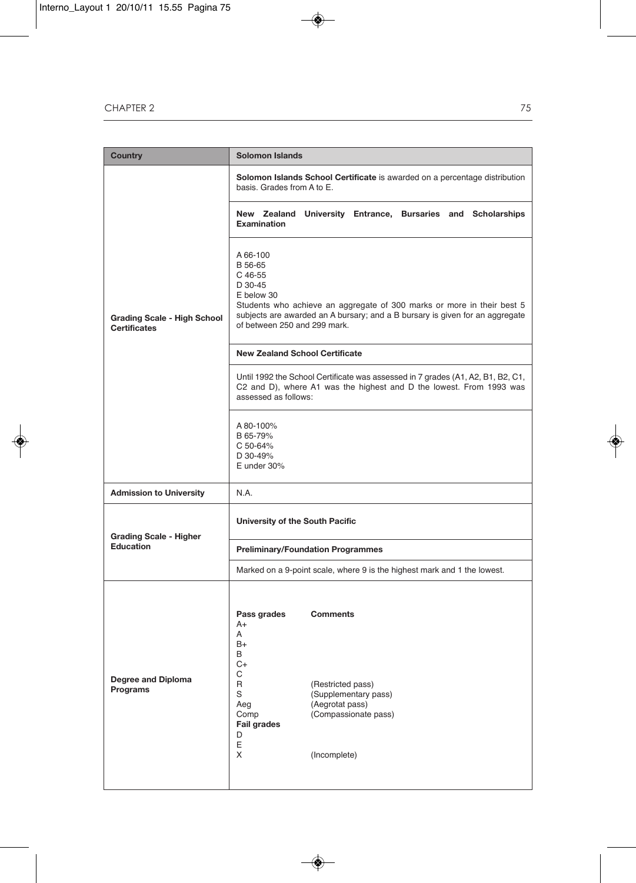| Country | Solomon Islands |
|---|---|
| Grading Scale - High School Certificates | **Solomon Islands School Certificate** is awarded on a percentage distribution basis. Grades from A to E. |
| | **New Zealand University Entrance, Bursaries and Scholarships Examination** |
| | A 66-100<br>B 56-65<br>C 46-55<br>D 30-45<br>E below 30<br>Students who achieve an aggregate of 300 marks or more in their best 5 subjects are awarded an A bursary; and a B bursary is given for an aggregate of between 250 and 299 mark. |
| | **New Zealand School Certificate** |
| | Until 1992 the School Certificate was assessed in 7 grades (A1, A2, B1, B2, C1, C2 and D), where A1 was the highest and D the lowest. From 1993 was assessed as follows: |
| | A 80-100%<br>B 65-79%<br>C 50-64%<br>D 30-49%<br>E under 30% |
| Admission to University | N.A. |
| Grading Scale - Higher Education | **University of the South Pacific** |
| | **Preliminary/Foundation Programmes** |
| | Marked on a 9-point scale, where 9 is the highest mark and 1 the lowest. |
| Degree and Diploma Programs | **Pass grades** / **Comments**<br>A+<br>A<br>B+<br>B<br>C+<br>C<br>R (Restricted pass)<br>S (Supplementary pass)<br>Aeg (Aegrotat pass)<br>Comp (Compassionate pass)<br>**Fail grades**<br>D<br>E<br>X (Incomplete) |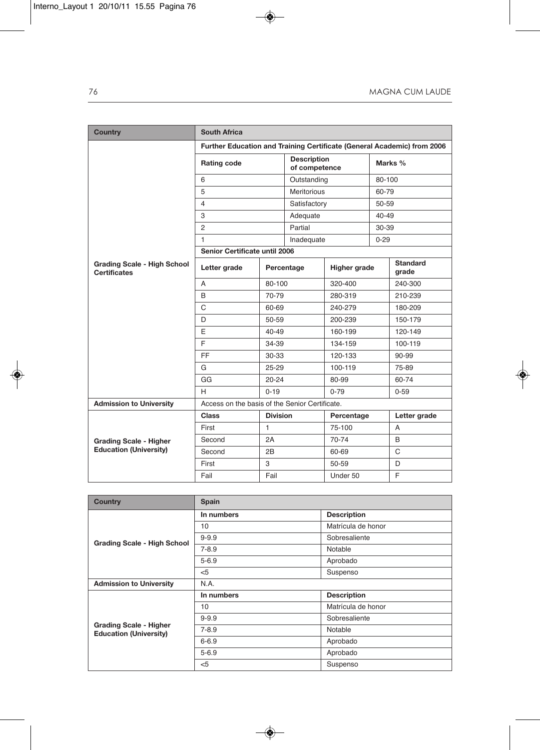| Country | South Africa | | | |
|---|---|---|---|---|
| Grading Scale - High School Certificates | **Further Education and Training Certificate (General Academic) from 2006** | | | |
| | **Rating code** | **Description of competence** | **Marks %** | |
| | 6 | Outstanding | 80-100 | |
| | 5 | Meritorious | 60-79 | |
| | 4 | Satisfactory | 50-59 | |
| | 3 | Adequate | 40-49 | |
| | 2 | Partial | 30-39 | |
| | 1 | Inadequate | 0-29 | |
| | **Senior Certificate until 2006** | | | |
| | **Letter grade** | **Percentage** | **Higher grade** | **Standard grade** |
| | A | 80-100 | 320-400 | 240-300 |
| | B | 70-79 | 280-319 | 210-239 |
| | C | 60-69 | 240-279 | 180-209 |
| | D | 50-59 | 200-239 | 150-179 |
| | E | 40-49 | 160-199 | 120-149 |
| | F | 34-39 | 134-159 | 100-119 |
| | FF | 30-33 | 120-133 | 90-99 |
| | G | 25-29 | 100-119 | 75-89 |
| | GG | 20-24 | 80-99 | 60-74 |
| | H | 0-19 | 0-79 | 0-59 |
| **Admission to University** | Access on the basis of the Senior Certificate. | | | |
| Grading Scale - Higher Education (University) | **Class** | **Division** | **Percentage** | **Letter grade** |
| | First | 1 | 75-100 | A |
| | Second | 2A | 70-74 | B |
| | Second | 2B | 60-69 | C |
| | First | 3 | 50-59 | D |
| | Fail | Fail | Under 50 | F |

| Country | Spain | |
|---|---|---|
| Grading Scale - High School | **In numbers** | **Description** |
| | 10 | Matrícula de honor |
| | 9-9.9 | Sobresaliente |
| | 7-8.9 | Notable |
| | 5-6.9 | Aprobado |
| | <5 | Suspenso |
| **Admission to University** | N.A. | |
| Grading Scale - Higher Education (University) | **In numbers** | **Description** |
| | 10 | Matrícula de honor |
| | 9-9.9 | Sobresaliente |
| | 7-8.9 | Notable |
| | 6-6.9 | Aprobado |
| | 5-6.9 | Aprobado |
| | <5 | Suspenso |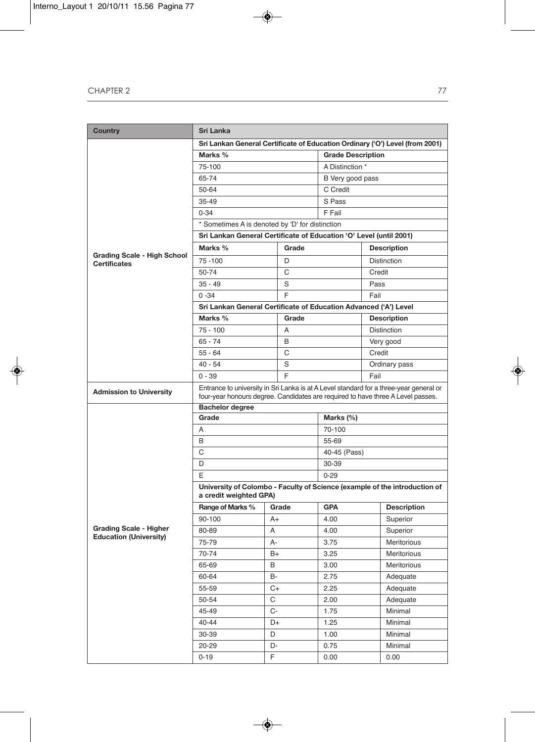| Country | Sri Lanka | | | |
|---|---|---|---|---|
| Grading Scale - High School Certificates | **Sri Lankan General Certificate of Education Ordinary ('O') Level (from 2001)** | | | |
| | **Marks %** | | **Grade Description** | |
| | 75-100 | | A Distinction * | |
| | 65-74 | | B Very good pass | |
| | 50-64 | | C Credit | |
| | 35-49 | | S Pass | |
| | 0-34 | | F Fail | |
| | * Sometimes A is denoted by 'D' for distinction | | | |
| | **Sri Lankan General Certificate of Education 'O' Level (until 2001)** | | | |
| | **Marks %** | **Grade** | **Description** | |
| | 75 -100 | D | Distinction | |
| | 50-74 | C | Credit | |
| | 35 - 49 | S | Pass | |
| | 0 -34 | F | Fail | |
| | **Sri Lankan General Certificate of Education Advanced ('A') Level** | | | |
| | **Marks %** | **Grade** | **Description** | |
| | 75 - 100 | A | Distinction | |
| | 65 - 74 | B | Very good | |
| | 55 - 64 | C | Credit | |
| | 40 - 54 | S | Ordinary pass | |
| | 0 - 39 | F | Fail | |
| Admission to University | Entrance to university in Sri Lanka is at A Level standard for a three-year general or four-year honours degree. Candidates are required to have three A Level passes. | | | |
| Grading Scale - Higher Education (University) | **Bachelor degree** | | | |
| | **Grade** | | **Marks (%)** | |
| | A | | 70-100 | |
| | B | | 55-69 | |
| | C | | 40-45 (Pass) | |
| | D | | 30-39 | |
| | E | | 0-29 | |
| | **University of Colombo - Faculty of Science (example of the introduction of a credit weighted GPA)** | | | |
| | **Range of Marks %** | **Grade** | **GPA** | **Description** |
| | 90-100 | A+ | 4.00 | Superior |
| | 80-89 | A | 4.00 | Superior |
| | 75-79 | A- | 3.75 | Meritorious |
| | 70-74 | B+ | 3.25 | Meritorious |
| | 65-69 | B | 3.00 | Meritorious |
| | 60-64 | B- | 2.75 | Adequate |
| | 55-59 | C+ | 2.25 | Adequate |
| | 50-54 | C | 2.00 | Adequate |
| | 45-49 | C- | 1.75 | Minimal |
| | 40-44 | D+ | 1.25 | Minimal |
| | 30-39 | D | 1.00 | Minimal |
| | 20-29 | D- | 0.75 | Minimal |
| | 0-19 | F | 0.00 | 0.00 |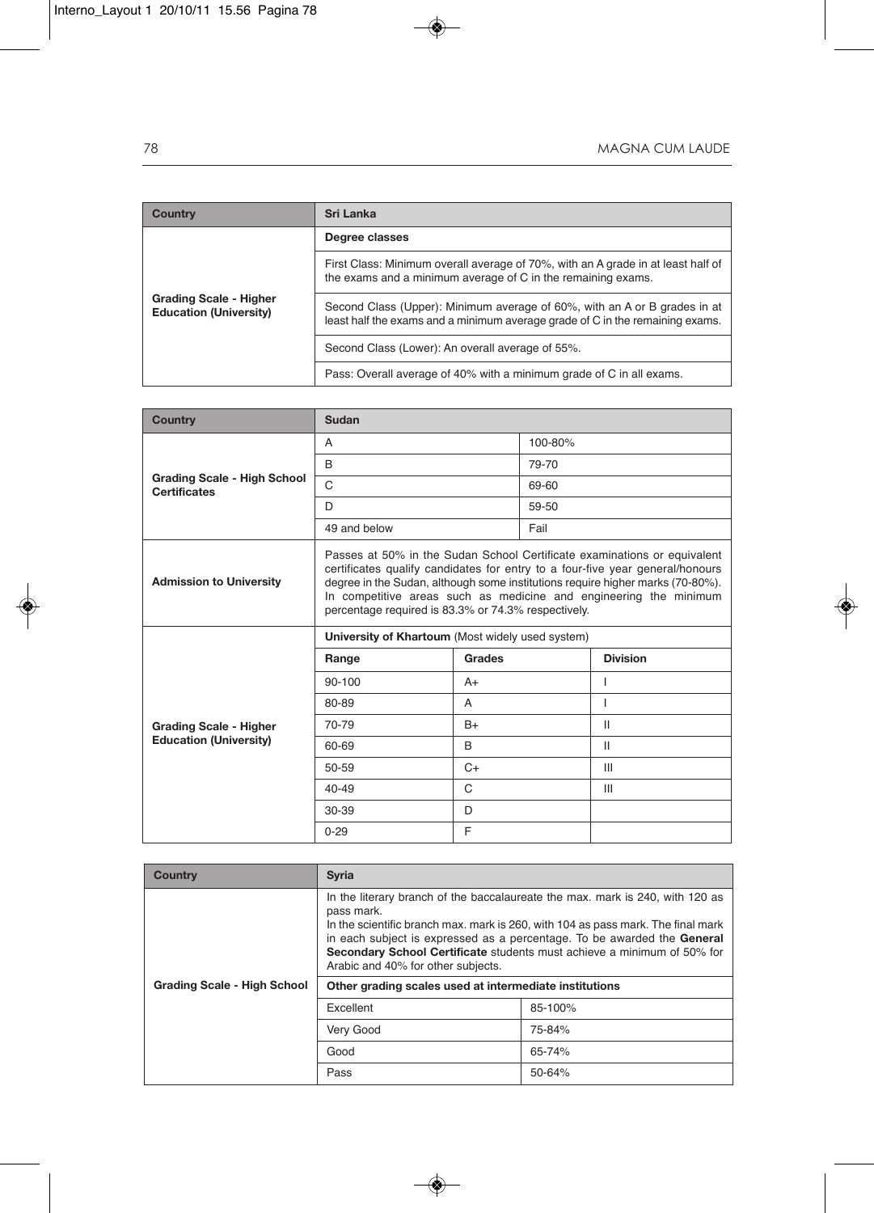| Country | Sri Lanka |
|---|---|
| Grading Scale - Higher Education (University) | **Degree classes** |
| | First Class: Minimum overall average of 70%, with an A grade in at least half of the exams and a minimum average of C in the remaining exams. |
| | Second Class (Upper): Minimum average of 60%, with an A or B grades in at least half the exams and a minimum average grade of C in the remaining exams. |
| | Second Class (Lower): An overall average of 55%. |
| | Pass: Overall average of 40% with a minimum grade of C in all exams. |

| Country | Sudan | | |
|---|---|---|---|
| Grading Scale - High School Certificates | A | 100-80% | |
| | B | 79-70 | |
| | C | 69-60 | |
| | D | 59-50 | |
| | 49 and below | Fail | |
| Admission to University | Passes at 50% in the Sudan School Certificate examinations or equivalent certificates qualify candidates for entry to a four-five year general/honours degree in the Sudan, although some institutions require higher marks (70-80%). In competitive areas such as medicine and engineering the minimum percentage required is 83.3% or 74.3% respectively. | | |
| Grading Scale - Higher Education (University) | **University of Khartoum** (Most widely used system) | | |
| | **Range** | **Grades** | **Division** |
| | 90-100 | A+ | I |
| | 80-89 | A | I |
| | 70-79 | B+ | II |
| | 60-69 | B | II |
| | 50-59 | C+ | III |
| | 40-49 | C | III |
| | 30-39 | D | |
| | 0-29 | F | |

| Country | Syria | |
|---|---|---|
| Grading Scale - High School | In the literary branch of the baccalaureate the max. mark is 240, with 120 as pass mark. In the scientific branch max. mark is 260, with 104 as pass mark. The final mark in each subject is expressed as a percentage. To be awarded the **General Secondary School Certificate** students must achieve a minimum of 50% for Arabic and 40% for other subjects. | |
| | **Other grading scales used at intermediate institutions** | |
| | Excellent | 85-100% |
| | Very Good | 75-84% |
| | Good | 65-74% |
| | Pass | 50-64% |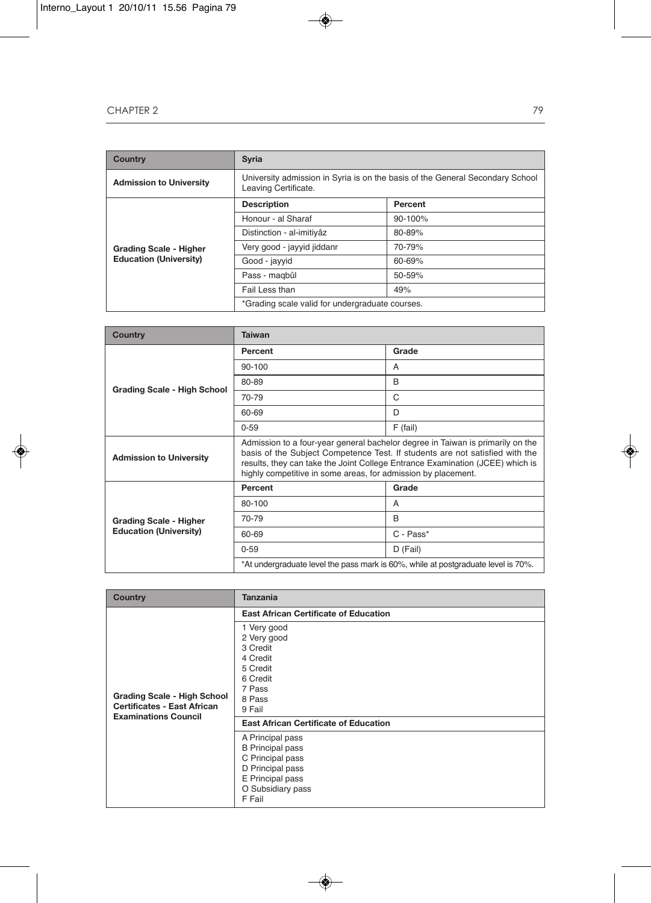| Country | Syria | |
|---|---|---|
| Admission to University | University admission in Syria is on the basis of the General Secondary School Leaving Certificate. | |
| Grading Scale - Higher Education (University) | **Description** | **Percent** |
| | Honour - al Sharaf | 90-100% |
| | Distinction - al-imitiyâz | 80-89% |
| | Very good - jayyid jiddanr | 70-79% |
| | Good - jayyid | 60-69% |
| | Pass - maqbûl | 50-59% |
| | Fail Less than | 49% |
| | *Grading scale valid for undergraduate courses. | |

| Country | Taiwan | |
|---|---|---|
| Grading Scale - High School | **Percent** | **Grade** |
| | 90-100 | A |
| | 80-89 | B |
| | 70-79 | C |
| | 60-69 | D |
| | 0-59 | F (fail) |
| Admission to University | Admission to a four-year general bachelor degree in Taiwan is primarily on the basis of the Subject Competence Test. If students are not satisfied with the results, they can take the Joint College Entrance Examination (JCEE) which is highly competitive in some areas, for admission by placement. | |
| Grading Scale - Higher Education (University) | **Percent** | **Grade** |
| | 80-100 | A |
| | 70-79 | B |
| | 60-69 | C - Pass* |
| | 0-59 | D (Fail) |
| | *At undergraduate level the pass mark is 60%, while at postgraduate level is 70%. | |

| Country | Tanzania |
|---|---|
| Grading Scale - High School Certificates - East African Examinations Council | **East African Certificate of Education** |
| | 1 Very good<br>2 Very good<br>3 Credit<br>4 Credit<br>5 Credit<br>6 Credit<br>7 Pass<br>8 Pass<br>9 Fail |
| | **East African Certificate of Education** |
| | A Principal pass<br>B Principal pass<br>C Principal pass<br>D Principal pass<br>E Principal pass<br>O Subsidiary pass<br>F Fail |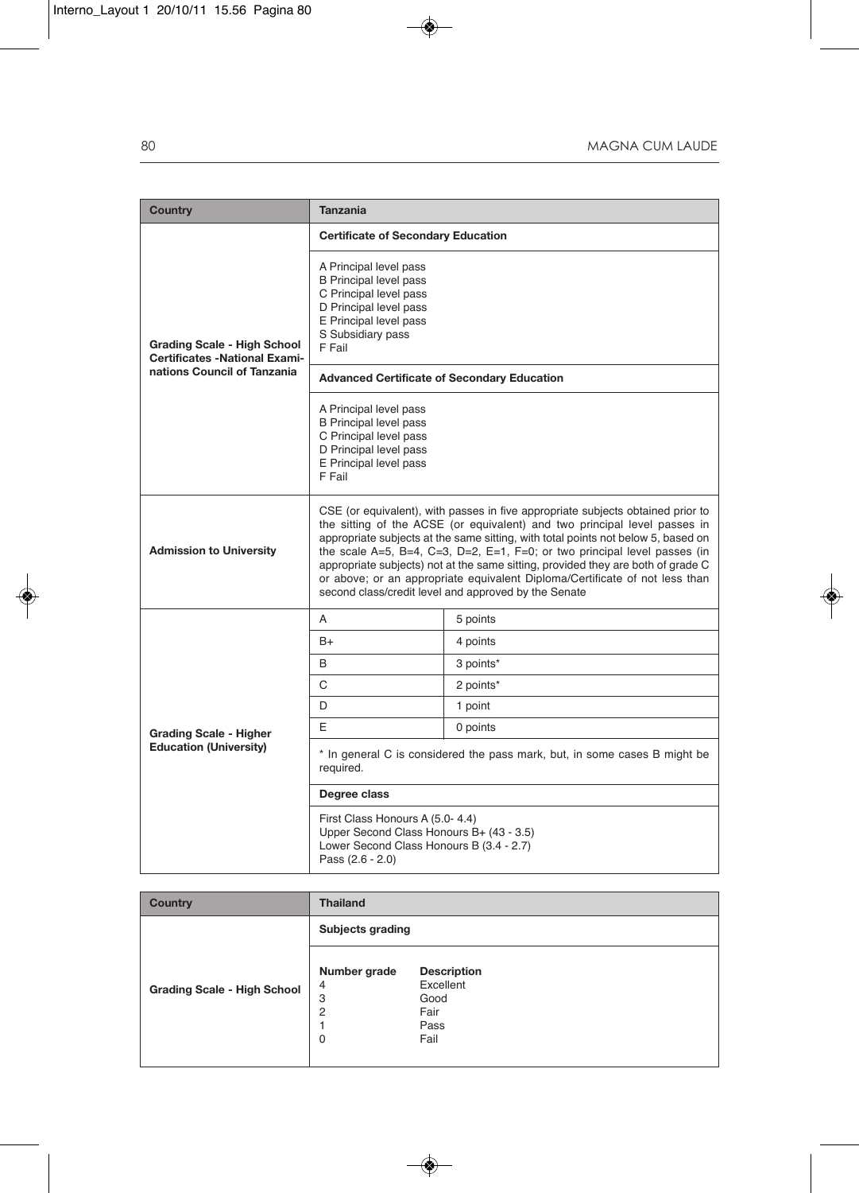| Country | Tanzania | |
|---|---|---|
| Grading Scale - High School Certificates -National Examinations Council of Tanzania | **Certificate of Secondary Education** | |
| | A Principal level pass<br>B Principal level pass<br>C Principal level pass<br>D Principal level pass<br>E Principal level pass<br>S Subsidiary pass<br>F Fail | |
| | **Advanced Certificate of Secondary Education** | |
| | A Principal level pass<br>B Principal level pass<br>C Principal level pass<br>D Principal level pass<br>E Principal level pass<br>F Fail | |
| Admission to University | CSE (or equivalent), with passes in five appropriate subjects obtained prior to the sitting of the ACSE (or equivalent) and two principal level passes in appropriate subjects at the same sitting, with total points not below 5, based on the scale A=5, B=4, C=3, D=2, E=1, F=0; or two principal level passes (in appropriate subjects) not at the same sitting, provided they are both of grade C or above; or an appropriate equivalent Diploma/Certificate of not less than second class/credit level and approved by the Senate | |
| Grading Scale - Higher Education (University) | A | 5 points |
| | B+ | 4 points |
| | B | 3 points* |
| | C | 2 points* |
| | D | 1 point |
| | E | 0 points |
| | * In general C is considered the pass mark, but, in some cases B might be required. | |
| | **Degree class** | |
| | First Class Honours A (5.0- 4.4)<br>Upper Second Class Honours B+ (43 - 3.5)<br>Lower Second Class Honours B (3.4 - 2.7)<br>Pass (2.6 - 2.0) | |

| Country | Thailand | |
|---|---|---|
| Grading Scale - High School | **Subjects grading** | |
| | **Number grade** | **Description** |
| | 4 | Excellent |
| | 3 | Good |
| | 2 | Fair |
| | 1 | Pass |
| | 0 | Fail |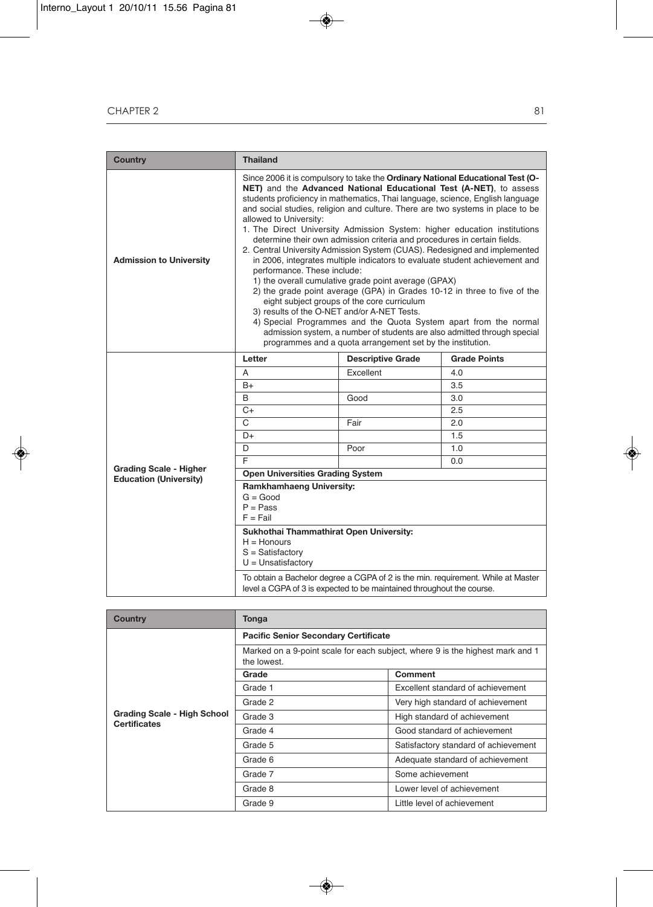| Country | Thailand | | |
|---|---|---|---|
| Admission to University | Since 2006 it is compulsory to take the **Ordinary National Educational Test (O-NET)** and the **Advanced National Educational Test (A-NET)**, to assess students proficiency in mathematics, Thai language, science, English language and social studies, religion and culture. There are two systems in place to be allowed to University:<br>1. The Direct University Admission System: higher education institutions determine their own admission criteria and procedures in certain fields.<br>2. Central University Admission System (CUAS). Redesigned and implemented in 2006, integrates multiple indicators to evaluate student achievement and performance. These include:<br>1) the overall cumulative grade point average (GPAX)<br>2) the grade point average (GPA) in Grades 10-12 in three to five of the eight subject groups of the core curriculum<br>3) results of the O-NET and/or A-NET Tests.<br>4) Special Programmes and the Quota System apart from the normal admission system, a number of students are also admitted through special programmes and a quota arrangement set by the institution. | | |
| Grading Scale - Higher Education (University) | **Letter** | **Descriptive Grade** | **Grade Points** |
| | A | Excellent | 4.0 |
| | B+ | | 3.5 |
| | B | Good | 3.0 |
| | C+ | | 2.5 |
| | C | Fair | 2.0 |
| | D+ | | 1.5 |
| | D | Poor | 1.0 |
| | F | | 0.0 |
| | **Open Universities Grading System** | | |
| | **Ramkhamhaeng University:**<br>G = Good<br>P = Pass<br>F = Fail | | |
| | **Sukhothai Thammathirat Open University:**<br>H = Honours<br>S = Satisfactory<br>U = Unsatisfactory | | |
| | To obtain a Bachelor degree a CGPA of 2 is the min. requirement. While at Master level a CGPA of 3 is expected to be maintained throughout the course. | | |

| Country | Tonga | |
|---|---|---|
| Grading Scale - High School Certificates | **Pacific Senior Secondary Certificate** | |
| | Marked on a 9-point scale for each subject, where 9 is the highest mark and 1 the lowest. | |
| | **Grade** | **Comment** |
| | Grade 1 | Excellent standard of achievement |
| | Grade 2 | Very high standard of achievement |
| | Grade 3 | High standard of achievement |
| | Grade 4 | Good standard of achievement |
| | Grade 5 | Satisfactory standard of achievement |
| | Grade 6 | Adequate standard of achievement |
| | Grade 7 | Some achievement |
| | Grade 8 | Lower level of achievement |
| | Grade 9 | Little level of achievement |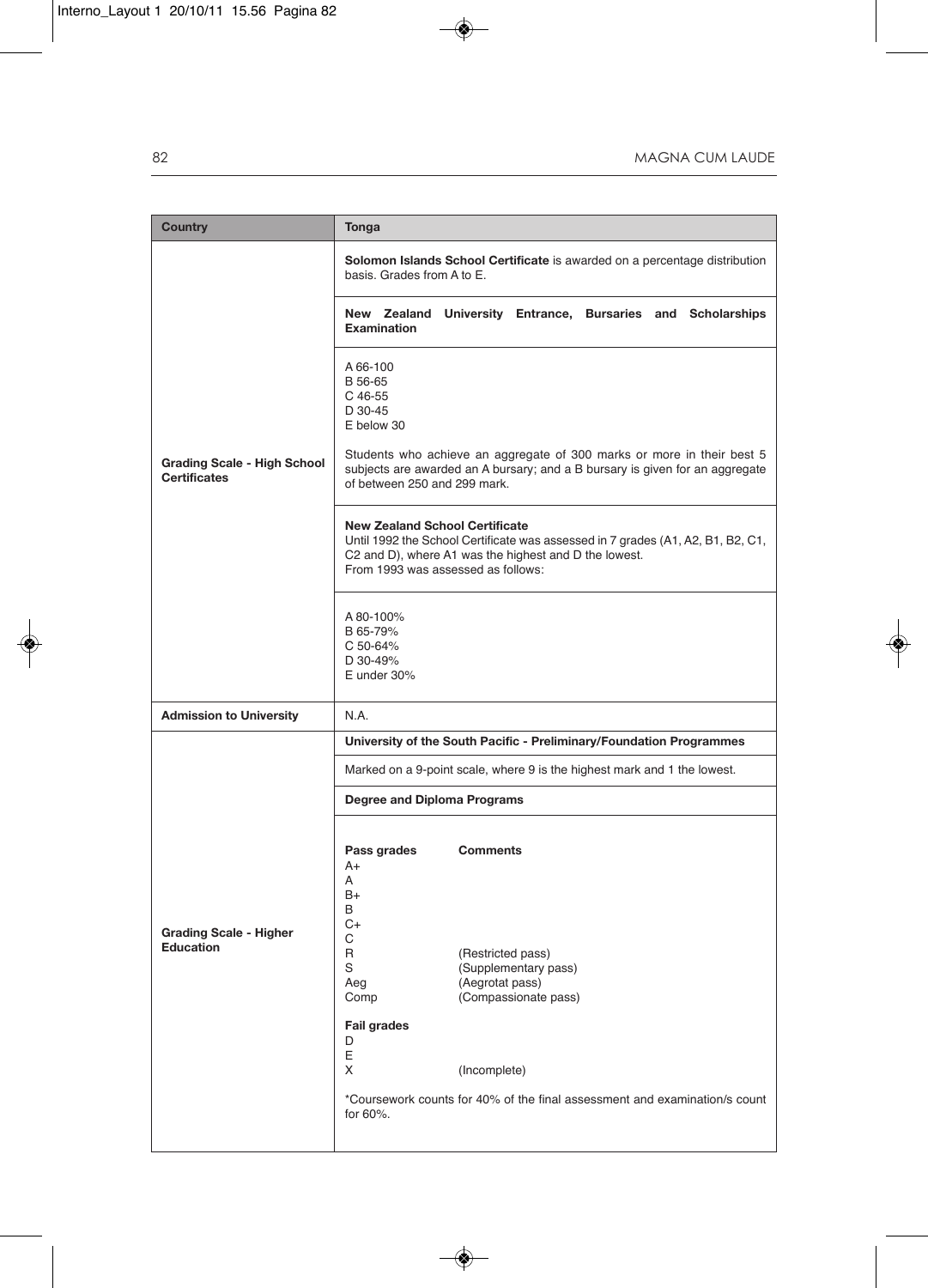| Country | Tonga |
|---|---|
| Grading Scale - High School Certificates | **Solomon Islands School Certificate** is awarded on a percentage distribution basis. Grades from A to E. |
| | **New Zealand University Entrance, Bursaries and Scholarships Examination** |
| | A 66-100<br>B 56-65<br>C 46-55<br>D 30-45<br>E below 30<br><br>Students who achieve an aggregate of 300 marks or more in their best 5 subjects are awarded an A bursary; and a B bursary is given for an aggregate of between 250 and 299 mark. |
| | **New Zealand School Certificate**<br>Until 1992 the School Certificate was assessed in 7 grades (A1, A2, B1, B2, C1, C2 and D), where A1 was the highest and D the lowest.<br>From 1993 was assessed as follows: |
| | A 80-100%<br>B 65-79%<br>C 50-64%<br>D 30-49%<br>E under 30% |
| Admission to University | N.A. |
| Grading Scale - Higher Education | **University of the South Pacific - Preliminary/Foundation Programmes** |
| | Marked on a 9-point scale, where 9 is the highest mark and 1 the lowest. |
| | **Degree and Diploma Programs** |
| | **Pass grades** / **Comments**<br>A+<br>A<br>B+<br>B<br>C+<br>C<br>R (Restricted pass)<br>S (Supplementary pass)<br>Aeg (Aegrotat pass)<br>Comp (Compassionate pass)<br><br>**Fail grades**<br>D<br>E<br>X (Incomplete)<br><br>*Coursework counts for 40% of the final assessment and examination/s count for 60%. |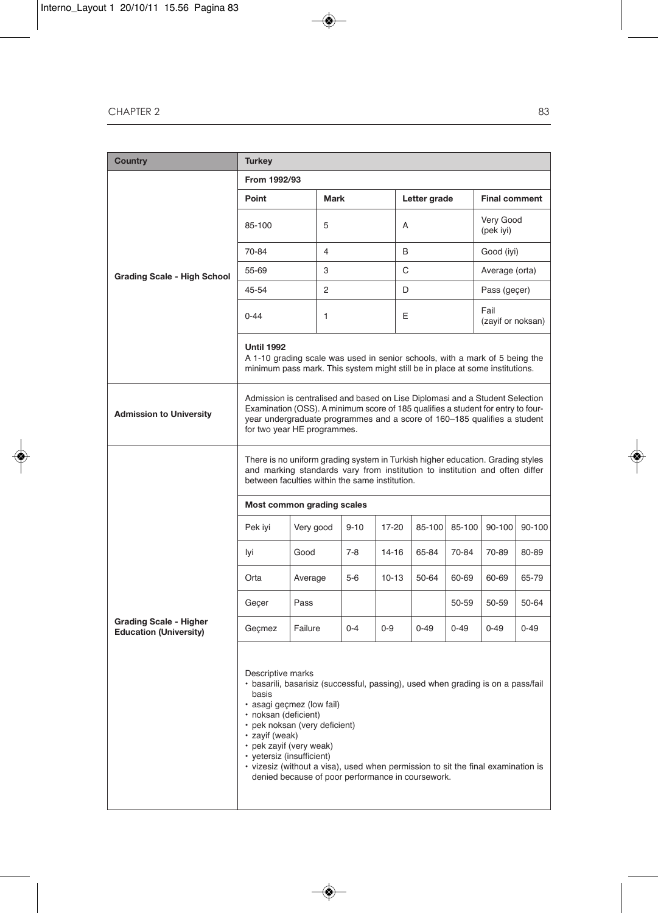| Country | Turkey | | | | | | | | |
|---|---|---|---|---|---|---|---|---|---|
| Grading Scale - High School | **From 1992/93** | | | | | | | | |
| | **Point** | | **Mark** | | **Letter grade** | | **Final comment** | | |
| | 85-100 | | 5 | | A | | Very Good (pek iyi) | | |
| | 70-84 | | 4 | | B | | Good (iyi) | | |
| | 55-69 | | 3 | | C | | Average (orta) | | |
| | 45-54 | | 2 | | D | | Pass (geçer) | | |
| | 0-44 | | 1 | | E | | Fail (zayif or noksan) | | |
| | **Until 1992** A 1-10 grading scale was used in senior schools, with a mark of 5 being the minimum pass mark. This system might still be in place at some institutions. | | | | | | | | |
| Admission to University | Admission is centralised and based on Lise Diplomasi and a Student Selection Examination (OSS). A minimum score of 185 qualifies a student for entry to four-year undergraduate programmes and a score of 160–185 qualifies a student for two year HE programmes. | | | | | | | | |
| Grading Scale - Higher Education (University) | There is no uniform grading system in Turkish higher education. Grading styles and marking standards vary from institution to institution and often differ between faculties within the same institution. | | | | | | | | |
| | **Most common grading scales** | | | | | | | | |
| | Pek iyi | Very good | 9-10 | 17-20 | 85-100 | 85-100 | 90-100 | 90-100 | |
| | Iyi | Good | 7-8 | 14-16 | 65-84 | 70-84 | 70-89 | 80-89 | |
| | Orta | Average | 5-6 | 10-13 | 50-64 | 60-69 | 60-69 | 65-79 | |
| | Geçer | Pass | | | | 50-59 | 50-59 | 50-64 | |
| | Geçmez | Failure | 0-4 | 0-9 | 0-49 | 0-49 | 0-49 | 0-49 | |
| | Descriptive marks<br>• basarili, basarisiz (successful, passing), used when grading is on a pass/fail basis<br>• asagi geçmez (low fail)<br>• noksan (deficient)<br>• pek noksan (very deficient)<br>• zayif (weak)<br>• pek zayif (very weak)<br>• yetersiz (insufficient)<br>• vizesiz (without a visa), used when permission to sit the final examination is denied because of poor performance in coursework. | | | | | | | | |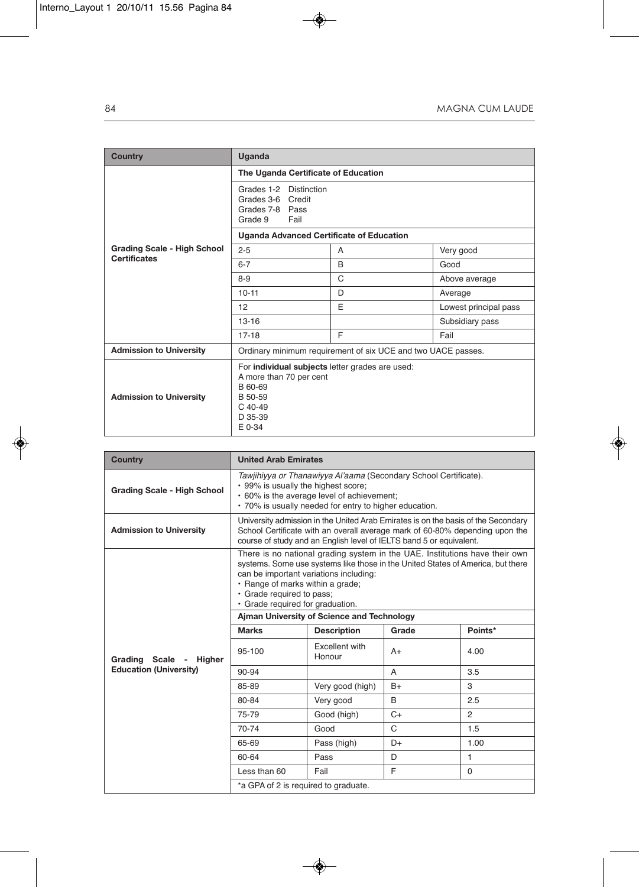| Country | Uganda | | |
|---|---|---|---|
| Grading Scale - High School Certificates | **The Uganda Certificate of Education** | | |
| | Grades 1-2 Distinction<br>Grades 3-6 Credit<br>Grades 7-8 Pass<br>Grade 9 Fail | | |
| | **Uganda Advanced Certificate of Education** | | |
| | 2-5 | A | Very good |
| | 6-7 | B | Good |
| | 8-9 | C | Above average |
| | 10-11 | D | Average |
| | 12 | E | Lowest principal pass |
| | 13-16 | | Subsidiary pass |
| | 17-18 | F | Fail |
| Admission to University | Ordinary minimum requirement of six UCE and two UACE passes. | | |
| Admission to University | For **individual subjects** letter grades are used:<br>A more than 70 per cent<br>B 60-69<br>B 50-59<br>C 40-49<br>D 35-39<br>E 0-34 | | |

| Country | United Arab Emirates | | | |
|---|---|---|---|---|
| Grading Scale - High School | *Tawjihiyya or Thanawiyya Al'aama* (Secondary School Certificate).<br>• 99% is usually the highest score;<br>• 60% is the average level of achievement;<br>• 70% is usually needed for entry to higher education. | | | |
| Admission to University | University admission in the United Arab Emirates is on the basis of the Secondary School Certificate with an overall average mark of 60-80% depending upon the course of study and an English level of IELTS band 5 or equivalent. | | | |
| Grading Scale - Higher Education (University) | There is no national grading system in the UAE. Institutions have their own systems. Some use systems like those in the United States of America, but there can be important variations including:<br>• Range of marks within a grade;<br>• Grade required to pass;<br>• Grade required for graduation. | | | |
| | **Ajman University of Science and Technology** | | | |
| | **Marks** | **Description** | **Grade** | **Points*** |
| | 95-100 | Excellent with Honour | A+ | 4.00 |
| | 90-94 | | A | 3.5 |
| | 85-89 | Very good (high) | B+ | 3 |
| | 80-84 | Very good | B | 2.5 |
| | 75-79 | Good (high) | C+ | 2 |
| | 70-74 | Good | C | 1.5 |
| | 65-69 | Pass (high) | D+ | 1.00 |
| | 60-64 | Pass | D | 1 |
| | Less than 60 | Fail | F | 0 |
| | *a GPA of 2 is required to graduate. | | | |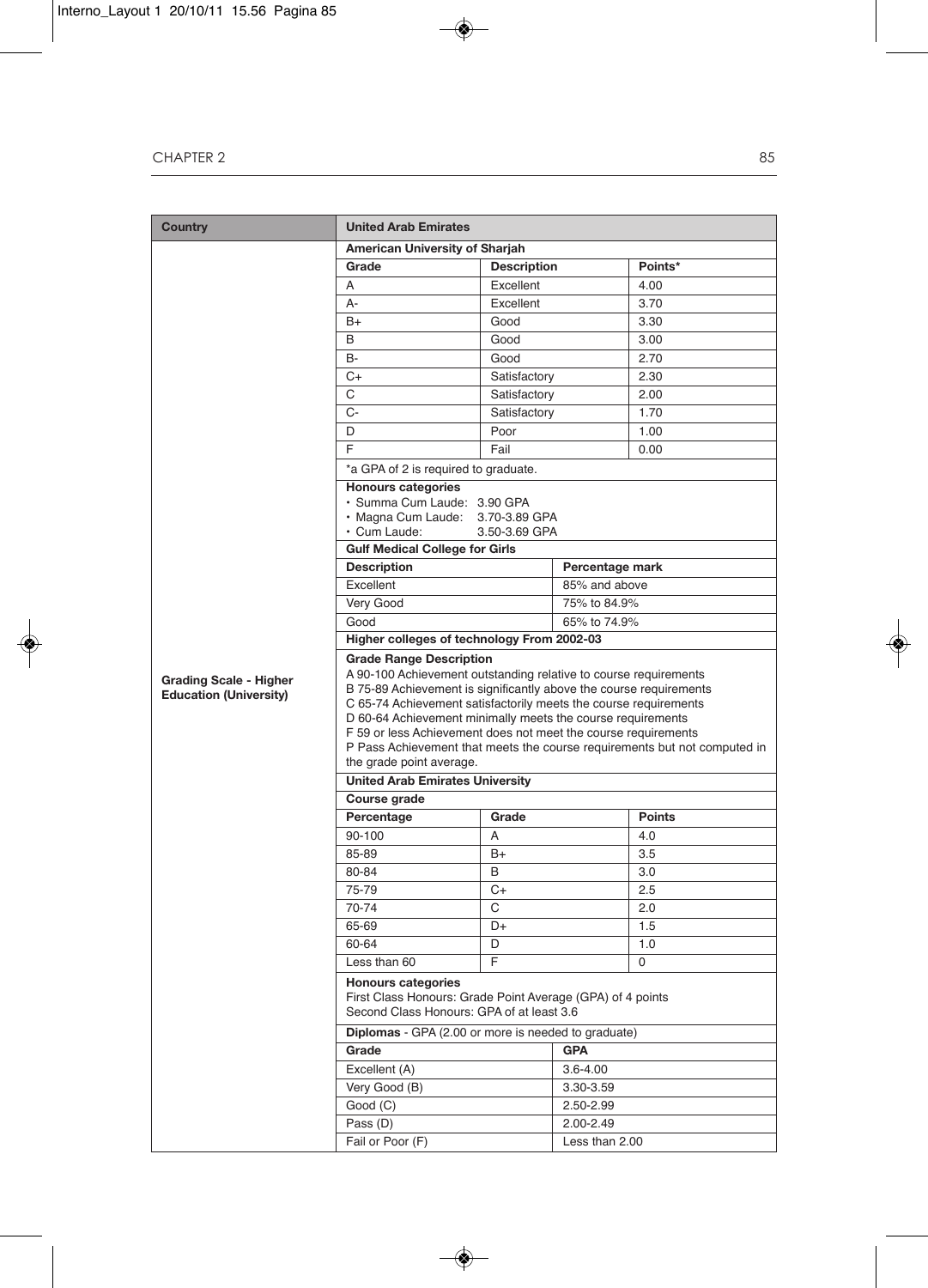| Country | United Arab Emirates | | |
|---|---|---|---|
| Grading Scale - Higher Education (University) | **American University of Sharjah** | | |
| | **Grade** | **Description** | **Points*** |
| | A | Excellent | 4.00 |
| | A- | Excellent | 3.70 |
| | B+ | Good | 3.30 |
| | B | Good | 3.00 |
| | B- | Good | 2.70 |
| | C+ | Satisfactory | 2.30 |
| | C | Satisfactory | 2.00 |
| | C- | Satisfactory | 1.70 |
| | D | Poor | 1.00 |
| | F | Fail | 0.00 |
| | *a GPA of 2 is required to graduate. | | |
| | **Honours categories** <br> • Summa Cum Laude: 3.90 GPA <br> • Magna Cum Laude: 3.70-3.89 GPA <br> • Cum Laude: 3.50-3.69 GPA | | |
| | **Gulf Medical College for Girls** | | |
| | **Description** | **Percentage mark** | |
| | Excellent | 85% and above | |
| | Very Good | 75% to 84.9% | |
| | Good | 65% to 74.9% | |
| | **Higher colleges of technology From 2002-03** | | |
| | **Grade Range Description** <br> A 90-100 Achievement outstanding relative to course requirements <br> B 75-89 Achievement is significantly above the course requirements <br> C 65-74 Achievement satisfactorily meets the course requirements <br> D 60-64 Achievement minimally meets the course requirements <br> F 59 or less Achievement does not meet the course requirements <br> P Pass Achievement that meets the course requirements but not computed in the grade point average. | | |
| | **United Arab Emirates University** | | |
| | **Course grade** | | |
| | **Percentage** | **Grade** | **Points** |
| | 90-100 | A | 4.0 |
| | 85-89 | B+ | 3.5 |
| | 80-84 | B | 3.0 |
| | 75-79 | C+ | 2.5 |
| | 70-74 | C | 2.0 |
| | 65-69 | D+ | 1.5 |
| | 60-64 | D | 1.0 |
| | Less than 60 | F | 0 |
| | **Honours categories** <br> First Class Honours: Grade Point Average (GPA) of 4 points <br> Second Class Honours: GPA of at least 3.6 | | |
| | **Diplomas** - GPA (2.00 or more is needed to graduate) | | |
| | **Grade** | **GPA** | |
| | Excellent (A) | 3.6-4.00 | |
| | Very Good (B) | 3.30-3.59 | |
| | Good (C) | 2.50-2.99 | |
| | Pass (D) | 2.00-2.49 | |
| | Fail or Poor (F) | Less than 2.00 | |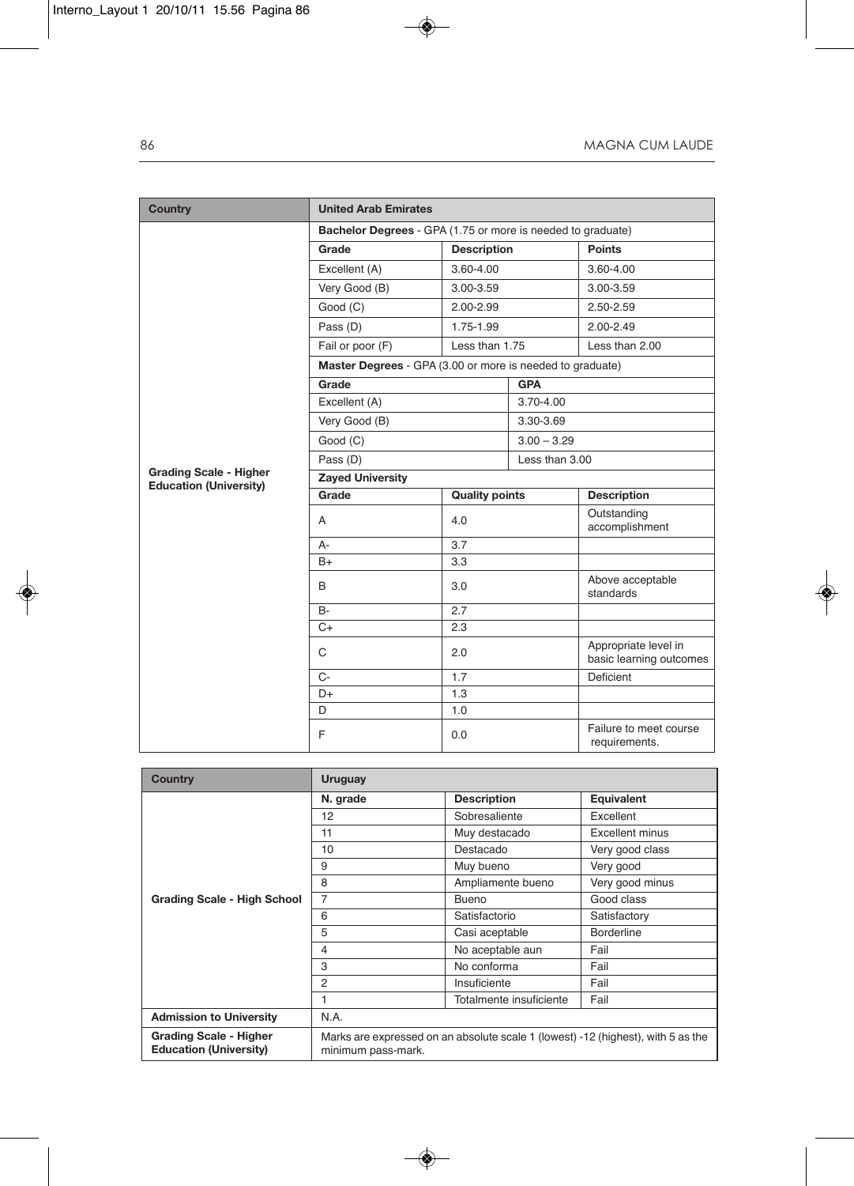| Country | United Arab Emirates | | |
|---|---|---|---|
| Grading Scale - Higher Education (University) | **Bachelor Degrees** - GPA (1.75 or more is needed to graduate) | | |
| | **Grade** | **Description** | **Points** |
| | Excellent (A) | 3.60-4.00 | 3.60-4.00 |
| | Very Good (B) | 3.00-3.59 | 3.00-3.59 |
| | Good (C) | 2.00-2.99 | 2.50-2.59 |
| | Pass (D) | 1.75-1.99 | 2.00-2.49 |
| | Fail or poor (F) | Less than 1.75 | Less than 2.00 |
| | **Master Degrees** - GPA (3.00 or more is needed to graduate) | | |
| | **Grade** | **GPA** | |
| | Excellent (A) | 3.70-4.00 | |
| | Very Good (B) | 3.30-3.69 | |
| | Good (C) | 3.00 – 3.29 | |
| | Pass (D) | Less than 3.00 | |
| | **Zayed University** | | |
| | **Grade** | **Quality points** | **Description** |
| | A | 4.0 | Outstanding accomplishment |
| | A- | 3.7 | |
| | B+ | 3.3 | |
| | B | 3.0 | Above acceptable standards |
| | B- | 2.7 | |
| | C+ | 2.3 | |
| | C | 2.0 | Appropriate level in basic learning outcomes |
| | C- | 1.7 | Deficient |
| | D+ | 1.3 | |
| | D | 1.0 | |
| | F | 0.0 | Failure to meet course requirements. |

| Country | Uruguay | | |
|---|---|---|---|
| Grading Scale - High School | **N. grade** | **Description** | **Equivalent** |
| | 12 | Sobresaliente | Excellent |
| | 11 | Muy destacado | Excellent minus |
| | 10 | Destacado | Very good class |
| | 9 | Muy bueno | Very good |
| | 8 | Ampliamente bueno | Very good minus |
| | 7 | Bueno | Good class |
| | 6 | Satisfactorio | Satisfactory |
| | 5 | Casi aceptable | Borderline |
| | 4 | No aceptable aun | Fail |
| | 3 | No conforma | Fail |
| | 2 | Insuficiente | Fail |
| | 1 | Totalmente insuficiente | Fail |
| **Admission to University** | N.A. | | |
| **Grading Scale - Higher Education (University)** | Marks are expressed on an absolute scale 1 (lowest) -12 (highest), with 5 as the minimum pass-mark. | | |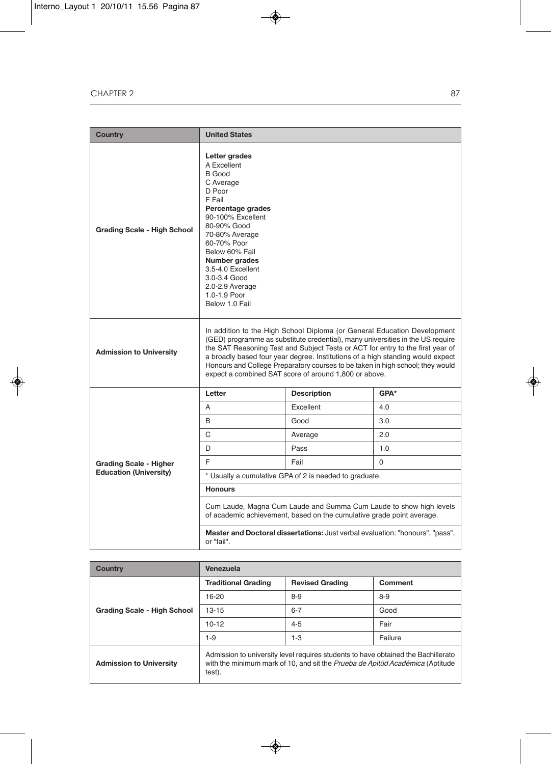| Country | United States | | |
|---|---|---|---|
| Grading Scale - High School | **Letter grades**<br>A Excellent<br>B Good<br>C Average<br>D Poor<br>F Fail<br>**Percentage grades**<br>90-100% Excellent<br>80-90% Good<br>70-80% Average<br>60-70% Poor<br>Below 60% Fail<br>**Number grades**<br>3.5-4.0 Excellent<br>3.0-3.4 Good<br>2.0-2.9 Average<br>1.0-1.9 Poor<br>Below 1.0 Fail | | |
| Admission to University | In addition to the High School Diploma (or General Education Development (GED) programme as substitute credential), many universities in the US require the SAT Reasoning Test and Subject Tests or ACT for entry to the first year of a broadly based four year degree. Institutions of a high standing would expect Honours and College Preparatory courses to be taken in high school; they would expect a combined SAT score of around 1,800 or above. | | |
| Grading Scale - Higher Education (University) | **Letter** | **Description** | **GPA*** |
| | A | Excellent | 4.0 |
| | B | Good | 3.0 |
| | C | Average | 2.0 |
| | D | Pass | 1.0 |
| | F | Fail | 0 |
| | * Usually a cumulative GPA of 2 is needed to graduate. | | |
| | **Honours** | | |
| | Cum Laude, Magna Cum Laude and Summa Cum Laude to show high levels of academic achievement, based on the cumulative grade point average. | | |
| | **Master and Doctoral dissertations:** Just verbal evaluation: "honours", "pass", or "fail". | | |

| Country | Venezuela | | |
|---|---|---|---|
| Grading Scale - High School | **Traditional Grading** | **Revised Grading** | **Comment** |
| | 16-20 | 8-9 | 8-9 |
| | 13-15 | 6-7 | Good |
| | 10-12 | 4-5 | Fair |
| | 1-9 | 1-3 | Failure |
| Admission to University | Admission to university level requires students to have obtained the Bachillerato with the minimum mark of 10, and sit the *Prueba de Apitúd Académica* (Aptitude test). | | |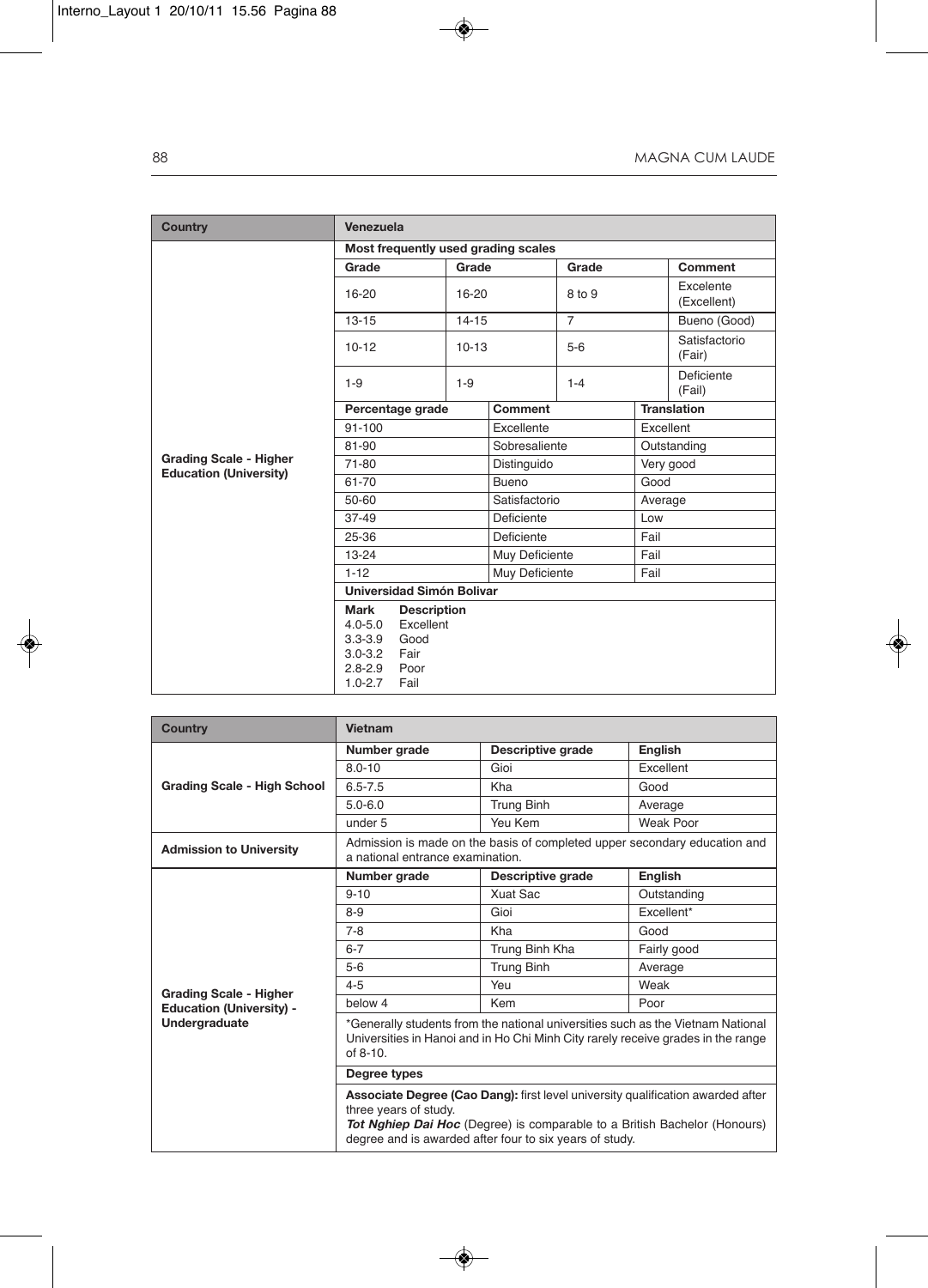| Country | Venezuela | | | |
|---|---|---|---|---|
| Grading Scale - Higher Education (University) | **Most frequently used grading scales** | | | |
| | **Grade** | **Grade** | **Grade** | **Comment** |
| | 16-20 | 16-20 | 8 to 9 | Excelente (Excellent) |
| | 13-15 | 14-15 | 7 | Bueno (Good) |
| | 10-12 | 10-13 | 5-6 | Satisfactorio (Fair) |
| | 1-9 | 1-9 | 1-4 | Deficiente (Fail) |
| | **Percentage grade** | **Comment** | **Translation** | |
| | 91-100 | Excellente | Excellent | |
| | 81-90 | Sobresaliente | Outstanding | |
| | 71-80 | Distinguido | Very good | |
| | 61-70 | Bueno | Good | |
| | 50-60 | Satisfactorio | Average | |
| | 37-49 | Deficiente | Low | |
| | 25-36 | Deficiente | Fail | |
| | 13-24 | Muy Deficiente | Fail | |
| | 1-12 | Muy Deficiente | Fail | |
| | **Universidad Simón Bolivar** | | | |
| | **Mark** | **Description** | | |
| | 4.0-5.0 | Excellent | | |
| | 3.3-3.9 | Good | | |
| | 3.0-3.2 | Fair | | |
| | 2.8-2.9 | Poor | | |
| | 1.0-2.7 | Fail | | |

| Country | Vietnam | | |
|---|---|---|---|
| Grading Scale - High School | **Number grade** | **Descriptive grade** | **English** |
| | 8.0-10 | Gioi | Excellent |
| | 6.5-7.5 | Kha | Good |
| | 5.0-6.0 | Trung Binh | Average |
| | under 5 | Yeu Kem | Weak Poor |
| Admission to University | Admission is made on the basis of completed upper secondary education and a national entrance examination. | | |
| Grading Scale - Higher Education (University) - Undergraduate | **Number grade** | **Descriptive grade** | **English** |
| | 9-10 | Xuat Sac | Outstanding |
| | 8-9 | Gioi | Excellent* |
| | 7-8 | Kha | Good |
| | 6-7 | Trung Binh Kha | Fairly good |
| | 5-6 | Trung Binh | Average |
| | 4-5 | Yeu | Weak |
| | below 4 | Kem | Poor |
| | *Generally students from the national universities such as the Vietnam National Universities in Hanoi and in Ho Chi Minh City rarely receive grades in the range of 8-10. | | |
| | **Degree types** | | |
| | **Associate Degree (Cao Dang):** first level university qualification awarded after three years of study. ***Tot Nghiep Dai Hoc*** (Degree) is comparable to a British Bachelor (Honours) degree and is awarded after four to six years of study. | | |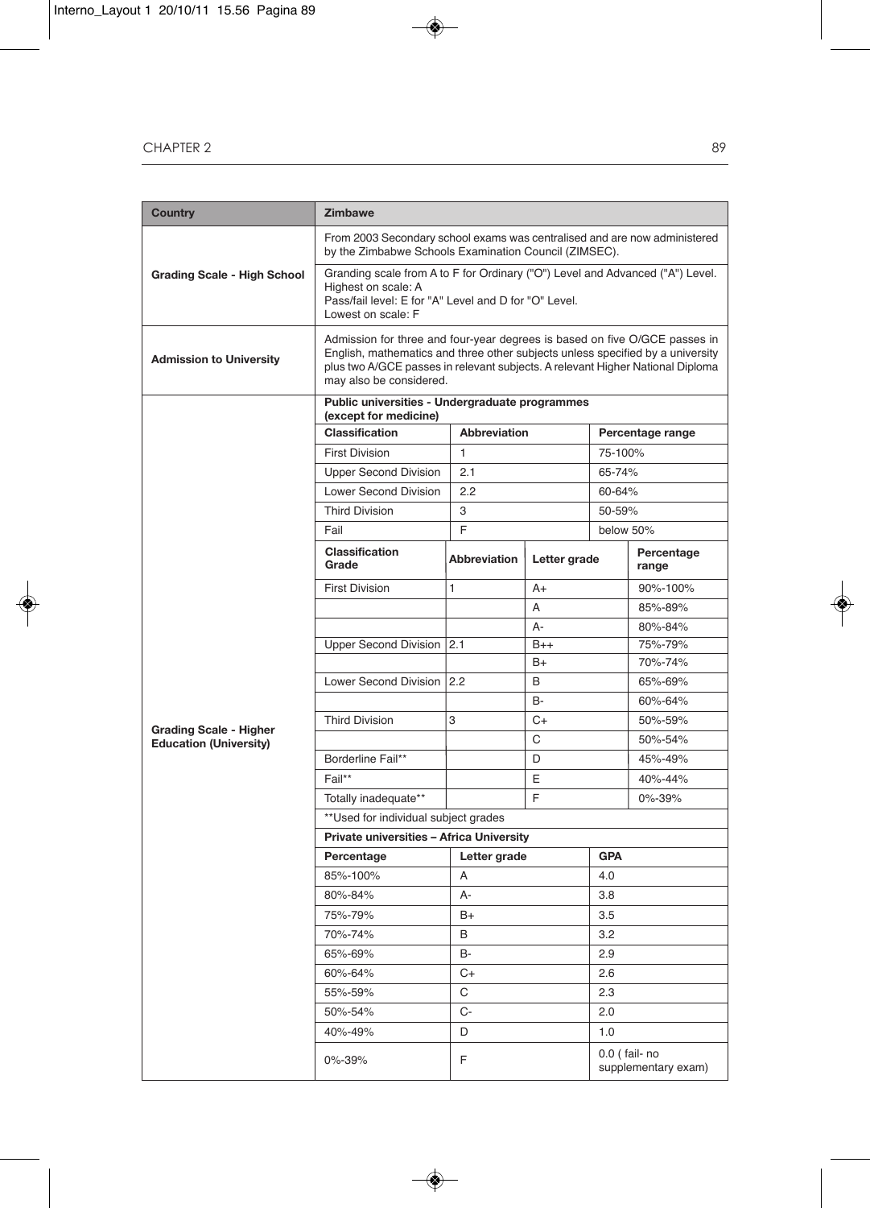| Country | Zimbawe |
|---|---|
| Grading Scale - High School | From 2003 Secondary school exams was centralised and are now administered by the Zimbabwe Schools Examination Council (ZIMSEC). |
| | Granding scale from A to F for Ordinary ("O") Level and Advanced ("A") Level.<br>Highest on scale: A<br>Pass/fail level: E for "A" Level and D for "O" Level.<br>Lowest on scale: F |
| Admission to University | Admission for three and four-year degrees is based on five O/GCE passes in English, mathematics and three other subjects unless specified by a university plus two A/GCE passes in relevant subjects. A relevant Higher National Diploma may also be considered. |

**Grading Scale - Higher Education (University)**

**Public universities - Undergraduate programmes (except for medicine)**

| Classification | Abbreviation | Percentage range |
|---|---|---|
| First Division | 1 | 75-100% |
| Upper Second Division | 2.1 | 65-74% |
| Lower Second Division | 2.2 | 60-64% |
| Third Division | 3 | 50-59% |
| Fail | F | below 50% |

| Classification Grade | Abbreviation | Letter grade | Percentage range |
|---|---|---|---|
| First Division | 1 | A+ | 90%-100% |
| | | A | 85%-89% |
| | | A- | 80%-84% |
| Upper Second Division | 2.1 | B++ | 75%-79% |
| | | B+ | 70%-74% |
| Lower Second Division | 2.2 | B | 65%-69% |
| | | B- | 60%-64% |
| Third Division | 3 | C+ | 50%-59% |
| | | C | 50%-54% |
| Borderline Fail** | | D | 45%-49% |
| Fail** | | E | 40%-44% |
| Totally inadequate** | | F | 0%-39% |

**Used for individual subject grades

**Private universities – Africa University**

| Percentage | Letter grade | GPA |
|---|---|---|
| 85%-100% | A | 4.0 |
| 80%-84% | A- | 3.8 |
| 75%-79% | B+ | 3.5 |
| 70%-74% | B | 3.2 |
| 65%-69% | B- | 2.9 |
| 60%-64% | C+ | 2.6 |
| 55%-59% | C | 2.3 |
| 50%-54% | C- | 2.0 |
| 40%-49% | D | 1.0 |
| 0%-39% | F | 0.0 ( fail- no supplementary exam) |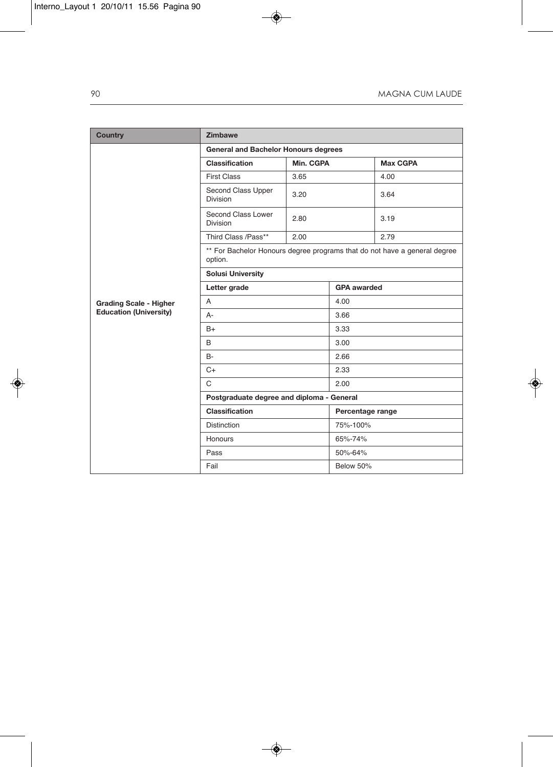| Country | Zimbawe | | |
|---|---|---|---|
| Grading Scale - Higher Education (University) | **General and Bachelor Honours degrees** | | |
| | **Classification** | **Min. CGPA** | **Max CGPA** |
| | First Class | 3.65 | 4.00 |
| | Second Class Upper Division | 3.20 | 3.64 |
| | Second Class Lower Division | 2.80 | 3.19 |
| | Third Class /Pass** | 2.00 | 2.79 |
| | ** For Bachelor Honours degree programs that do not have a general degree option. | | |
| | **Solusi University** | | |
| | **Letter grade** | **GPA awarded** | |
| | A | 4.00 | |
| | A- | 3.66 | |
| | B+ | 3.33 | |
| | B | 3.00 | |
| | B- | 2.66 | |
| | C+ | 2.33 | |
| | C | 2.00 | |
| | **Postgraduate degree and diploma - General** | | |
| | **Classification** | **Percentage range** | |
| | Distinction | 75%-100% | |
| | Honours | 65%-74% | |
| | Pass | 50%-64% | |
| | Fail | Below 50% | |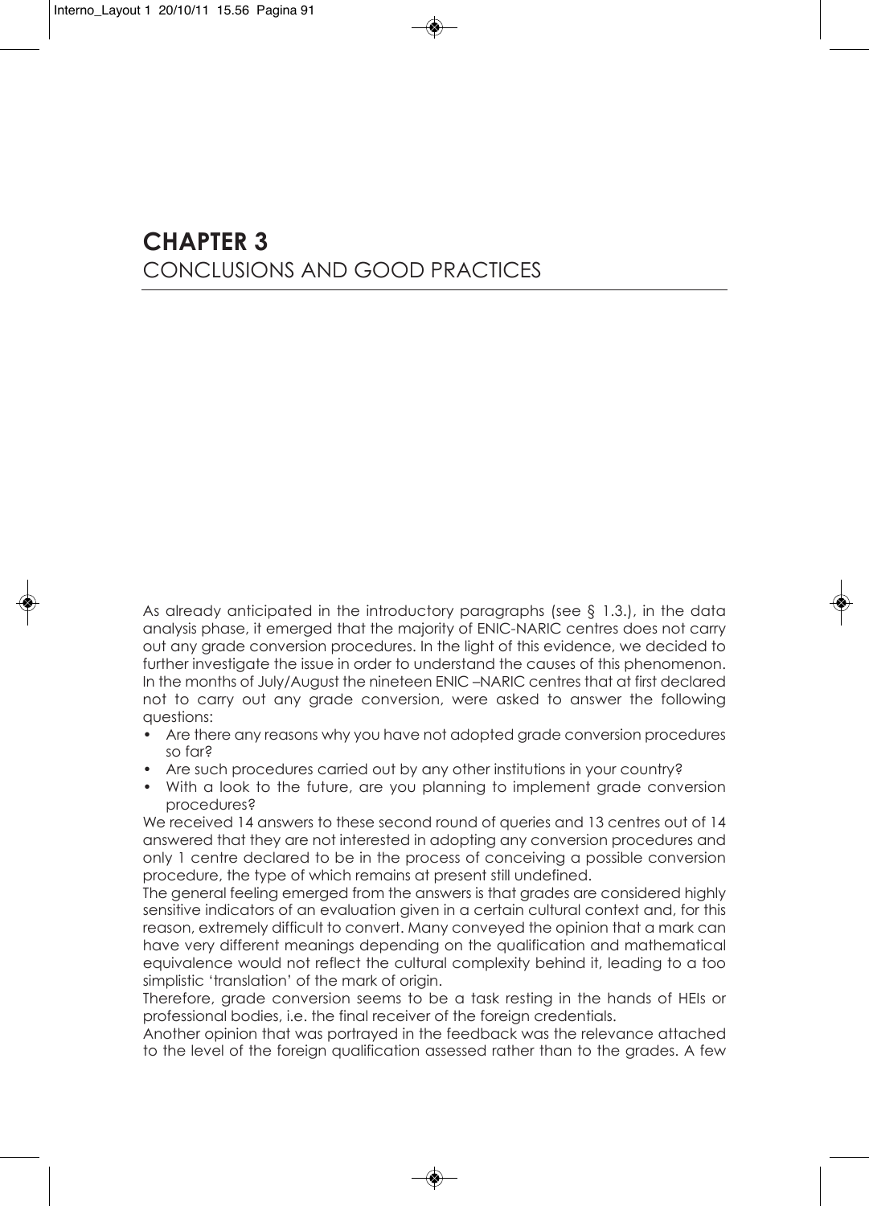# CHAPTER 3
CONCLUSIONS AND GOOD PRACTICES

As already anticipated in the introductory paragraphs (see § 1.3.), in the data analysis phase, it emerged that the majority of ENIC-NARIC centres does not carry out any grade conversion procedures. In the light of this evidence, we decided to further investigate the issue in order to understand the causes of this phenomenon. In the months of July/August the nineteen ENIC –NARIC centres that at first declared not to carry out any grade conversion, were asked to answer the following questions:

- Are there any reasons why you have not adopted grade conversion procedures so far?
- Are such procedures carried out by any other institutions in your country?
- With a look to the future, are you planning to implement grade conversion procedures?

We received 14 answers to these second round of queries and 13 centres out of 14 answered that they are not interested in adopting any conversion procedures and only 1 centre declared to be in the process of conceiving a possible conversion procedure, the type of which remains at present still undefined.

The general feeling emerged from the answers is that grades are considered highly sensitive indicators of an evaluation given in a certain cultural context and, for this reason, extremely difficult to convert. Many conveyed the opinion that a mark can have very different meanings depending on the qualification and mathematical equivalence would not reflect the cultural complexity behind it, leading to a too simplistic 'translation' of the mark of origin.

Therefore, grade conversion seems to be a task resting in the hands of HEIs or professional bodies, i.e. the final receiver of the foreign credentials.

Another opinion that was portrayed in the feedback was the relevance attached to the level of the foreign qualification assessed rather than to the grades. A few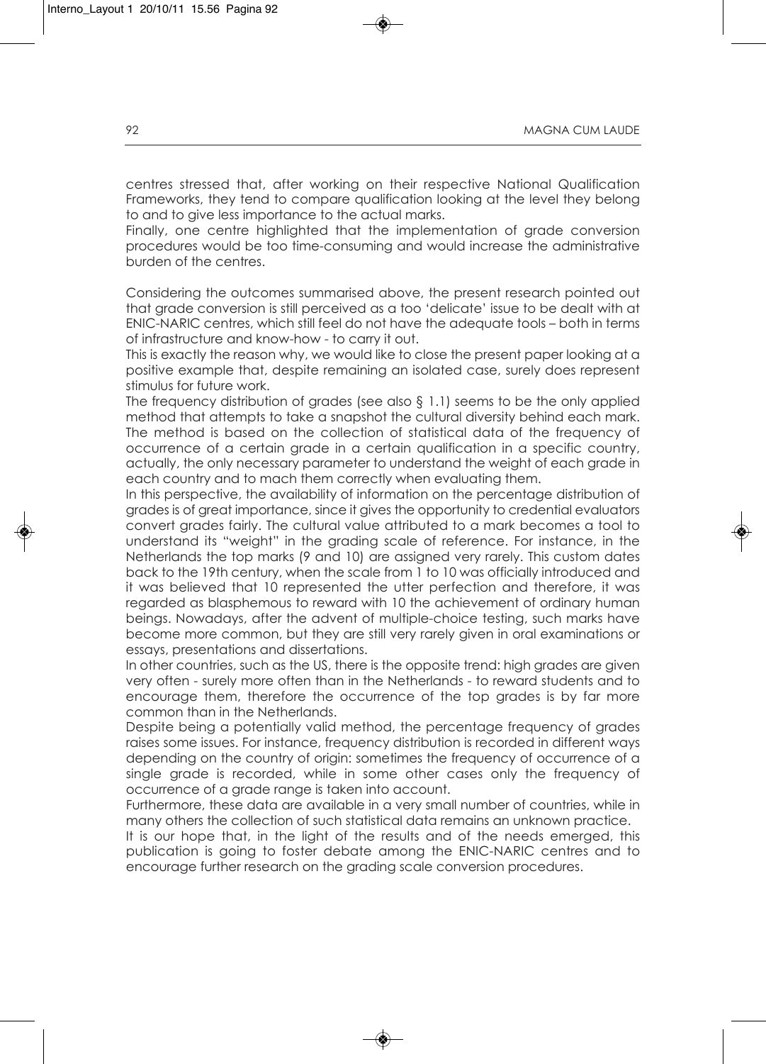centres stressed that, after working on their respective National Qualification Frameworks, they tend to compare qualification looking at the level they belong to and to give less importance to the actual marks.

Finally, one centre highlighted that the implementation of grade conversion procedures would be too time-consuming and would increase the administrative burden of the centres.

Considering the outcomes summarised above, the present research pointed out that grade conversion is still perceived as a too 'delicate' issue to be dealt with at ENIC-NARIC centres, which still feel do not have the adequate tools – both in terms of infrastructure and know-how - to carry it out.

This is exactly the reason why, we would like to close the present paper looking at a positive example that, despite remaining an isolated case, surely does represent stimulus for future work.

The frequency distribution of grades (see also § 1.1) seems to be the only applied method that attempts to take a snapshot the cultural diversity behind each mark. The method is based on the collection of statistical data of the frequency of occurrence of a certain grade in a certain qualification in a specific country, actually, the only necessary parameter to understand the weight of each grade in each country and to mach them correctly when evaluating them.

In this perspective, the availability of information on the percentage distribution of grades is of great importance, since it gives the opportunity to credential evaluators convert grades fairly. The cultural value attributed to a mark becomes a tool to understand its "weight" in the grading scale of reference. For instance, in the Netherlands the top marks (9 and 10) are assigned very rarely. This custom dates back to the 19th century, when the scale from 1 to 10 was officially introduced and it was believed that 10 represented the utter perfection and therefore, it was regarded as blasphemous to reward with 10 the achievement of ordinary human beings. Nowadays, after the advent of multiple-choice testing, such marks have become more common, but they are still very rarely given in oral examinations or essays, presentations and dissertations.

In other countries, such as the US, there is the opposite trend: high grades are given very often - surely more often than in the Netherlands - to reward students and to encourage them, therefore the occurrence of the top grades is by far more common than in the Netherlands.

Despite being a potentially valid method, the percentage frequency of grades raises some issues. For instance, frequency distribution is recorded in different ways depending on the country of origin: sometimes the frequency of occurrence of a single grade is recorded, while in some other cases only the frequency of occurrence of a grade range is taken into account.

Furthermore, these data are available in a very small number of countries, while in many others the collection of such statistical data remains an unknown practice.

It is our hope that, in the light of the results and of the needs emerged, this publication is going to foster debate among the ENIC-NARIC centres and to encourage further research on the grading scale conversion procedures.